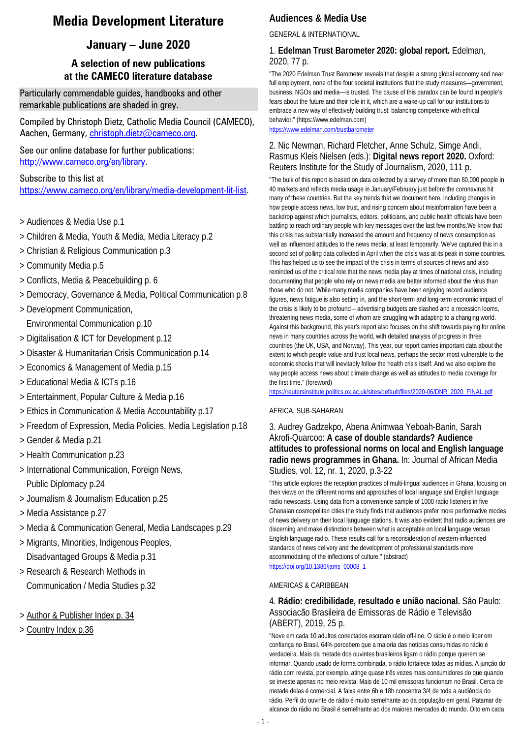# Media Development Literature

## January – June 2020

### A selection of new publications at the CAMECO literature database

Particularly commendable guides, handbooks and other remarkable publications are shaded in grey.

Compiled by Christoph Dietz, Catholic Media Council (CAMECO), Aachen, Germany, christoph.dietz@cameco.org.

See our online database for further publications: http://www.cameco.org/en/library.

Subscribe to this list at https://www.cameco.org/en/library/media-development-lit-list.

- > Audiences & Media Use p.1
- > Children & Media, Youth & Media, Media Literacy p.2
- > Christian & Religious Communication p.3
- > Community Media p.5
- > Conflicts, Media & Peacebuilding p. 6
- > Democracy, Governance & Media, Political Communication p.8
- > Development Communication, Environmental Communication p.10
- > Digitalisation & ICT for Development p.12
- > Disaster & Humanitarian Crisis Communication p.14
- > Economics & Management of Media p.15
- > Educational Media & ICTs p.16
- > Entertainment, Popular Culture & Media p.16
- > Ethics in Communication & Media Accountability p.17
- > Freedom of Expression, Media Policies, Media Legislation p.18
- > Gender & Media p.21
- > Health Communication p.23
- > International Communication, Foreign News, Public Diplomacy p.24
- > Journalism & Journalism Education p.25
- > Media Assistance p.27
- > Media & Communication General, Media Landscapes p.29
- > Migrants, Minorities, Indigenous Peoples, Disadvantaged Groups & Media p.31
- > Research & Research Methods in Communication / Media Studies p.32

- > Author & Publisher Index p. 34
- > Country Index p.36

## Audiences & Media Use

GENERAL & INTERNATIONAL

1. **Edelman Trust Barometer 2020: global report.** Edelman, 2020, 77 p.

"The 2020 Edelman Trust Barometer reveals that despite a strong global economy and near full employment, none of the four societal institutions that the study measures—government, business, NGOs and media—is trusted. The cause of this paradox can be found in people's fears about the future and their role in it, which are a wake-up call for our institutions to embrace a new way of effectively building trust: balancing competence with ethical behavior." (https://www.edelman.com)
https://www.edelman.com/trustbarometer

2. Nic Newman, Richard Fletcher, Anne Schulz, Simge Andi, Rasmus Kleis Nielsen (eds.): **Digital news report 2020.** Oxford: Reuters Institute for the Study of Journalism, 2020, 111 p.

"The bulk of this report is based on data collected by a survey of more than 80,000 people in 40 markets and reflects media usage in January/February just before the coronavirus hit many of these countries. But the key trends that we document here, including changes in how people access news, low trust, and rising concern about misinformation have been a backdrop against which journalists, editors, politicians, and public health officials have been battling to reach ordinary people with key messages over the last few months.We know that this crisis has substantially increased the amount and frequency of news consumption as well as influenced attitudes to the news media, at least temporarily. We've captured this in a second set of polling data collected in April when the crisis was at its peak in some countries. This has helped us to see the impact of the crisis in terms of sources of news and also reminded us of the critical role that the news media play at times of national crisis, including documenting that people who rely on news media are better informed about the virus than those who do not. While many media companies have been enjoying record audience figures, news fatigue is also setting in, and the short-term and long-term economic impact of the crisis is likely to be profound – advertising budgets are slashed and a recession looms, threatening news media, some of whom are struggling with adapting to a changing world. Against this background, this year's report also focuses on the shift towards paying for online news in many countries across the world, with detailed analysis of progress in three countries (the UK, USA, and Norway). This year, our report carries important data about the extent to which people value and trust local news, perhaps the sector most vulnerable to the economic shocks that will inevitably follow the health crisis itself. And we also explore the way people access news about climate change as well as attitudes to media coverage for the first time." (foreword)
https://reutersinstitute.politics.ox.ac.uk/sites/default/files/2020-06/DNR_2020_FINAL.pdf

AFRICA, SUB-SAHARAN

3. Audrey Gadzekpo, Abena Animwaa Yeboah-Banin, Sarah Akrofi-Quarcoo: **A case of double standards? Audience attitudes to professional norms on local and English language radio news programmes in Ghana.** In: Journal of African Media Studies, vol. 12, nr. 1, 2020, p.3-22

"This article explores the reception practices of multi-lingual audiences in Ghana, focusing on their views on the different norms and approaches of local language and English language radio newscasts. Using data from a convenience sample of 1000 radio listeners in five Ghanaian cosmopolitan cities the study finds that audiences prefer more performative modes of news delivery on their local language stations. It was also evident that radio audiences are discerning and make distinctions between what is acceptable on local language versus English language radio. These results call for a reconsideration of western-influenced standards of news delivery and the development of professional standards more accommodating of the inflections of culture." (abstract)
https://doi.org/10.1386/jams_00008_1

AMERICAS & CARIBBEAN

4. **Rádio: credibilidade, resultado e união nacional.** São Paulo: Associacão Brasileira de Emissoras de Rádio e Televisão (ABERT), 2019, 25 p.

"Nove em cada 10 adultos conectados escutam rádio off-line. O rádio é o meio líder em confiança no Brasil. 64% percebem que a maioria das notícias consumidas no rádio é verdadeira. Mais da metade dos ouvintes brasileiros ligam o rádio porque querem se informar. Quando usado de forma combinada, o rádio fortalece todas as mídias. A junção do rádio com revista, por exemplo, atinge quase três vezes mais consumidores do que quando se investe apenas no meio revista. Mais de 10 mil emissoras funcionam no Brasil. Cerca de metade delas é comercial. A faixa entre 6h e 18h concentra 3/4 de toda a audiência do rádio. Perfil do ouvinte de rádio é muito semelhante ao da população em geral. Patamar de alcance do rádio no Brasil é semelhante ao dos maiores mercados do mundo. Oito em cada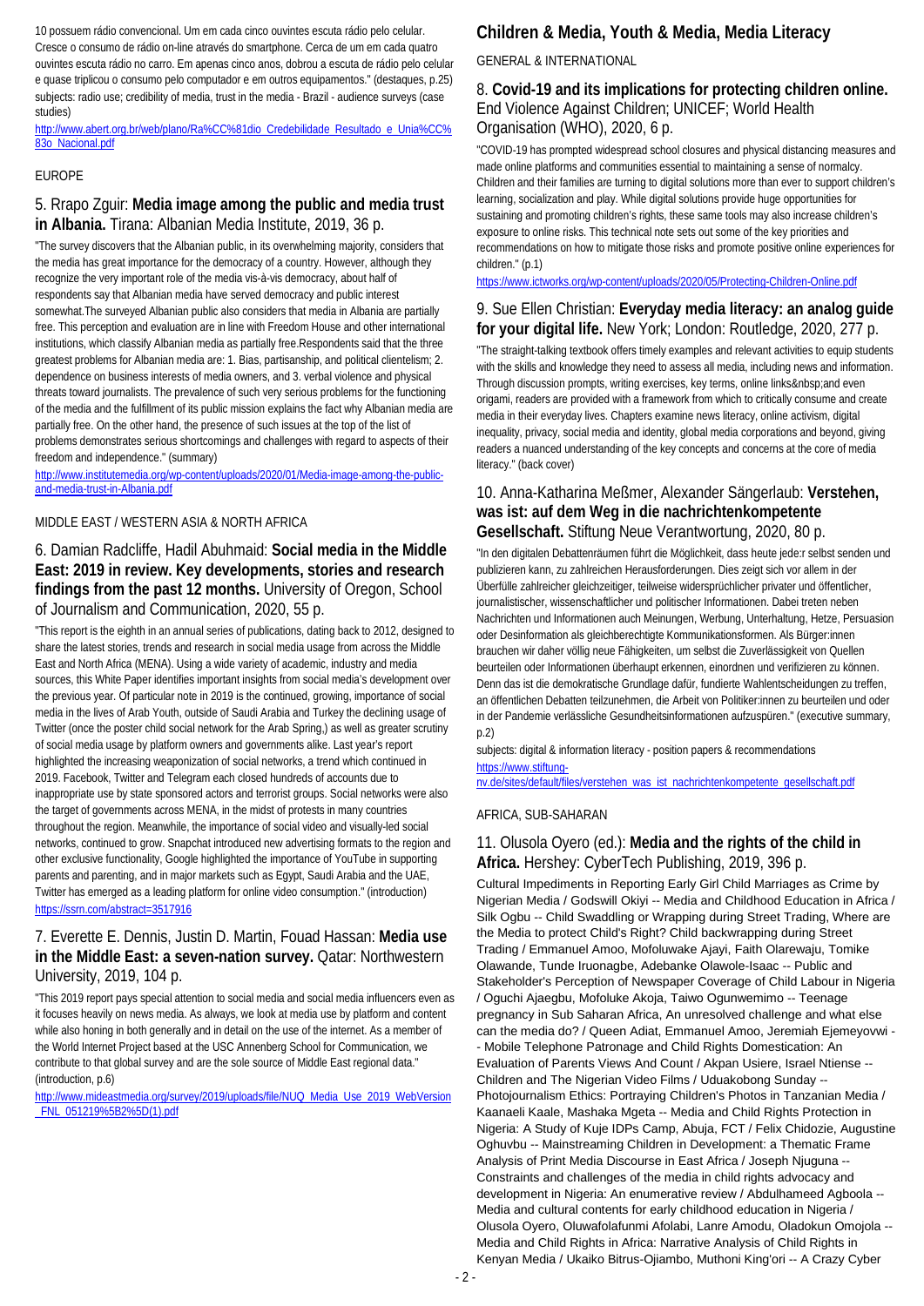10 possuem rádio convencional. Um em cada cinco ouvintes escuta rádio pelo celular. Cresce o consumo de rádio on-line através do smartphone. Cerca de um em cada quatro ouvintes escuta rádio no carro. Em apenas cinco anos, dobrou a escuta de rádio pelo celular e quase triplicou o consumo pelo computador e em outros equipamentos." (destaques, p.25)

subjects: radio use; credibility of media, trust in the media - Brazil - audience surveys (case studies)

http://www.abert.org.br/web/plano/Ra%CC%81dio_Credebilidade_Resultado_e_Unia%CC%83o_Nacional.pdf

EUROPE

### 5. Rrapo Zguir: **Media image among the public and media trust in Albania.** Tirana: Albanian Media Institute, 2019, 36 p.

"The survey discovers that the Albanian public, in its overwhelming majority, considers that the media has great importance for the democracy of a country. However, although they recognize the very important role of the media vis-à-vis democracy, about half of respondents say that Albanian media have served democracy and public interest somewhat.The surveyed Albanian public also considers that media in Albania are partially free. This perception and evaluation are in line with Freedom House and other international institutions, which classify Albanian media as partially free.Respondents said that the three greatest problems for Albanian media are: 1. Bias, partisanship, and political clientelism; 2. dependence on business interests of media owners, and 3. verbal violence and physical threats toward journalists. The prevalence of such very serious problems for the functioning of the media and the fulfillment of its public mission explains the fact why Albanian media are partially free. On the other hand, the presence of such issues at the top of the list of problems demonstrates serious shortcomings and challenges with regard to aspects of their freedom and independence." (summary)

http://www.institutemedia.org/wp-content/uploads/2020/01/Media-image-among-the-public-and-media-trust-in-Albania.pdf

MIDDLE EAST / WESTERN ASIA & NORTH AFRICA

### 6. Damian Radcliffe, Hadil Abuhmaid: **Social media in the Middle East: 2019 in review. Key developments, stories and research findings from the past 12 months.** University of Oregon, School of Journalism and Communication, 2020, 55 p.

"This report is the eighth in an annual series of publications, dating back to 2012, designed to share the latest stories, trends and research in social media usage from across the Middle East and North Africa (MENA). Using a wide variety of academic, industry and media sources, this White Paper identifies important insights from social media's development over the previous year. Of particular note in 2019 is the continued, growing, importance of social media in the lives of Arab Youth, outside of Saudi Arabia and Turkey the declining usage of Twitter (once the poster child social network for the Arab Spring,) as well as greater scrutiny of social media usage by platform owners and governments alike. Last year's report highlighted the increasing weaponization of social networks, a trend which continued in 2019. Facebook, Twitter and Telegram each closed hundreds of accounts due to inappropriate use by state sponsored actors and terrorist groups. Social networks were also the target of governments across MENA, in the midst of protests in many countries throughout the region. Meanwhile, the importance of social video and visually-led social networks, continued to grow. Snapchat introduced new advertising formats to the region and other exclusive functionality, Google highlighted the importance of YouTube in supporting parents and parenting, and in major markets such as Egypt, Saudi Arabia and the UAE, Twitter has emerged as a leading platform for online video consumption." (introduction)

https://ssrn.com/abstract=3517916

### 7. Everette E. Dennis, Justin D. Martin, Fouad Hassan: **Media use in the Middle East: a seven-nation survey.** Qatar: Northwestern University, 2019, 104 p.

"This 2019 report pays special attention to social media and social media influencers even as it focuses heavily on news media. As always, we look at media use by platform and content while also honing in both generally and in detail on the use of the internet. As a member of the World Internet Project based at the USC Annenberg School for Communication, we contribute to that global survey and are the sole source of Middle East regional data." (introduction, p.6)

http://www.mideastmedia.org/survey/2019/uploads/file/NUQ_Media_Use_2019_WebVersion_FNL_051219%5B2%5D(1).pdf

## Children & Media, Youth & Media, Media Literacy

GENERAL & INTERNATIONAL

### 8. **Covid-19 and its implications for protecting children online.** End Violence Against Children; UNICEF; World Health Organisation (WHO), 2020, 6 p.

"COVID-19 has prompted widespread school closures and physical distancing measures and made online platforms and communities essential to maintaining a sense of normalcy. Children and their families are turning to digital solutions more than ever to support children's learning, socialization and play. While digital solutions provide huge opportunities for sustaining and promoting children's rights, these same tools may also increase children's exposure to online risks. This technical note sets out some of the key priorities and recommendations on how to mitigate those risks and promote positive online experiences for children." (p.1)

https://www.ictworks.org/wp-content/uploads/2020/05/Protecting-Children-Online.pdf

### 9. Sue Ellen Christian: **Everyday media literacy: an analog guide for your digital life.** New York; London: Routledge, 2020, 277 p.

"The straight-talking textbook offers timely examples and relevant activities to equip students with the skills and knowledge they need to assess all media, including news and information. Through discussion prompts, writing exercises, key terms, online links&nbsp;and even origami, readers are provided with a framework from which to critically consume and create media in their everyday lives. Chapters examine news literacy, online activism, digital inequality, privacy, social media and identity, global media corporations and beyond, giving readers a nuanced understanding of the key concepts and concerns at the core of media literacy." (back cover)

### 10. Anna-Katharina Meßmer, Alexander Sängerlaub: **Verstehen, was ist: auf dem Weg in die nachrichtenkompetente Gesellschaft.** Stiftung Neue Verantwortung, 2020, 80 p.

"In den digitalen Debattenräumen führt die Möglichkeit, dass heute jede:r selbst senden und publizieren kann, zu zahlreichen Herausforderungen. Dies zeigt sich vor allem in der Überfülle zahlreicher gleichzeitiger, teilweise widersprüchlicher privater und öffentlicher, journalistischer, wissenschaftlicher und politischer Informationen. Dabei treten neben Nachrichten und Informationen auch Meinungen, Werbung, Unterhaltung, Hetze, Persuasion oder Desinformation als gleichberechtigte Kommunikationsformen. Als Bürger:innen brauchen wir daher völlig neue Fähigkeiten, um selbst die Zuverlässigkeit von Quellen beurteilen oder Informationen überhaupt erkennen, einordnen und verifizieren zu können. Denn das ist die demokratische Grundlage dafür, fundierte Wahlentscheidungen zu treffen, an öffentlichen Debatten teilzunehmen, die Arbeit von Politiker:innen zu beurteilen und oder in der Pandemie verlässliche Gesundheitsinformationen aufzuspüren." (executive summary, p.2)

subjects: digital & information literacy - position papers & recommendations

https://www.stiftung-nv.de/sites/default/files/verstehen_was_ist_nachrichtenkompetente_gesellschaft.pdf

AFRICA, SUB-SAHARAN

### 11. Olusola Oyero (ed.): **Media and the rights of the child in Africa.** Hershey: CyberTech Publishing, 2019, 396 p.

Cultural Impediments in Reporting Early Girl Child Marriages as Crime by Nigerian Media / Godswill Okiyi -- Media and Childhood Education in Africa / Silk Ogbu -- Child Swaddling or Wrapping during Street Trading, Where are the Media to protect Child's Right? Child backwrapping during Street Trading / Emmanuel Amoo, Mofoluwake Ajayi, Faith Olarewaju, Tomike Olawande, Tunde Iruonagbe, Adebanke Olawole-Isaac -- Public and Stakeholder's Perception of Newspaper Coverage of Child Labour in Nigeria / Oguchi Ajaegbu, Mofoluke Akoja, Taiwo Ogunwemimo -- Teenage pregnancy in Sub Saharan Africa, An unresolved challenge and what else can the media do? / Queen Adiat, Emmanuel Amoo, Jeremiah Ejemeyovwi -- Mobile Telephone Patronage and Child Rights Domestication: An Evaluation of Parents Views And Count / Akpan Usiere, Israel Ntiense -- Children and The Nigerian Video Films / Uduakobong Sunday -- Photojournalism Ethics: Portraying Children's Photos in Tanzanian Media / Kaanaeli Kaale, Mashaka Mgeta -- Media and Child Rights Protection in Nigeria: A Study of Kuje IDPs Camp, Abuja, FCT / Felix Chidozie, Augustine Oghuvbu -- Mainstreaming Children in Development: a Thematic Frame Analysis of Print Media Discourse in East Africa / Joseph Njuguna -- Constraints and challenges of the media in child rights advocacy and development in Nigeria: An enumerative review / Abdulhameed Agboola -- Media and cultural contents for early childhood education in Nigeria / Olusola Oyero, Oluwafolafunmi Afolabi, Lanre Amodu, Oladokun Omojola -- Media and Child Rights in Africa: Narrative Analysis of Child Rights in Kenyan Media / Ukaiko Bitrus-Ojiambo, Muthoni King'ori -- A Crazy Cyber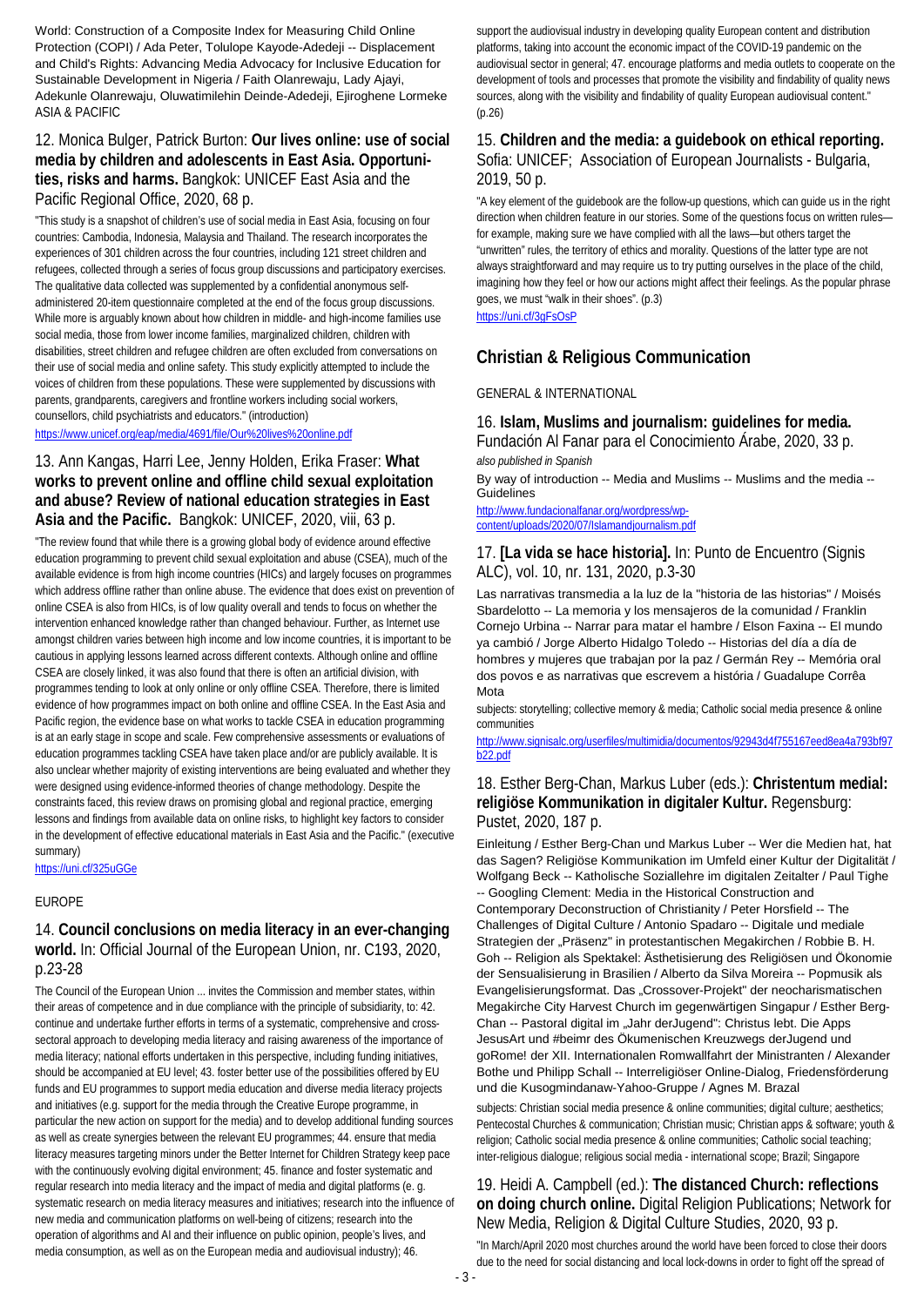World: Construction of a Composite Index for Measuring Child Online Protection (COPI) / Ada Peter, Tolulope Kayode-Adedeji -- Displacement and Child's Rights: Advancing Media Advocacy for Inclusive Education for Sustainable Development in Nigeria / Faith Olanrewaju, Lady Ajayi, Adekunle Olanrewaju, Oluwatimilehin Deinde-Adedeji, Ejiroghene Lormeke

ASIA & PACIFIC

### 12. Monica Bulger, Patrick Burton: **Our lives online: use of social media by children and adolescents in East Asia. Opportunities, risks and harms.** Bangkok: UNICEF East Asia and the Pacific Regional Office, 2020, 68 p.

"This study is a snapshot of children's use of social media in East Asia, focusing on four countries: Cambodia, Indonesia, Malaysia and Thailand. The research incorporates the experiences of 301 children across the four countries, including 121 street children and refugees, collected through a series of focus group discussions and participatory exercises. The qualitative data collected was supplemented by a confidential anonymous self-administered 20-item questionnaire completed at the end of the focus group discussions. While more is arguably known about how children in middle- and high-income families use social media, those from lower income families, marginalized children, children with disabilities, street children and refugee children are often excluded from conversations on their use of social media and online safety. This study explicitly attempted to include the voices of children from these populations. These were supplemented by discussions with parents, grandparents, caregivers and frontline workers including social workers, counsellors, child psychiatrists and educators." (introduction)

https://www.unicef.org/eap/media/4691/file/Our%20lives%20online.pdf

### 13. Ann Kangas, Harri Lee, Jenny Holden, Erika Fraser: **What works to prevent online and offline child sexual exploitation and abuse? Review of national education strategies in East Asia and the Pacific.** Bangkok: UNICEF, 2020, viii, 63 p.

"The review found that while there is a growing global body of evidence around effective education programming to prevent child sexual exploitation and abuse (CSEA), much of the available evidence is from high income countries (HICs) and largely focuses on programmes which address offline rather than online abuse. The evidence that does exist on prevention of online CSEA is also from HICs, is of low quality overall and tends to focus on whether the intervention enhanced knowledge rather than changed behaviour. Further, as Internet use amongst children varies between high income and low income countries, it is important to be cautious in applying lessons learned across different contexts. Although online and offline CSEA are closely linked, it was also found that there is often an artificial division, with programmes tending to look at only online or only offline CSEA. Therefore, there is limited evidence of how programmes impact on both online and offline CSEA. In the East Asia and Pacific region, the evidence base on what works to tackle CSEA in education programming is at an early stage in scope and scale. Few comprehensive assessments or evaluations of education programmes tackling CSEA have taken place and/or are publicly available. It is also unclear whether majority of existing interventions are being evaluated and whether they were designed using evidence-informed theories of change methodology. Despite the constraints faced, this review draws on promising global and regional practice, emerging lessons and findings from available data on online risks, to highlight key factors to consider in the development of effective educational materials in East Asia and the Pacific." (executive summary)

https://uni.cf/325uGGe

EUROPE

### 14. **Council conclusions on media literacy in an ever-changing world.** In: Official Journal of the European Union, nr. C193, 2020, p.23-28

The Council of the European Union ... invites the Commission and member states, within their areas of competence and in due compliance with the principle of subsidiarity, to: 42. continue and undertake further efforts in terms of a systematic, comprehensive and cross-sectoral approach to developing media literacy and raising awareness of the importance of media literacy; national efforts undertaken in this perspective, including funding initiatives, should be accompanied at EU level; 43. foster better use of the possibilities offered by EU funds and EU programmes to support media education and diverse media literacy projects and initiatives (e.g. support for the media through the Creative Europe programme, in particular the new action on support for the media) and to develop additional funding sources as well as create synergies between the relevant EU programmes; 44. ensure that media literacy measures targeting minors under the Better Internet for Children Strategy keep pace with the continuously evolving digital environment; 45. finance and foster systematic and regular research into media literacy and the impact of media and digital platforms (e. g. systematic research on media literacy measures and initiatives; research into the influence of new media and communication platforms on well-being of citizens; research into the operation of algorithms and AI and their influence on public opinion, people's lives, and media consumption, as well as on the European media and audiovisual industry); 46. support the audiovisual industry in developing quality European content and distribution platforms, taking into account the economic impact of the COVID-19 pandemic on the audiovisual sector in general; 47. encourage platforms and media outlets to cooperate on the development of tools and processes that promote the visibility and findability of quality news sources, along with the visibility and findability of quality European audiovisual content." (p.26)

### 15. **Children and the media: a guidebook on ethical reporting.** Sofia: UNICEF; Association of European Journalists - Bulgaria, 2019, 50 p.

"A key element of the guidebook are the follow-up questions, which can guide us in the right direction when children feature in our stories. Some of the questions focus on written rules—for example, making sure we have complied with all the laws—but others target the "unwritten" rules, the territory of ethics and morality. Questions of the latter type are not always straightforward and may require us to try putting ourselves in the place of the child, imagining how they feel or how our actions might affect their feelings. As the popular phrase goes, we must "walk in their shoes". (p.3)

https://uni.cf/3gFsOsP

## Christian & Religious Communication

GENERAL & INTERNATIONAL

### 16. **Islam, Muslims and journalism: guidelines for media.** Fundación Al Fanar para el Conocimiento Árabe, 2020, 33 p.

*also published in Spanish*

By way of introduction -- Media and Muslims -- Muslims and the media -- Guidelines

http://www.fundacionalfanar.org/wordpress/wp-content/uploads/2020/07/Islamandjournalism.pdf

### 17. **[La vida se hace historia].** In: Punto de Encuentro (Signis ALC), vol. 10, nr. 131, 2020, p.3-30

Las narrativas transmedia a la luz de la "historia de las historias" / Moisés Sbardelotto -- La memoria y los mensajeros de la comunidad / Franklin Cornejo Urbina -- Narrar para matar el hambre / Elson Faxina -- El mundo ya cambió / Jorge Alberto Hidalgo Toledo -- Historias del día a día de hombres y mujeres que trabajan por la paz / Germán Rey -- Memória oral dos povos e as narrativas que escrevem a história / Guadalupe Corrêa Mota

subjects: storytelling; collective memory & media; Catholic social media presence & online communities

http://www.signisalc.org/userfiles/multimidia/documentos/92943d4f755167eed8ea4a793bf97b22.pdf

### 18. Esther Berg-Chan, Markus Luber (eds.): **Christentum medial: religiöse Kommunikation in digitaler Kultur.** Regensburg: Pustet, 2020, 187 p.

Einleitung / Esther Berg-Chan und Markus Luber -- Wer die Medien hat, hat das Sagen? Religiöse Kommunikation im Umfeld einer Kultur der Digitalität / Wolfgang Beck -- Katholische Soziallehre im digitalen Zeitalter / Paul Tighe -- Googling Clement: Media in the Historical Construction and Contemporary Deconstruction of Christianity / Peter Horsfield -- The Challenges of Digital Culture / Antonio Spadaro -- Digitale und mediale Strategien der „Präsenz" in protestantischen Megakirchen / Robbie B. H. Goh -- Religion als Spektakel: Ästhetisierung des Religiösen und Ökonomie der Sensualisierung in Brasilien / Alberto da Silva Moreira -- Popmusik als Evangelisierungsformat. Das „Crossover-Projekt" der neocharismatischen Megakirche City Harvest Church im gegenwärtigen Singapur / Esther Berg-Chan -- Pastoral digital im „Jahr derJugend": Christus lebt. Die Apps JesusArt und #beimir des Ökumenischen Kreuzwegs derJugend und goRome! der XII. Internationalen Romwallfahrt der Ministranten / Alexander Bothe und Philipp Schall -- Interreligiöser Online-Dialog, Friedensförderung und die Kusogmindanaw-Yahoo-Gruppe / Agnes M. Brazal

subjects: Christian social media presence & online communities; digital culture; aesthetics; Pentecostal Churches & communication; Christian music; Christian apps & software; youth & religion; Catholic social media presence & online communities; Catholic social teaching; inter-religious dialogue; religious social media - international scope; Brazil; Singapore

### 19. Heidi A. Campbell (ed.): **The distanced Church: reflections on doing church online.** Digital Religion Publications; Network for New Media, Religion & Digital Culture Studies, 2020, 93 p.

"In March/April 2020 most churches around the world have been forced to close their doors due to the need for social distancing and local lock-downs in order to fight off the spread of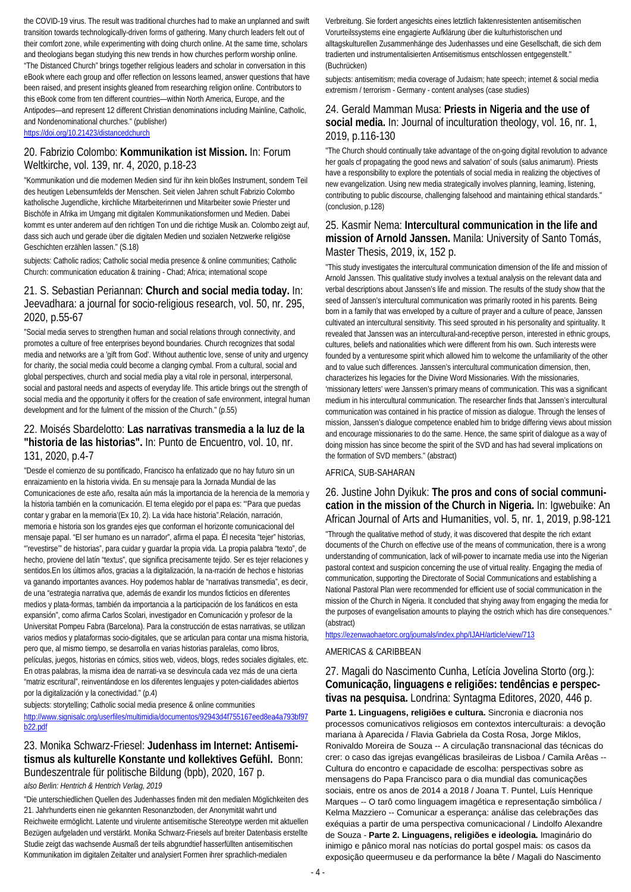the COVID-19 virus. The result was traditional churches had to make an unplanned and swift transition towards technologically-driven forms of gathering. Many church leaders felt out of their comfort zone, while experimenting with doing church online. At the same time, scholars and theologians began studying this new trends in how churches perform worship online. "The Distanced Church" brings together religious leaders and scholar in conversation in this eBook where each group and offer reflection on lessons learned, answer questions that have been raised, and present insights gleaned from researching religion online. Contributors to this eBook come from ten different countries—within North America, Europe, and the Antipodes—and represent 12 different Christian denominations including Mainline, Catholic, and Nondenominational churches." (publisher)
https://doi.org/10.21423/distancedchurch

## 20. Fabrizio Colombo: **Kommunikation ist Mission.** In: Forum Weltkirche, vol. 139, nr. 4, 2020, p.18-23

"Kommunikation und die modernen Medien sind für ihn kein bloßes Instrument, sondern Teil des heutigen Lebensumfelds der Menschen. Seit vielen Jahren schult Fabrizio Colombo katholische Jugendliche, kirchliche Mitarbeiterinnen und Mitarbeiter sowie Priester und Bischöfe in Afrika im Umgang mit digitalen Kommunikationsformen und Medien. Dabei kommt es unter anderem auf den richtigen Ton und die richtige Musik an. Colombo zeigt auf, dass sich auch und gerade über die digitalen Medien und sozialen Netzwerke religiöse Geschichten erzählen lassen." (S.18)

subjects: Catholic radios; Catholic social media presence & online communities; Catholic Church: communication education & training - Chad; Africa; international scope

## 21. S. Sebastian Periannan: **Church and social media today.** In: Jeevadhara: a journal for socio-religious research, vol. 50, nr. 295, 2020, p.55-67

"Social media serves to strengthen human and social relations through connectivity, and promotes a culture of free enterprises beyond boundaries. Church recognizes that sodal media and networks are a 'gift from God'. Without authentic love, sense of unity and urgency for charity, the social media could become a clanging cymbal. From a cultural, social and global perspectives, church and social media play a vital role in personal, interpersonal, social and pastoral needs and aspects of everyday life. This article brings out the strength of social media and the opportunity it offers for the creation of safe environment, integral human development and for the fulment of the mission of the Church." (p.55)

## 22. Moisés Sbardelotto: **Las narrativas transmedia a la luz de la "historia de las historias".** In: Punto de Encuentro, vol. 10, nr. 131, 2020, p.4-7

"Desde el comienzo de su pontificado, Francisco ha enfatizado que no hay futuro sin un enraizamiento en la historia vivida. En su mensaje para la Jornada Mundial de las Comunicaciones de este año, resalta aún más la importancia de la herencia de la memoria y la historia también en la comunicación. El tema elegido por el papa es: "'Para que puedas contar y grabar en la memoria'(Ex 10, 2). La vida hace historia".Relación, narración, memoria e historia son los grandes ejes que conforman el horizonte comunicacional del mensaje papal. "El ser humano es un narrador", afirma el papa. Él necesita "tejer" historias, "'revestirse'" de historias", para cuidar y guardar la propia vida. La propia palabra "texto", de hecho, proviene del latín "textus", que significa precisamente tejido. Ser es tejer relaciones y sentidos.En los últimos años, gracias a la digitalización, la na-rración de hechos e historias va ganando importantes avances. Hoy podemos hablar de "narrativas transmedia", es decir, de una "estrategia narrativa que, además de exandir los mundos ficticios en diferentes medios y plata-formas, también da importancia a la participación de los fanáticos en esta expansión", como afirma Carlos Scolari, investigador en Comunicación y profesor de la Universitat Pompeu Fabra (Barcelona). Para la construcción de estas narrativas, se utilizan varios medios y plataformas socio-digitales, que se articulan para contar una misma historia, pero que, al mismo tiempo, se desarrolla en varias historias paralelas, como libros, películas, juegos, historias en cómics, sitios web, videos, blogs, redes sociales digitales, etc. En otras palabras, la misma idea de narrati-va se desvincula cada vez más de una cierta "matriz escritural", reinventándose en los diferentes lenguajes y poten-cialidades abiertos por la digitalización y la conectividad." (p.4)

subjects: storytelling; Catholic social media presence & online communities
http://www.signisalc.org/userfiles/multimidia/documentos/92943d4f755167eed8ea4a793bf97b22.pdf

## 23. Monika Schwarz-Friesel: **Judenhass im Internet: Antisemitismus als kulturelle Konstante und kollektives Gefühl.** Bonn: Bundeszentrale für politische Bildung (bpb), 2020, 167 p.

*also Berlin: Hentrich & Hentrich Verlag, 2019*

"Die unterschiedlichen Quellen des Judenhasses finden mit den medialen Möglichkeiten des 21. Jahrhunderts einen nie gekannten Resonanzboden, der Anonymität wahrt und Reichweite ermöglicht. Latente und virulente antisemitische Stereotype werden mit aktuellen Bezügen aufgeladen und verstärkt. Monika Schwarz-Friesels auf breiter Datenbasis erstellte Studie zeigt das wachsende Ausmaß der teils abgrundtief hasserfüllten antisemitischen Kommunikation im digitalen Zeitalter und analysiert Formen ihrer sprachlich-medialen Verbreitung. Sie fordert angesichts eines letztlich faktenresistenten antisemitischen Vorurteilssystems eine engagierte Aufklärung über die kulturhistorischen und alltagskulturellen Zusammenhänge des Judenhasses und eine Gesellschaft, die sich dem tradierten und instrumentalisierten Antisemitismus entschlossen entgegenstellt." (Buchrücken)

subjects: antisemitism; media coverage of Judaism; hate speech; internet & social media extremism / terrorism - Germany - content analyses (case studies)

## 24. Gerald Mamman Musa: **Priests in Nigeria and the use of social media.** In: Journal of inculturation theology, vol. 16, nr. 1, 2019, p.116-130

"The Church should continually take advantage of the on-going digital revolution to advance her goals of propagating the good news and salvation' of souls (salus animarum). Priests have a responsibility to explore the potentials of social media in realizing the objectives of new evangelization. Using new media strategically involves planning, learning, listening, contributing to public discourse, challenging falsehood and maintaining ethical standards." (conclusion, p.128)

## 25. Kasmir Nema: **Intercultural communication in the life and mission of Arnold Janssen.** Manila: University of Santo Tomás, Master Thesis, 2019, ix, 152 p.

"This study investigates the intercultural communication dimension of the life and mission of Arnold Janssen. This qualitative study involves a textual analysis on the relevant data and verbal descriptions about Janssen's life and mission. The results of the study show that the seed of Janssen's intercultural communication was primarily rooted in his parents. Being born in a family that was enveloped by a culture of prayer and a culture of peace, Janssen cultivated an intercultural sensitivity. This seed sprouted in his personality and spirituality. It revealed that Janssen was an intercultural-and-receptive person, interested in ethnic groups, cultures, beliefs and nationalities which were different from his own. Such interests were founded by a venturesome spirit which allowed him to welcome the unfamiliarity of the other and to value such differences. Janssen's intercultural communication dimension, then, characterizes his legacies for the Divine Word Missionaries. With the missionaries, 'missionary letters' were Janssen's primary means of communication. This was a significant medium in his intercultural communication. The researcher finds that Janssen's intercultural communication was contained in his practice of mission as dialogue. Through the lenses of mission, Janssen's dialogue competence enabled him to bridge differing views about mission and encourage missionaries to do the same. Hence, the same spirit of dialogue as a way of doing mission has since become the spirit of the SVD and has had several implications on the formation of SVD members." (abstract)

AFRICA, SUB-SAHARAN

## 26. Justine John Dyikuk: **The pros and cons of social communication in the mission of the Church in Nigeria.** In: Igwebuike: An African Journal of Arts and Humanities, vol. 5, nr. 1, 2019, p.98-121

"Through the qualitative method of study, it was discovered that despite the rich extant documents of the Church on effective use of the means of communication, there is a wrong understanding of communication, lack of will-power to incarnate media use into the Nigerian pastoral context and suspicion concerning the use of virtual reality. Engaging the media of communication, supporting the Directorate of Social Communications and establishing a National Pastoral Plan were recommended for efficient use of social communication in the mission of the Church in Nigeria. It concluded that shying away from engaging the media for the purposes of evangelisation amounts to playing the ostrich which has dire consequences." (abstract)
https://ezenwaohaetorc.org/journals/index.php/IJAH/article/view/713

AMERICAS & CARIBBEAN

## 27. Magali do Nascimento Cunha, Letícia Jovelina Storto (org.): **Comunicação, linguagens e religiões: tendências e perspectivas na pesquisa.** Londrina: Syntagma Editores, 2020, 446 p.

**Parte 1. Linguagens, religiões e cultura.** Sincronia e diacronia nos processos comunicativos religiosos em contextos interculturais: a devoção mariana à Aparecida / Flavia Gabriela da Costa Rosa, Jorge Miklos, Ronivaldo Moreira de Souza -- A circulação transnacional das técnicas do crer: o caso das igrejas evangélicas brasileiras de Lisboa / Camila Arêas -- Cultura do encontro e capacidade de escolha: perspectivas sobre as mensagens do Papa Francisco para o dia mundial das comunicações sociais, entre os anos de 2014 a 2018 / Joana T. Puntel, Luís Henrique Marques -- O tarô como linguagem imagética e representação simbólica / Kelma Mazziero -- Comunicar a esperança: análise das celebrações das exéquias a partir de uma perspectiva comunicacional / Lindolfo Alexandre de Souza - **Parte 2. Linguagens, religiões e ideologia.** Imaginário do inimigo e pânico moral nas notícias do portal gospel mais: os casos da exposição queermuseu e da performance la bête / Magali do Nascimento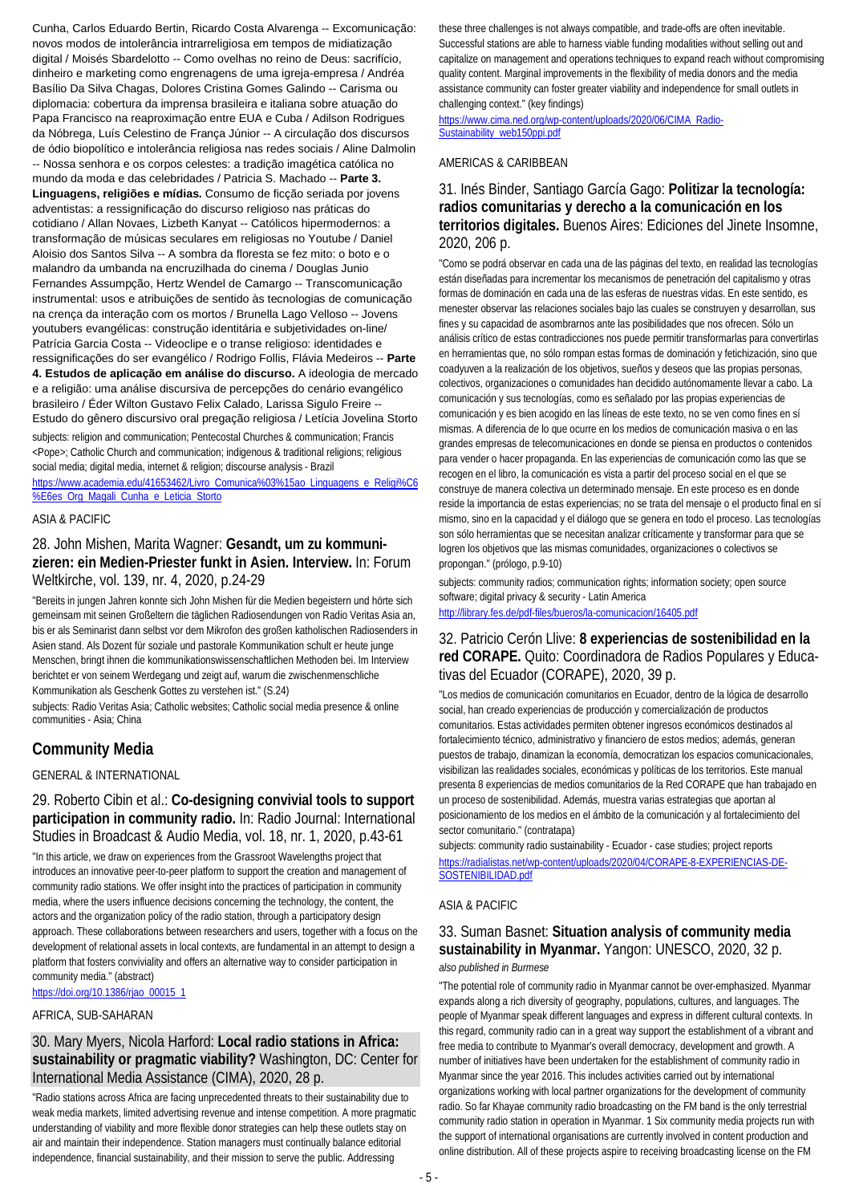Cunha, Carlos Eduardo Bertin, Ricardo Costa Alvarenga -- Excomunicação: novos modos de intolerância intrarreligiosa em tempos de midiatização digital / Moisés Sbardelotto -- Como ovelhas no reino de Deus: sacrifício, dinheiro e marketing como engrenagens de uma igreja-empresa / Andréa Basílio Da Silva Chagas, Dolores Cristina Gomes Galindo -- Carisma ou diplomacia: cobertura da imprensa brasileira e italiana sobre atuação do Papa Francisco na reaproximação entre EUA e Cuba / Adilson Rodrigues da Nóbrega, Luís Celestino de França Júnior -- A circulação dos discursos de ódio biopolítico e intolerância religiosa nas redes sociais / Aline Dalmolin -- Nossa senhora e os corpos celestes: a tradição imagética católica no mundo da moda e das celebridades / Patricia S. Machado -- **Parte 3. Linguagens, religiões e mídias.** Consumo de ficção seriada por jovens adventistas: a ressignificação do discurso religioso nas práticas do cotidiano / Allan Novaes, Lizbeth Kanyat -- Católicos hipermodernos: a transformação de músicas seculares em religiosas no Youtube / Daniel Aloisio dos Santos Silva -- A sombra da floresta se fez mito: o boto e o malandro da umbanda na encruzilhada do cinema / Douglas Junio Fernandes Assumpção, Hertz Wendel de Camargo -- Transcomunicação instrumental: usos e atribuições de sentido às tecnologias de comunicação na crença da interação com os mortos / Brunella Lago Velloso -- Jovens youtubers evangélicas: construção identitária e subjetividades on-line/ Patrícia Garcia Costa -- Videoclipe e o transe religioso: identidades e ressignificações do ser evangélico / Rodrigo Follis, Flávia Medeiros -- **Parte 4. Estudos de aplicação em análise do discurso.** A ideologia de mercado e a religião: uma análise discursiva de percepções do cenário evangélico brasileiro / Éder Wilton Gustavo Felix Calado, Larissa Sigulo Freire -- Estudo do gênero discursivo oral pregação religiosa / Letícia Jovelina Storto

subjects: religion and communication; Pentecostal Churches & communication; Francis <Pope>; Catholic Church and communication; indigenous & traditional religions; religious social media; digital media, internet & religion; discourse analysis - Brazil

https://www.academia.edu/41653462/Livro_Comunica%03%15ao_Linguagens_e_Religi%C6%E6es_Org_Magali_Cunha_e_Leticia_Storto

ASIA & PACIFIC

### 28. John Mishen, Marita Wagner: **Gesandt, um zu kommunizieren: ein Medien-Priester funkt in Asien. Interview.** In: Forum Weltkirche, vol. 139, nr. 4, 2020, p.24-29

"Bereits in jungen Jahren konnte sich John Mishen für die Medien begeistern und hörte sich gemeinsam mit seinen Großeltern die täglichen Radiosendungen von Radio Veritas Asia an, bis er als Seminarist dann selbst vor dem Mikrofon des großen katholischen Radiosenders in Asien stand. Als Dozent für soziale und pastorale Kommunikation schult er heute junge Menschen, bringt ihnen die kommunikationswissenschaftlichen Methoden bei. Im Interview berichtet er von seinem Werdegang und zeigt auf, warum die zwischenmenschliche Kommunikation als Geschenk Gottes zu verstehen ist." (S.24)

subjects: Radio Veritas Asia; Catholic websites; Catholic social media presence & online communities - Asia; China

## Community Media

GENERAL & INTERNATIONAL

### 29. Roberto Cibin et al.: **Co-designing convivial tools to support participation in community radio.** In: Radio Journal: International Studies in Broadcast & Audio Media, vol. 18, nr. 1, 2020, p.43-61

"In this article, we draw on experiences from the Grassroot Wavelengths project that introduces an innovative peer-to-peer platform to support the creation and management of community radio stations. We offer insight into the practices of participation in community media, where the users influence decisions concerning the technology, the content, the actors and the organization policy of the radio station, through a participatory design approach. These collaborations between researchers and users, together with a focus on the development of relational assets in local contexts, are fundamental in an attempt to design a platform that fosters conviviality and offers an alternative way to consider participation in community media." (abstract)

https://doi.org/10.1386/rjao_00015_1

AFRICA, SUB-SAHARAN

### 30. Mary Myers, Nicola Harford: **Local radio stations in Africa: sustainability or pragmatic viability?** Washington, DC: Center for International Media Assistance (CIMA), 2020, 28 p.

"Radio stations across Africa are facing unprecedented threats to their sustainability due to weak media markets, limited advertising revenue and intense competition. A more pragmatic understanding of viability and more flexible donor strategies can help these outlets stay on air and maintain their independence. Station managers must continually balance editorial independence, financial sustainability, and their mission to serve the public. Addressing these three challenges is not always compatible, and trade-offs are often inevitable. Successful stations are able to harness viable funding modalities without selling out and capitalize on management and operations techniques to expand reach without compromising quality content. Marginal improvements in the flexibility of media donors and the media assistance community can foster greater viability and independence for small outlets in challenging context." (key findings)

https://www.cima.ned.org/wp-content/uploads/2020/06/CIMA_Radio-Sustainability_web150ppi.pdf

AMERICAS & CARIBBEAN

### 31. Inés Binder, Santiago García Gago: **Politizar la tecnología: radios comunitarias y derecho a la comunicación en los territorios digitales.** Buenos Aires: Ediciones del Jinete Insomne, 2020, 206 p.

"Como se podrá observar en cada una de las páginas del texto, en realidad las tecnologías están diseñadas para incrementar los mecanismos de penetración del capitalismo y otras formas de dominación en cada una de las esferas de nuestras vidas. En este sentido, es menester observar las relaciones sociales bajo las cuales se construyen y desarrollan, sus fines y su capacidad de asombrarnos ante las posibilidades que nos ofrecen. Sólo un análisis crítico de estas contradicciones nos puede permitir transformarlas para convertirlas en herramientas que, no sólo rompan estas formas de dominación y fetichización, sino que coadyuven a la realización de los objetivos, sueños y deseos que las propias personas, colectivos, organizaciones o comunidades han decidido autónomamente llevar a cabo. La comunicación y sus tecnologías, como es señalado por las propias experiencias de comunicación y es bien acogido en las líneas de este texto, no se ven como fines en sí mismas. A diferencia de lo que ocurre en los medios de comunicación masiva o en las grandes empresas de telecomunicaciones en donde se piensa en productos o contenidos para vender o hacer propaganda. En las experiencias de comunicación como las que se recogen en el libro, la comunicación es vista a partir del proceso social en el que se construye de manera colectiva un determinado mensaje. En este proceso es en donde reside la importancia de estas experiencias; no se trata del mensaje o el producto final en sí mismo, sino en la capacidad y el diálogo que se genera en todo el proceso. Las tecnologías son sólo herramientas que se necesitan analizar críticamente y transformar para que se logren los objetivos que las mismas comunidades, organizaciones o colectivos se propongan." (prólogo, p.9-10)

subjects: community radios; communication rights; information society; open source software; digital privacy & security - Latin America

http://library.fes.de/pdf-files/bueros/la-comunicacion/16405.pdf

### 32. Patricio Cerón Llive: **8 experiencias de sostenibilidad en la red CORAPE.** Quito: Coordinadora de Radios Populares y Educativas del Ecuador (CORAPE), 2020, 39 p.

"Los medios de comunicación comunitarios en Ecuador, dentro de la lógica de desarrollo social, han creado experiencias de producción y comercialización de productos comunitarios. Estas actividades permiten obtener ingresos económicos destinados al fortalecimiento técnico, administrativo y financiero de estos medios; además, generan puestos de trabajo, dinamizan la economía, democratizan los espacios comunicacionales, visibilizan las realidades sociales, económicas y políticas de los territorios. Este manual presenta 8 experiencias de medios comunitarios de la Red CORAPE que han trabajado en un proceso de sostenibilidad. Además, muestra varias estrategias que aportan al posicionamiento de los medios en el ámbito de la comunicación y al fortalecimiento del sector comunitario." (contratapa)

subjects: community radio sustainability - Ecuador - case studies; project reports

https://radialistas.net/wp-content/uploads/2020/04/CORAPE-8-EXPERIENCIAS-DE-SOSTENIBILIDAD.pdf

ASIA & PACIFIC

### 33. Suman Basnet: **Situation analysis of community media sustainability in Myanmar.** Yangon: UNESCO, 2020, 32 p.

*also published in Burmese*

"The potential role of community radio in Myanmar cannot be over-emphasized. Myanmar expands along a rich diversity of geography, populations, cultures, and languages. The people of Myanmar speak different languages and express in different cultural contexts. In this regard, community radio can in a great way support the establishment of a vibrant and free media to contribute to Myanmar's overall democracy, development and growth. A number of initiatives have been undertaken for the establishment of community radio in Myanmar since the year 2016. This includes activities carried out by international organizations working with local partner organizations for the development of community radio. So far Khayae community radio broadcasting on the FM band is the only terrestrial community radio station in operation in Myanmar. 1 Six community media projects run with the support of international organisations are currently involved in content production and online distribution. All of these projects aspire to receiving broadcasting license on the FM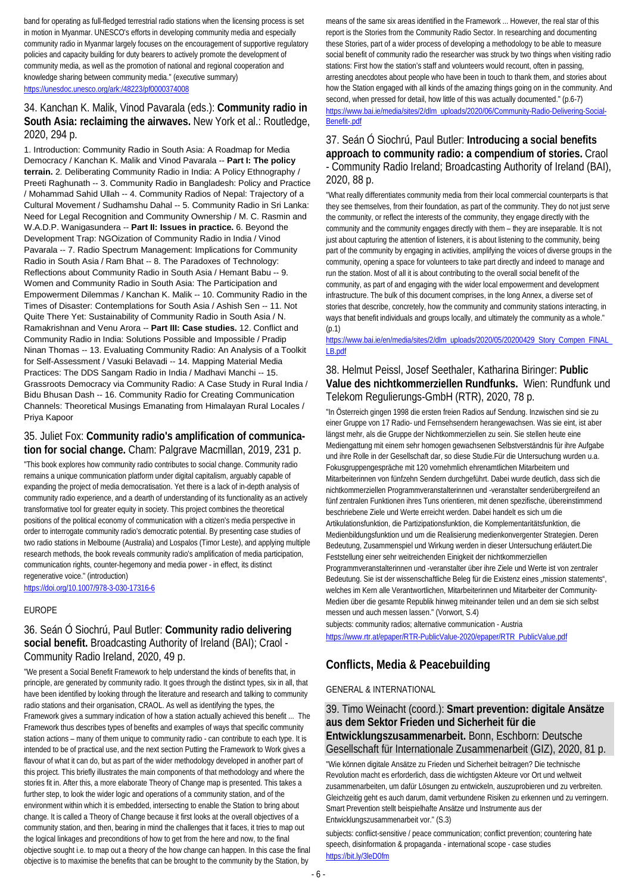band for operating as full-fledged terrestrial radio stations when the licensing process is set in motion in Myanmar. UNESCO's efforts in developing community media and especially community radio in Myanmar largely focuses on the encouragement of supportive regulatory policies and capacity building for duty bearers to actively promote the development of community media, as well as the promotion of national and regional cooperation and knowledge sharing between community media." (executive summary)
https://unesdoc.unesco.org/ark:/48223/pf0000374008

### 34. Kanchan K. Malik, Vinod Pavarala (eds.): **Community radio in South Asia: reclaiming the airwaves.** New York et al.: Routledge, 2020, 294 p.

1. Introduction: Community Radio in South Asia: A Roadmap for Media Democracy / Kanchan K. Malik and Vinod Pavarala -- **Part I: The policy terrain.** 2. Deliberating Community Radio in India: A Policy Ethnography / Preeti Raghunath -- 3. Community Radio in Bangladesh: Policy and Practice / Mohammad Sahid Ullah -- 4. Community Radios of Nepal: Trajectory of a Cultural Movement / Sudhamshu Dahal -- 5. Community Radio in Sri Lanka: Need for Legal Recognition and Community Ownership / M. C. Rasmin and W.A.D.P. Wanigasundera -- **Part II: Issues in practice.** 6. Beyond the Development Trap: NGOization of Community Radio in India / Vinod Pavarala -- 7. Radio Spectrum Management: Implications for Community Radio in South Asia / Ram Bhat -- 8. The Paradoxes of Technology: Reflections about Community Radio in South Asia / Hemant Babu -- 9. Women and Community Radio in South Asia: The Participation and Empowerment Dilemmas / Kanchan K. Malik -- 10. Community Radio in the Times of Disaster: Contemplations for South Asia / Ashish Sen -- 11. Not Quite There Yet: Sustainability of Community Radio in South Asia / N. Ramakrishnan and Venu Arora -- **Part III: Case studies.** 12. Conflict and Community Radio in India: Solutions Possible and Impossible / Pradip Ninan Thomas -- 13. Evaluating Community Radio: An Analysis of a Toolkit for Self-Assessment / Vasuki Belavadi -- 14. Mapping Material Media Practices: The DDS Sangam Radio in India / Madhavi Manchi -- 15. Grassroots Democracy via Community Radio: A Case Study in Rural India / Bidu Bhusan Dash -- 16. Community Radio for Creating Communication Channels: Theoretical Musings Emanating from Himalayan Rural Locales / Priya Kapoor

### 35. Juliet Fox: **Community radio's amplification of communication for social change.** Cham: Palgrave Macmillan, 2019, 231 p.

"This book explores how community radio contributes to social change. Community radio remains a unique communication platform under digital capitalism, arguably capable of expanding the project of media democratisation. Yet there is a lack of in-depth analysis of community radio experience, and a dearth of understanding of its functionality as an actively transformative tool for greater equity in society. This project combines the theoretical positions of the political economy of communication with a citizen's media perspective in order to interrogate community radio's democratic potential. By presenting case studies of two radio stations in Melbourne (Australia) and Lospalos (Timor Leste), and applying multiple research methods, the book reveals community radio's amplification of media participation, communication rights, counter-hegemony and media power - in effect, its distinct regenerative voice." (introduction)
https://doi.org/10.1007/978-3-030-17316-6

EUROPE

### 36. Seán Ó Siochrú, Paul Butler: **Community radio delivering social benefit.** Broadcasting Authority of Ireland (BAI); Craol - Community Radio Ireland, 2020, 49 p.

"We present a Social Benefit Framework to help understand the kinds of benefits that, in principle, are generated by community radio. It goes through the distinct types, six in all, that have been identified by looking through the literature and research and talking to community radio stations and their organisation, CRAOL. As well as identifying the types, the Framework gives a summary indication of how a station actually achieved this benefit ... The Framework thus describes types of benefits and examples of ways that specific community station actions – many of them unique to community radio - can contribute to each type. It is intended to be of practical use, and the next section Putting the Framework to Work gives a flavour of what it can do, but as part of the wider methodology developed in another part of this project. This briefly illustrates the main components of that methodology and where the stories fit in. After this, a more elaborate Theory of Change map is presented. This takes a further step, to look the wider logic and operations of a community station, and of the environment within which it is embedded, intersecting to enable the Station to bring about change. It is called a Theory of Change because it first looks at the overall objectives of a community station, and then, bearing in mind the challenges that it faces, it tries to map out the logical linkages and preconditions of how to get from the here and now, to the final objective sought i.e. to map out a theory of the how change can happen. In this case the final objective is to maximise the benefits that can be brought to the community by the Station, by means of the same six areas identified in the Framework ... However, the real star of this report is the Stories from the Community Radio Sector. In researching and documenting these Stories, part of a wider process of developing a methodology to be able to measure social benefit of community radio the researcher was struck by two things when visiting radio stations: First how the station's staff and volunteers would recount, often in passing, arresting anecdotes about people who have been in touch to thank them, and stories about how the Station engaged with all kinds of the amazing things going on in the community. And second, when pressed for detail, how little of this was actually documented." (p.6-7)
https://www.bai.ie/media/sites/2/dlm_uploads/2020/06/Community-Radio-Delivering-Social-Benefit-.pdf

### 37. Seán Ó Siochrú, Paul Butler: **Introducing a social benefits approach to community radio: a compendium of stories.** Craol - Community Radio Ireland; Broadcasting Authority of Ireland (BAI), 2020, 88 p.

"What really differentiates community media from their local commercial counterparts is that they see themselves, from their foundation, as part of the community. They do not just serve the community, or reflect the interests of the community, they engage directly with the community and the community engages directly with them – they are inseparable. It is not just about capturing the attention of listeners, it is about listening to the community, being part of the community by engaging in activities, amplifying the voices of diverse groups in the community, opening a space for volunteers to take part directly and indeed to manage and run the station. Most of all it is about contributing to the overall social benefit of the community, as part of and engaging with the wider local empowerment and development infrastructure. The bulk of this document comprises, in the long Annex, a diverse set of stories that describe, concretely, how the community and community stations interacting, in ways that benefit individuals and groups locally, and ultimately the community as a whole." (p.1)
https://www.bai.ie/en/media/sites/2/dlm_uploads/2020/05/20200429_Story_Compen_FINAL_LB.pdf

### 38. Helmut Peissl, Josef Seethaler, Katharina Biringer: **Public Value des nichtkommerziellen Rundfunks.** Wien: Rundfunk und Telekom Regulierungs-GmbH (RTR), 2020, 78 p.

"In Österreich gingen 1998 die ersten freien Radios auf Sendung. Inzwischen sind sie zu einer Gruppe von 17 Radio- und Fernsehsendern herangewachsen. Was sie eint, ist aber längst mehr, als die Gruppe der Nichtkommerziellen zu sein. Sie stellen heute eine Mediengattung mit einem sehr homogen gewachsenen Selbstverständnis für ihre Aufgabe und ihre Rolle in der Gesellschaft dar, so diese Studie.Für die Untersuchung wurden u.a. Fokusgruppengespräche mit 120 vornehmlich ehrenamtlichen Mitarbeitern und Mitarbeiterinnen von fünfzehn Sendern durchgeführt. Dabei wurde deutlich, dass sich die nichtkommerziellen Programmveranstalterinnen und -veranstalter senderübergreifend an fünf zentralen Funktionen ihres Tuns orientieren, mit denen spezifische, übereinstimmend beschriebene Ziele und Werte erreicht werden. Dabei handelt es sich um die Artikulationsfunktion, die Partizipationsfunktion, die Komplementaritätsfunktion, die Medienbildungsfunktion und um die Realisierung medienkonvergenter Strategien. Deren Bedeutung, Zusammenspiel und Wirkung werden in dieser Untersuchung erläutert.Die Feststellung einer sehr weitreichenden Einigkeit der nichtkommerziellen Programmveranstalterinnen und -veranstalter über ihre Ziele und Werte ist von zentraler Bedeutung. Sie ist der wissenschaftliche Beleg für die Existenz eines „mission statements", welches im Kern alle Verantwortlichen, Mitarbeiterinnen und Mitarbeiter der Community-Medien über die gesamte Republik hinweg miteinander teilen und an dem sie sich selbst messen und auch messen lassen." (Vorwort, S.4)

subjects: community radios; alternative communication - Austria
https://www.rtr.at/epaper/RTR-PublicValue-2020/epaper/RTR_PublicValue.pdf

## Conflicts, Media & Peacebuilding

GENERAL & INTERNATIONAL

### 39. Timo Weinacht (coord.): **Smart prevention: digitale Ansätze aus dem Sektor Frieden und Sicherheit für die Entwicklungszusammenarbeit.** Bonn, Eschborn: Deutsche Gesellschaft für Internationale Zusammenarbeit (GIZ), 2020, 81 p.

"Wie können digitale Ansätze zu Frieden und Sicherheit beitragen? Die technische Revolution macht es erforderlich, dass die wichtigsten Akteure vor Ort und weltweit zusammenarbeiten, um dafür Lösungen zu entwickeln, auszuprobieren und zu verbreiten. Gleichzeitig geht es auch darum, damit verbundene Risiken zu erkennen und zu verringern. Smart Prevention stellt beispielhafte Ansätze und Instrumente aus der Entwicklungszusammenarbeit vor." (S.3)

subjects: conflict-sensitive / peace communication; conflict prevention; countering hate speech, disinformation & propaganda - international scope - case studies
https://bit.ly/3leD0fm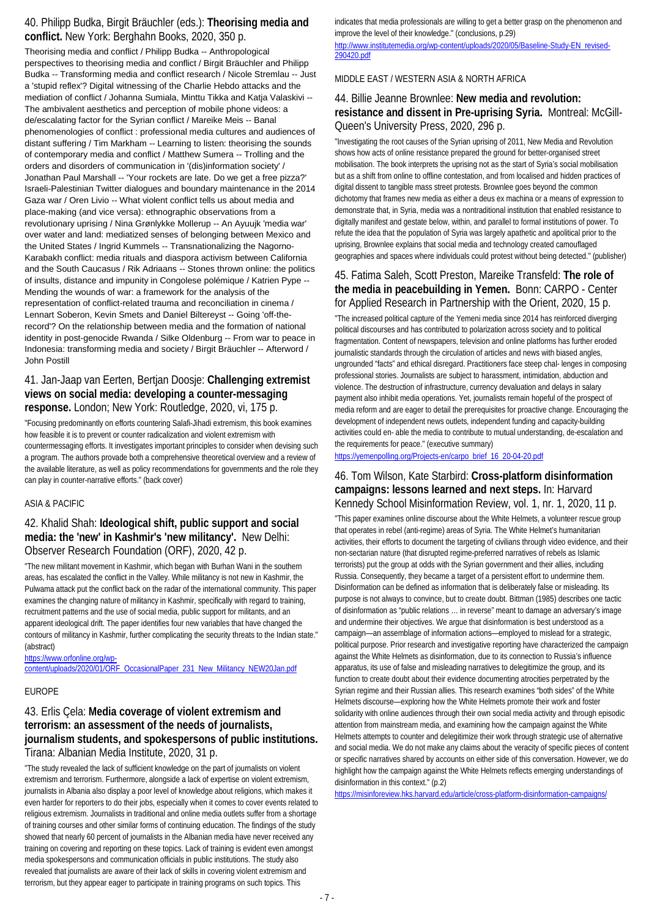### 40. Philipp Budka, Birgit Bräuchler (eds.): **Theorising media and conflict.** New York: Berghahn Books, 2020, 350 p.

Theorising media and conflict / Philipp Budka -- Anthropological perspectives to theorising media and conflict / Birgit Bräuchler and Philipp Budka -- Transforming media and conflict research / Nicole Stremlau -- Just a 'stupid reflex'? Digital witnessing of the Charlie Hebdo attacks and the mediation of conflict / Johanna Sumiala, Minttu Tikka and Katja Valaskivi -- The ambivalent aesthetics and perception of mobile phone videos: a de/escalating factor for the Syrian conflict / Mareike Meis -- Banal phenomenologies of conflict : professional media cultures and audiences of distant suffering / Tim Markham -- Learning to listen: theorising the sounds of contemporary media and conflict / Matthew Sumera -- Trolling and the orders and disorders of communication in '(dis)information society' / Jonathan Paul Marshall -- 'Your rockets are late. Do we get a free pizza?' Israeli-Palestinian Twitter dialogues and boundary maintenance in the 2014 Gaza war / Oren Livio -- What violent conflict tells us about media and place-making (and vice versa): ethnographic observations from a revolutionary uprising / Nina Grønlykke Mollerup -- An Ayuujk 'media war' over water and land: mediatized senses of belonging between Mexico and the United States / Ingrid Kummels -- Transnationalizing the Nagorno-Karabakh conflict: media rituals and diaspora activism between California and the South Caucasus / Rik Adriaans -- Stones thrown online: the politics of insults, distance and impunity in Congolese polémique / Katrien Pype -- Mending the wounds of war: a framework for the analysis of the representation of conflict-related trauma and reconciliation in cinema / Lennart Soberon, Kevin Smets and Daniel Biltereyst -- Going 'off-the-record'? On the relationship between media and the formation of national identity in post-genocide Rwanda / Silke Oldenburg -- From war to peace in Indonesia: transforming media and society / Birgit Bräuchler -- Afterword / John Postill

### 41. Jan-Jaap van Eerten, Bertjan Doosje: **Challenging extremist views on social media: developing a counter-messaging response.** London; New York: Routledge, 2020, vi, 175 p.

"Focusing predominantly on efforts countering Salafi-Jihadi extremism, this book examines how feasible it is to prevent or counter radicalization and violent extremism with countermessaging efforts. It investigates important principles to consider when devising such a program. The authors provade both a comprehensive theoretical overview and a review of the available literature, as well as policy recommendations for governments and the role they can play in counter-narrative efforts." (back cover)

ASIA & PACIFIC

### 42. Khalid Shah: **Ideological shift, public support and social media: the 'new' in Kashmir's 'new militancy'.** New Delhi: Observer Research Foundation (ORF), 2020, 42 p.

"The new militant movement in Kashmir, which began with Burhan Wani in the southern areas, has escalated the conflict in the Valley. While militancy is not new in Kashmir, the Pulwama attack put the conflict back on the radar of the international community. This paper examines the changing nature of militancy in Kashmir, specifically with regard to training, recruitment patterns and the use of social media, public support for militants, and an apparent ideological drift. The paper identifies four new variables that have changed the contours of militancy in Kashmir, further complicating the security threats to the Indian state." (abstract)

https://www.orfonline.org/wp-content/uploads/2020/01/ORF_OccasionalPaper_231_New_Militancy_NEW20Jan.pdf

EUROPE

### 43. Erlis Çela: **Media coverage of violent extremism and terrorism: an assessment of the needs of journalists, journalism students, and spokespersons of public institutions.** Tirana: Albanian Media Institute, 2020, 31 p.

"The study revealed the lack of sufficient knowledge on the part of journalists on violent extremism and terrorism. Furthermore, alongside a lack of expertise on violent extremism, journalists in Albania also display a poor level of knowledge about religions, which makes it even harder for reporters to do their jobs, especially when it comes to cover events related to religious extremism. Journalists in traditional and online media outlets suffer from a shortage of training courses and other similar forms of continuing education. The findings of the study showed that nearly 60 percent of journalists in the Albanian media have never received any training on covering and reporting on these topics. Lack of training is evident even amongst media spokespersons and communication officials in public institutions. The study also revealed that journalists are aware of their lack of skills in covering violent extremism and terrorism, but they appear eager to participate in training programs on such topics. This indicates that media professionals are willing to get a better grasp on the phenomenon and improve the level of their knowledge." (conclusions, p.29)

http://www.institutemedia.org/wp-content/uploads/2020/05/Baseline-Study-EN_revised-290420.pdf

MIDDLE EAST / WESTERN ASIA & NORTH AFRICA

### 44. Billie Jeanne Brownlee: **New media and revolution: resistance and dissent in Pre-uprising Syria.** Montreal: McGill-Queen's University Press, 2020, 296 p.

"Investigating the root causes of the Syrian uprising of 2011, New Media and Revolution shows how acts of online resistance prepared the ground for better-organised street mobilisation. The book interprets the uprising not as the start of Syria's social mobilisation but as a shift from online to offline contestation, and from localised and hidden practices of digital dissent to tangible mass street protests. Brownlee goes beyond the common dichotomy that frames new media as either a deus ex machina or a means of expression to demonstrate that, in Syria, media was a nontraditional institution that enabled resistance to digitally manifest and gestate below, within, and parallel to formal institutions of power. To refute the idea that the population of Syria was largely apathetic and apolitical prior to the uprising, Brownlee explains that social media and technology created camouflaged geographies and spaces where individuals could protest without being detected." (publisher)

### 45. Fatima Saleh, Scott Preston, Mareike Transfeld: **The role of the media in peacebuilding in Yemen.** Bonn: CARPO - Center for Applied Research in Partnership with the Orient, 2020, 15 p.

"The increased political capture of the Yemeni media since 2014 has reinforced diverging political discourses and has contributed to polarization across society and to political fragmentation. Content of newspapers, television and online platforms has further eroded journalistic standards through the circulation of articles and news with biased angles, ungrounded "facts" and ethical disregard. Practitioners face steep chal- lenges in composing professional stories. Journalists are subject to harassment, intimidation, abduction and violence. The destruction of infrastructure, currency devaluation and delays in salary payment also inhibit media operations. Yet, journalists remain hopeful of the prospect of media reform and are eager to detail the prerequisites for proactive change. Encouraging the development of independent news outlets, independent funding and capacity-building activities could en- able the media to contribute to mutual understanding, de-escalation and the requirements for peace." (executive summary)

https://yemenpolling.org/Projects-en/carpo_brief_16_20-04-20.pdf

### 46. Tom Wilson, Kate Starbird: **Cross-platform disinformation campaigns: lessons learned and next steps.** In: Harvard Kennedy School Misinformation Review, vol. 1, nr. 1, 2020, 11 p.

"This paper examines online discourse about the White Helmets, a volunteer rescue group that operates in rebel (anti-regime) areas of Syria. The White Helmet's humanitarian activities, their efforts to document the targeting of civilians through video evidence, and their non-sectarian nature (that disrupted regime-preferred narratives of rebels as Islamic terrorists) put the group at odds with the Syrian government and their allies, including Russia. Consequently, they became a target of a persistent effort to undermine them. Disinformation can be defined as information that is deliberately false or misleading. Its purpose is not always to convince, but to create doubt. Bittman (1985) describes one tactic of disinformation as "public relations … in reverse" meant to damage an adversary's image and undermine their objectives. We argue that disinformation is best understood as a campaign—an assemblage of information actions—employed to mislead for a strategic, political purpose. Prior research and investigative reporting have characterized the campaign against the White Helmets as disinformation, due to its connection to Russia's influence apparatus, its use of false and misleading narratives to delegitimize the group, and its function to create doubt about their evidence documenting atrocities perpetrated by the Syrian regime and their Russian allies. This research examines "both sides" of the White Helmets discourse—exploring how the White Helmets promote their work and foster solidarity with online audiences through their own social media activity and through episodic attention from mainstream media, and examining how the campaign against the White Helmets attempts to counter and delegitimize their work through strategic use of alternative and social media. We do not make any claims about the veracity of specific pieces of content or specific narratives shared by accounts on either side of this conversation. However, we do highlight how the campaign against the White Helmets reflects emerging understandings of disinformation in this context." (p.2)

https://misinforeview.hks.harvard.edu/article/cross-platform-disinformation-campaigns/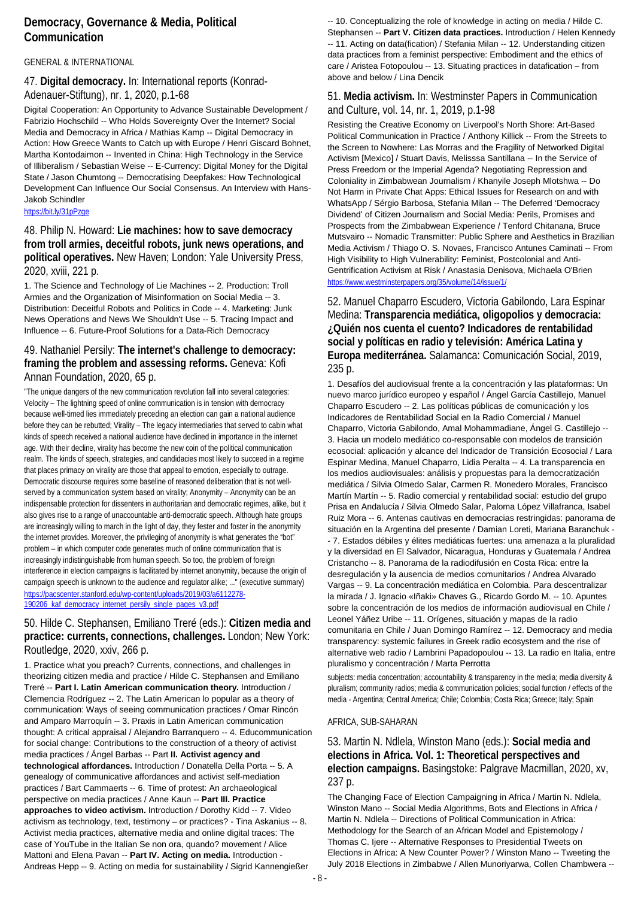# Democracy, Governance & Media, Political Communication

## GENERAL & INTERNATIONAL

### 47. **Digital democracy.** In: International reports (Konrad-Adenauer-Stiftung), nr. 1, 2020, p.1-68

Digital Cooperation: An Opportunity to Advance Sustainable Development / Fabrizio Hochschild -- Who Holds Sovereignty Over the Internet? Social Media and Democracy in Africa / Mathias Kamp -- Digital Democracy in Action: How Greece Wants to Catch up with Europe / Henri Giscard Bohnet, Martha Kontodaimon -- Invented in China: High Technology in the Service of Illiberalism / Sebastian Weise -- E-Currency: Digital Money for the Digital State / Jason Chumtong -- Democratising Deepfakes: How Technological Development Can Influence Our Social Consensus. An Interview with Hans-Jakob Schindler

https://bit.ly/31pPzge

### 48. Philip N. Howard: **Lie machines: how to save democracy from troll armies, deceitful robots, junk news operations, and political operatives.** New Haven; London: Yale University Press, 2020, xviii, 221 p.

1. The Science and Technology of Lie Machines -- 2. Production: Troll Armies and the Organization of Misinformation on Social Media -- 3. Distribution: Deceitful Robots and Politics in Code -- 4. Marketing: Junk News Operations and News We Shouldn't Use -- 5. Tracing Impact and Influence -- 6. Future-Proof Solutions for a Data-Rich Democracy

### 49. Nathaniel Persily: **The internet's challenge to democracy: framing the problem and assessing reforms.** Geneva: Kofi Annan Foundation, 2020, 65 p.

"The unique dangers of the new communication revolution fall into several categories: Velocity – The lightning speed of online communication is in tension with democracy because well-timed lies immediately preceding an election can gain a national audience before they can be rebutted; Virality – The legacy intermediaries that served to cabin what kinds of speech received a national audience have declined in importance in the internet age. With their decline, virality has become the new coin of the political communication realm. The kinds of speech, strategies, and candidacies most likely to succeed in a regime that places primacy on virality are those that appeal to emotion, especially to outrage. Democratic discourse requires some baseline of reasoned deliberation that is not well-served by a communication system based on virality; Anonymity – Anonymity can be an indispensable protection for dissenters in authoritarian and democratic regimes, alike, but it also gives rise to a range of unaccountable anti-democratic speech. Although hate groups are increasingly willing to march in the light of day, they fester and foster in the anonymity the internet provides. Moreover, the privileging of anonymity is what generates the "bot" problem – in which computer code generates much of online communication that is increasingly indistinguishable from human speech. So too, the problem of foreign interference in election campaigns is facilitated by internet anonymity, because the origin of campaign speech is unknown to the audience and regulator alike; ..." (executive summary)

https://pacscenter.stanford.edu/wp-content/uploads/2019/03/a6112278-190206_kaf_democracy_internet_persily_single_pages_v3.pdf

### 50. Hilde C. Stephansen, Emiliano Treré (eds.): **Citizen media and practice: currents, connections, challenges.** London; New York: Routledge, 2020, xxiv, 266 p.

1. Practice what you preach? Currents, connections, and challenges in theorizing citizen media and practice / Hilde C. Stephansen and Emiliano Treré -- **Part I. Latin American communication theory.** Introduction / Clemencia Rodríguez -- 2. The Latin American lo popular as a theory of communication: Ways of seeing communication practices / Omar Rincón and Amparo Marroquín -- 3. Praxis in Latin American communication thought: A critical appraisal / Alejandro Barranquero -- 4. Educommunication for social change: Contributions to the construction of a theory of activist media practices / Ángel Barbas -- Part **II. Activist agency and technological affordances.** Introduction / Donatella Della Porta -- 5. A genealogy of communicative affordances and activist self-mediation practices / Bart Cammaerts -- 6. Time of protest: An archaeological perspective on media practices / Anne Kaun -- **Part III. Practice approaches to video activism.** Introduction / Dorothy Kidd -- 7. Video activism as technology, text, testimony – or practices? - Tina Askanius -- 8. Activist media practices, alternative media and online digital traces: The case of YouTube in the Italian Se non ora, quando? movement / Alice Mattoni and Elena Pavan -- **Part IV. Acting on media.** Introduction - Andreas Hepp -- 9. Acting on media for sustainability / Sigrid Kannengießer -- 10. Conceptualizing the role of knowledge in acting on media / Hilde C. Stephansen -- **Part V. Citizen data practices.** Introduction / Helen Kennedy -- 11. Acting on data(fication) / Stefania Milan -- 12. Understanding citizen data practices from a feminist perspective: Embodiment and the ethics of care / Aristea Fotopoulou -- 13. Situating practices in datafication – from above and below / Lina Dencik

### 51. **Media activism.** In: Westminster Papers in Communication and Culture, vol. 14, nr. 1, 2019, p.1-98

Resisting the Creative Economy on Liverpool's North Shore: Art-Based Political Communication in Practice / Anthony Killick -- From the Streets to the Screen to Nowhere: Las Morras and the Fragility of Networked Digital Activism [Mexico] / Stuart Davis, Melisssa Santillana -- In the Service of Press Freedom or the Imperial Agenda? Negotiating Repression and Coloniality in Zimbabwean Journalism / Khanyile Joseph Mlotshwa -- Do Not Harm in Private Chat Apps: Ethical Issues for Research on and with WhatsApp / Sérgio Barbosa, Stefania Milan -- The Deferred 'Democracy Dividend' of Citizen Journalism and Social Media: Perils, Promises and Prospects from the Zimbabwean Experience / Tenford Chitanana, Bruce Mutsvairo -- Nomadic Transmitter: Public Sphere and Aesthetics in Brazilian Media Activism / Thiago O. S. Novaes, Francisco Antunes Caminati -- From High Visibility to High Vulnerability: Feminist, Postcolonial and Anti-Gentrification Activism at Risk / Anastasia Denisova, Michaela O'Brien

https://www.westminsterpapers.org/35/volume/14/issue/1/

### 52. Manuel Chaparro Escudero, Victoria Gabilondo, Lara Espinar Medina: **Transparencia mediática, oligopolios y democracia: ¿Quién nos cuenta el cuento? Indicadores de rentabilidad social y políticas en radio y televisión: América Latina y Europa mediterránea.** Salamanca: Comunicación Social, 2019, 235 p.

1. Desafíos del audiovisual frente a la concentración y las plataformas: Un nuevo marco jurídico europeo y español / Ángel García Castillejo, Manuel Chaparro Escudero -- 2. Las políticas públicas de comunicación y los Indicadores de Rentabilidad Social en la Radio Comercial / Manuel Chaparro, Victoria Gabilondo, Amal Mohammadiane, Ángel G. Castillejo -- 3. Hacia un modelo mediático co-responsable con modelos de transición ecosocial: aplicación y alcance del Indicador de Transición Ecosocial / Lara Espinar Medina, Manuel Chaparro, Lidia Peralta -- 4. La transparencia en los medios audiovisuales: análisis y propuestas para la democratización mediática / Silvia Olmedo Salar, Carmen R. Monedero Morales, Francisco Martín Martín -- 5. Radio comercial y rentabilidad social: estudio del grupo Prisa en Andalucía / Silvia Olmedo Salar, Paloma López Villafranca, Isabel Ruiz Mora -- 6. Antenas cautivas en democracias restringidas: panorama de situación en la Argentina del presente / Damian Loreti, Mariana Baranchuk -- 7. Estados débiles y élites mediáticas fuertes: una amenaza a la pluralidad y la diversidad en El Salvador, Nicaragua, Honduras y Guatemala / Andrea Cristancho -- 8. Panorama de la radiodifusión en Costa Rica: entre la desregulación y la ausencia de medios comunitarios / Andrea Alvarado Vargas -- 9. La concentración mediática en Colombia. Para descentralizar la mirada / J. Ignacio «Iñaki» Chaves G., Ricardo Gordo M. -- 10. Apuntes sobre la concentración de los medios de información audiovisual en Chile / Leonel Yáñez Uribe -- 11. Orígenes, situación y mapas de la radio comunitaria en Chile / Juan Domingo Ramírez -- 12. Democracy and media transparency: systemic failures in Greek radio ecosystem and the rise of alternative web radio / Lambrini Papadopoulou -- 13. La radio en Italia, entre pluralismo y concentración / Marta Perrotta

subjects: media concentration; accountability & transparency in the media; media diversity & pluralism; community radios; media & communication policies; social function / effects of the media - Argentina; Central America; Chile; Colombia; Costa Rica; Greece; Italy; Spain

## AFRICA, SUB-SAHARAN

### 53. Martin N. Ndlela, Winston Mano (eds.): **Social media and elections in Africa. Vol. 1: Theoretical perspectives and election campaigns.** Basingstoke: Palgrave Macmillan, 2020, xv, 237 p.

The Changing Face of Election Campaigning in Africa / Martin N. Ndlela, Winston Mano -- Social Media Algorithms, Bots and Elections in Africa / Martin N. Ndlela -- Directions of Political Communication in Africa: Methodology for the Search of an African Model and Epistemology / Thomas C. Ijere -- Alternative Responses to Presidential Tweets on Elections in Africa: A New Counter Power? / Winston Mano -- Tweeting the July 2018 Elections in Zimbabwe / Allen Munoriyarwa, Collen Chambwera --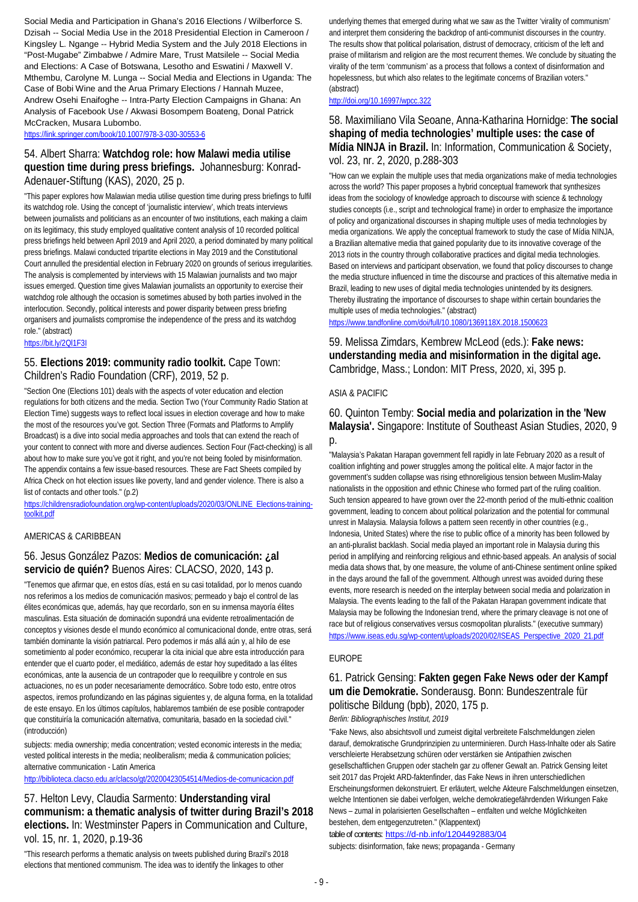Social Media and Participation in Ghana's 2016 Elections / Wilberforce S. Dzisah -- Social Media Use in the 2018 Presidential Election in Cameroon / Kingsley L. Ngange -- Hybrid Media System and the July 2018 Elections in "Post-Mugabe" Zimbabwe / Admire Mare, Trust Matsilele -- Social Media and Elections: A Case of Botswana, Lesotho and Eswatini / Maxwell V. Mthembu, Carolyne M. Lunga -- Social Media and Elections in Uganda: The Case of Bobi Wine and the Arua Primary Elections / Hannah Muzee, Andrew Osehi Enaifoghe -- Intra-Party Election Campaigns in Ghana: An Analysis of Facebook Use / Akwasi Bosompem Boateng, Donal Patrick McCracken, Musara Lubombo.

https://link.springer.com/book/10.1007/978-3-030-30553-6

## 54. Albert Sharra: **Watchdog role: how Malawi media utilise question time during press briefings.** Johannesburg: Konrad-Adenauer-Stiftung (KAS), 2020, 25 p.

"This paper explores how Malawian media utilise question time during press briefings to fulfil its watchdog role. Using the concept of 'journalistic interview', which treats interviews between journalists and politicians as an encounter of two institutions, each making a claim on its legitimacy, this study employed qualitative content analysis of 10 recorded political press briefings held between April 2019 and April 2020, a period dominated by many political press briefings. Malawi conducted tripartite elections in May 2019 and the Constitutional Court annulled the presidential election in February 2020 on grounds of serious irregularities. The analysis is complemented by interviews with 15 Malawian journalists and two major issues emerged. Question time gives Malawian journalists an opportunity to exercise their watchdog role although the occasion is sometimes abused by both parties involved in the interlocution. Secondly, political interests and power disparity between press briefing organisers and journalists compromise the independence of the press and its watchdog role." (abstract)

https://bit.ly/2Ql1F3I

## 55. **Elections 2019: community radio toolkit.** Cape Town: Children's Radio Foundation (CRF), 2019, 52 p.

"Section One (Elections 101) deals with the aspects of voter education and election regulations for both citizens and the media. Section Two (Your Community Radio Station at Election Time) suggests ways to reflect local issues in election coverage and how to make the most of the resources you've got. Section Three (Formats and Platforms to Amplify Broadcast) is a dive into social media approaches and tools that can extend the reach of your content to connect with more and diverse audiences. Section Four (Fact-checking) is all about how to make sure you've got it right, and you're not being fooled by misinformation. The appendix contains a few issue-based resources. These are Fact Sheets compiled by Africa Check on hot election issues like poverty, land and gender violence. There is also a list of contacts and other tools." (p.2)

https://childrensradiofoundation.org/wp-content/uploads/2020/03/ONLINE_Elections-training-toolkit.pdf

### AMERICAS & CARIBBEAN

## 56. Jesus González Pazos: **Medios de comunicación: ¿al servicio de quién?** Buenos Aires: CLACSO, 2020, 143 p.

"Tenemos que afirmar que, en estos días, está en su casi totalidad, por lo menos cuando nos referimos a los medios de comunicación masivos; permeado y bajo el control de las élites económicas que, además, hay que recordarlo, son en su inmensa mayoría élites masculinas. Esta situación de dominación supondrá una evidente retroalimentación de conceptos y visiones desde el mundo económico al comunicacional donde, entre otras, será también dominante la visión patriarcal. Pero podemos ir más allá aún y, al hilo de ese sometimiento al poder económico, recuperar la cita inicial que abre esta introducción para entender que el cuarto poder, el mediático, además de estar hoy supeditado a las élites económicas, ante la ausencia de un contrapoder que lo reequilibre y controle en sus actuaciones, no es un poder necesariamente democrático. Sobre todo esto, entre otros aspectos, iremos profundizando en las páginas siguientes y, de alguna forma, en la totalidad de este ensayo. En los últimos capítulos, hablaremos también de ese posible contrapoder que constituiría la comunicación alternativa, comunitaria, basado en la sociedad civil." (introducción)

subjects: media ownership; media concentration; vested economic interests in the media; vested political interests in the media; neoliberalism; media & communication policies; alternative communication - Latin America

http://biblioteca.clacso.edu.ar/clacso/gt/20200423054514/Medios-de-comunicacion.pdf

## 57. Helton Levy, Claudia Sarmento: **Understanding viral communism: a thematic analysis of twitter during Brazil's 2018 elections.** In: Westminster Papers in Communication and Culture, vol. 15, nr. 1, 2020, p.19-36

"This research performs a thematic analysis on tweets published during Brazil's 2018 elections that mentioned communism. The idea was to identify the linkages to other underlying themes that emerged during what we saw as the Twitter 'virality of communism' and interpret them considering the backdrop of anti-communist discourses in the country. The results show that political polarisation, distrust of democracy, criticism of the left and praise of militarism and religion are the most recurrent themes. We conclude by situating the virality of the term 'communism' as a process that follows a context of disinformation and hopelessness, but which also relates to the legitimate concerns of Brazilian voters." (abstract)

http://doi.org/10.16997/wpcc.322

## 58. Maximiliano Vila Seoane, Anna-Katharina Hornidge: **The social shaping of media technologies' multiple uses: the case of Mídia NINJA in Brazil.** In: Information, Communication & Society, vol. 23, nr. 2, 2020, p.288-303

"How can we explain the multiple uses that media organizations make of media technologies across the world? This paper proposes a hybrid conceptual framework that synthesizes ideas from the sociology of knowledge approach to discourse with science & technology studies concepts (i.e., script and technological frame) in order to emphasize the importance of policy and organizational discourses in shaping multiple uses of media technologies by media organizations. We apply the conceptual framework to study the case of Mídia NINJA, a Brazilian alternative media that gained popularity due to its innovative coverage of the 2013 riots in the country through collaborative practices and digital media technologies. Based on interviews and participant observation, we found that policy discourses to change the media structure influenced in time the discourse and practices of this alternative media in Brazil, leading to new uses of digital media technologies unintended by its designers. Thereby illustrating the importance of discourses to shape within certain boundaries the multiple uses of media technologies." (abstract)

https://www.tandfonline.com/doi/full/10.1080/1369118X.2018.1500623

## 59. Melissa Zimdars, Kembrew McLeod (eds.): **Fake news: understanding media and misinformation in the digital age.** Cambridge, Mass.; London: MIT Press, 2020, xi, 395 p.

### ASIA & PACIFIC

## 60. Quinton Temby: **Social media and polarization in the 'New Malaysia'.** Singapore: Institute of Southeast Asian Studies, 2020, 9 p.

"Malaysia's Pakatan Harapan government fell rapidly in late February 2020 as a result of coalition infighting and power struggles among the political elite. A major factor in the government's sudden collapse was rising ethnoreligious tension between Muslim-Malay nationalists in the opposition and ethnic Chinese who formed part of the ruling coalition. Such tension appeared to have grown over the 22-month period of the multi-ethnic coalition government, leading to concern about political polarization and the potential for communal unrest in Malaysia. Malaysia follows a pattern seen recently in other countries (e.g., Indonesia, United States) where the rise to public office of a minority has been followed by an anti-pluralist backlash. Social media played an important role in Malaysia during this period in amplifying and reinforcing religious and ethnic-based appeals. An analysis of social media data shows that, by one measure, the volume of anti-Chinese sentiment online spiked in the days around the fall of the government. Although unrest was avoided during these events, more research is needed on the interplay between social media and polarization in Malaysia. The events leading to the fall of the Pakatan Harapan government indicate that Malaysia may be following the Indonesian trend, where the primary cleavage is not one of race but of religious conservatives versus cosmopolitan pluralists." (executive summary)

https://www.iseas.edu.sg/wp-content/uploads/2020/02/ISEAS_Perspective_2020_21.pdf

### EUROPE

## 61. Patrick Gensing: **Fakten gegen Fake News oder der Kampf um die Demokratie.** Sonderausg. Bonn: Bundeszentrale für politische Bildung (bpb), 2020, 175 p.

*Berlin: Bibliographisches Institut, 2019*

"Fake News, also absichtsvoll und zumeist digital verbreitete Falschmeldungen zielen darauf, demokratische Grundprinzipien zu unterminieren. Durch Hass-Inhalte oder als Satire verschleierte Herabsetzung schüren oder verstärken sie Antipathien zwischen gesellschaftlichen Gruppen oder stacheln gar zu offener Gewalt an. Patrick Gensing leitet seit 2017 das Projekt ARD-faktenfinder, das Fake News in ihren unterschiedlichen Erscheinungsformen dekonstruiert. Er erläutert, welche Akteure Falschmeldungen einsetzen, welche Intentionen sie dabei verfolgen, welche demokratiegefährdenden Wirkungen Fake News – zumal in polarisierten Gesellschaften – entfalten und welche Möglichkeiten bestehen, dem entgegenzutreten." (Klappentext)

table of contents: https://d-nb.info/1204492883/04

subjects: disinformation, fake news; propaganda - Germany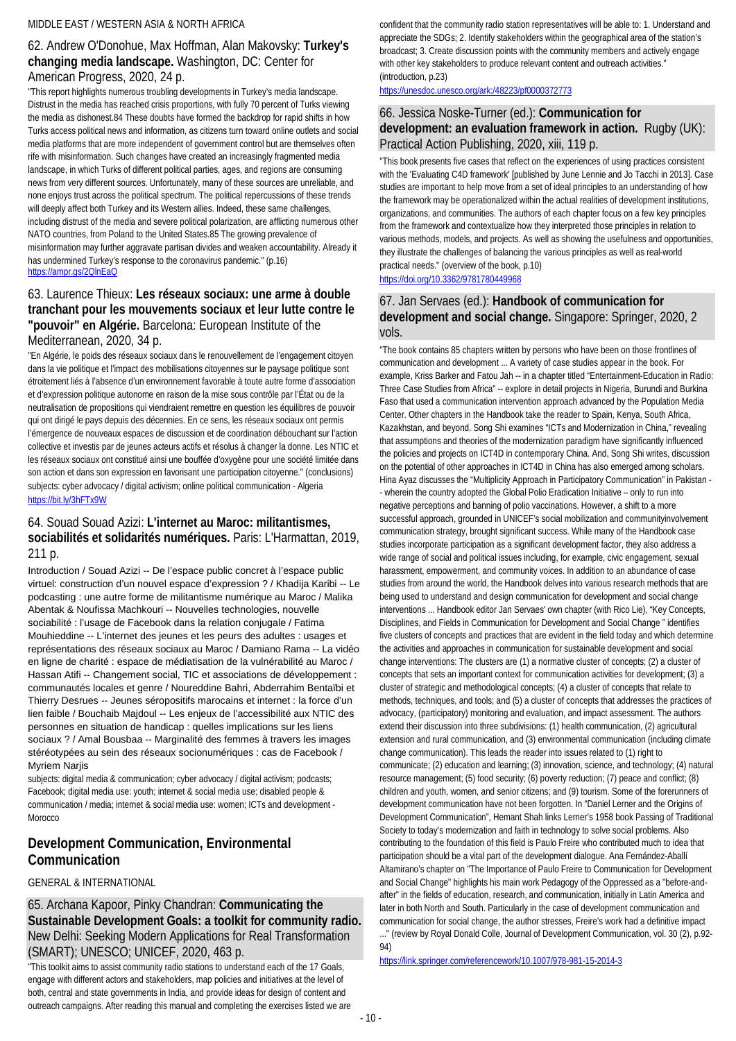MIDDLE EAST / WESTERN ASIA & NORTH AFRICA

### 62. Andrew O'Donohue, Max Hoffman, Alan Makovsky: **Turkey's changing media landscape.** Washington, DC: Center for American Progress, 2020, 24 p.

"This report highlights numerous troubling developments in Turkey's media landscape. Distrust in the media has reached crisis proportions, with fully 70 percent of Turks viewing the media as dishonest.84 These doubts have formed the backdrop for rapid shifts in how Turks access political news and information, as citizens turn toward online outlets and social media platforms that are more independent of government control but are themselves often rife with misinformation. Such changes have created an increasingly fragmented media landscape, in which Turks of different political parties, ages, and regions are consuming news from very different sources. Unfortunately, many of these sources are unreliable, and none enjoys trust across the political spectrum. The political repercussions of these trends will deeply affect both Turkey and its Western allies. Indeed, these same challenges, including distrust of the media and severe political polarization, are afflicting numerous other NATO countries, from Poland to the United States.85 The growing prevalence of misinformation may further aggravate partisan divides and weaken accountability. Already it has undermined Turkey's response to the coronavirus pandemic." (p.16)
https://ampr.gs/2QlnEaQ

### 63. Laurence Thieux: **Les réseaux sociaux: une arme à double tranchant pour les mouvements sociaux et leur lutte contre le "pouvoir" en Algérie.** Barcelona: European Institute of the Mediterranean, 2020, 34 p.

"En Algérie, le poids des réseaux sociaux dans le renouvellement de l'engagement citoyen dans la vie politique et l'impact des mobilisations citoyennes sur le paysage politique sont étroitement liés à l'absence d'un environnement favorable à toute autre forme d'association et d'expression politique autonome en raison de la mise sous contrôle par l'État ou de la neutralisation de propositions qui viendraient remettre en question les équilibres de pouvoir qui ont dirigé le pays depuis des décennies. En ce sens, les réseaux sociaux ont permis l'émergence de nouveaux espaces de discussion et de coordination débouchant sur l'action collective et investis par de jeunes acteurs actifs et résolus à changer la donne. Les NTIC et les réseaux sociaux ont constitué ainsi une bouffée d'oxygène pour une société limitée dans son action et dans son expression en favorisant une participation citoyenne." (conclusions)
subjects: cyber advocacy / digital activism; online political communication - Algeria
https://bit.ly/3hFTx9W

### 64. Souad Souad Azizi: **L'internet au Maroc: militantismes, sociabilités et solidarités numériques.** Paris: L'Harmattan, 2019, 211 p.

Introduction / Souad Azizi -- De l'espace public concret à l'espace public virtuel: construction d'un nouvel espace d'expression ? / Khadija Karibi -- Le podcasting : une autre forme de militantisme numérique au Maroc / Malika Abentak & Noufissa Machkouri -- Nouvelles technologies, nouvelle sociabilité : l'usage de Facebook dans la relation conjugale / Fatima Mouhieddine -- L'internet des jeunes et les peurs des adultes : usages et représentations des réseaux sociaux au Maroc / Damiano Rama -- La vidéo en ligne de charité : espace de médiatisation de la vulnérabilité au Maroc / Hassan Atifi -- Changement social, TIC et associations de développement : communautés locales et genre / Noureddine Bahri, Abderrahim Bentaïbi et Thierry Desrues -- Jeunes séropositifs marocains et internet : la force d'un lien faible / Bouchaib Majdoul -- Les enjeux de l'accessibilité aux NTIC des personnes en situation de handicap : quelles implications sur les liens sociaux ? / Amal Bousbaa -- Marginalité des femmes à travers les images stéréotypées au sein des réseaux socionumériques : cas de Facebook / Myriem Narjis

subjects: digital media & communication; cyber advocacy / digital activism; podcasts; Facebook; digital media use: youth; internet & social media use; disabled people & communication / media; internet & social media use: women; ICTs and development - Morocco

## Development Communication, Environmental Communication

GENERAL & INTERNATIONAL

### 65. Archana Kapoor, Pinky Chandran: **Communicating the Sustainable Development Goals: a toolkit for community radio.** New Delhi: Seeking Modern Applications for Real Transformation (SMART); UNESCO; UNICEF, 2020, 463 p.

"This toolkit aims to assist community radio stations to understand each of the 17 Goals, engage with different actors and stakeholders, map policies and initiatives at the level of both, central and state governments in India, and provide ideas for design of content and outreach campaigns. After reading this manual and completing the exercises listed we are confident that the community radio station representatives will be able to: 1. Understand and appreciate the SDGs; 2. Identify stakeholders within the geographical area of the station's broadcast; 3. Create discussion points with the community members and actively engage with other key stakeholders to produce relevant content and outreach activities." (introduction, p.23)
https://unesdoc.unesco.org/ark:/48223/pf0000372773

### 66. Jessica Noske-Turner (ed.): **Communication for development: an evaluation framework in action.** Rugby (UK): Practical Action Publishing, 2020, xiii, 119 p.

"This book presents five cases that reflect on the experiences of using practices consistent with the 'Evaluating C4D framework' [published by June Lennie and Jo Tacchi in 2013]. Case studies are important to help move from a set of ideal principles to an understanding of how the framework may be operationalized within the actual realities of development institutions, organizations, and communities. The authors of each chapter focus on a few key principles from the framework and contextualize how they interpreted those principles in relation to various methods, models, and projects. As well as showing the usefulness and opportunities, they illustrate the challenges of balancing the various principles as well as real-world practical needs." (overview of the book, p.10)
https://doi.org/10.3362/9781780449968

### 67. Jan Servaes (ed.): **Handbook of communication for development and social change.** Singapore: Springer, 2020, 2 vols.

"The book contains 85 chapters written by persons who have been on those frontlines of communication and development ... A variety of case studies appear in the book. For example, Kriss Barker and Fatou Jah -- in a chapter titled "Entertainment-Education in Radio: Three Case Studies from Africa" -- explore in detail projects in Nigeria, Burundi and Burkina Faso that used a communication intervention approach advanced by the Population Media Center. Other chapters in the Handbook take the reader to Spain, Kenya, South Africa, Kazakhstan, and beyond. Song Shi examines "ICTs and Modernization in China," revealing that assumptions and theories of the modernization paradigm have significantly influenced the policies and projects on ICT4D in contemporary China. And, Song Shi writes, discussion on the potential of other approaches in ICT4D in China has also emerged among scholars. Hina Ayaz discusses the "Multiplicity Approach in Participatory Communication" in Pakistan -- wherein the country adopted the Global Polio Eradication Initiative – only to run into negative perceptions and banning of polio vaccinations. However, a shift to a more successful approach, grounded in UNICEF's social mobilization and communityinvolvement communication strategy, brought significant success. While many of the Handbook case studies incorporate participation as a significant development factor, they also address a wide range of social and political issues including, for example, civic engagement, sexual harassment, empowerment, and community voices. In addition to an abundance of case studies from around the world, the Handbook delves into various research methods that are being used to understand and design communication for development and social change interventions ... Handbook editor Jan Servaes' own chapter (with Rico Lie), "Key Concepts, Disciplines, and Fields in Communication for Development and Social Change " identifies five clusters of concepts and practices that are evident in the field today and which determine the activities and approaches in communication for sustainable development and social change interventions: The clusters are (1) a normative cluster of concepts; (2) a cluster of concepts that sets an important context for communication activities for development; (3) a cluster of strategic and methodological concepts; (4) a cluster of concepts that relate to methods, techniques, and tools; and (5) a cluster of concepts that addresses the practices of advocacy, (participatory) monitoring and evaluation, and impact assessment. The authors extend their discussion into three subdivisions: (1) health communication, (2) agricultural extension and rural communication, and (3) environmental communication (including climate change communication). This leads the reader into issues related to (1) right to communicate; (2) education and learning; (3) innovation, science, and technology; (4) natural resource management; (5) food security; (6) poverty reduction; (7) peace and conflict; (8) children and youth, women, and senior citizens; and (9) tourism. Some of the forerunners of development communication have not been forgotten. In "Daniel Lerner and the Origins of Development Communication", Hemant Shah links Lerner's 1958 book Passing of Traditional Society to today's modernization and faith in technology to solve social problems. Also contributing to the foundation of this field is Paulo Freire who contributed much to idea that participation should be a vital part of the development dialogue. Ana Fernández-Aballí Altamirano's chapter on "The Importance of Paulo Freire to Communication for Development and Social Change" highlights his main work Pedagogy of the Oppressed as a "before-and-after" in the fields of education, research, and communication, initially in Latin America and later in both North and South. Particularly in the case of development communication and communication for social change, the author stresses, Freire's work had a definitive impact ..." (review by Royal Donald Colle, Journal of Development Communication, vol. 30 (2), p.92-94)
https://link.springer.com/referencework/10.1007/978-981-15-2014-3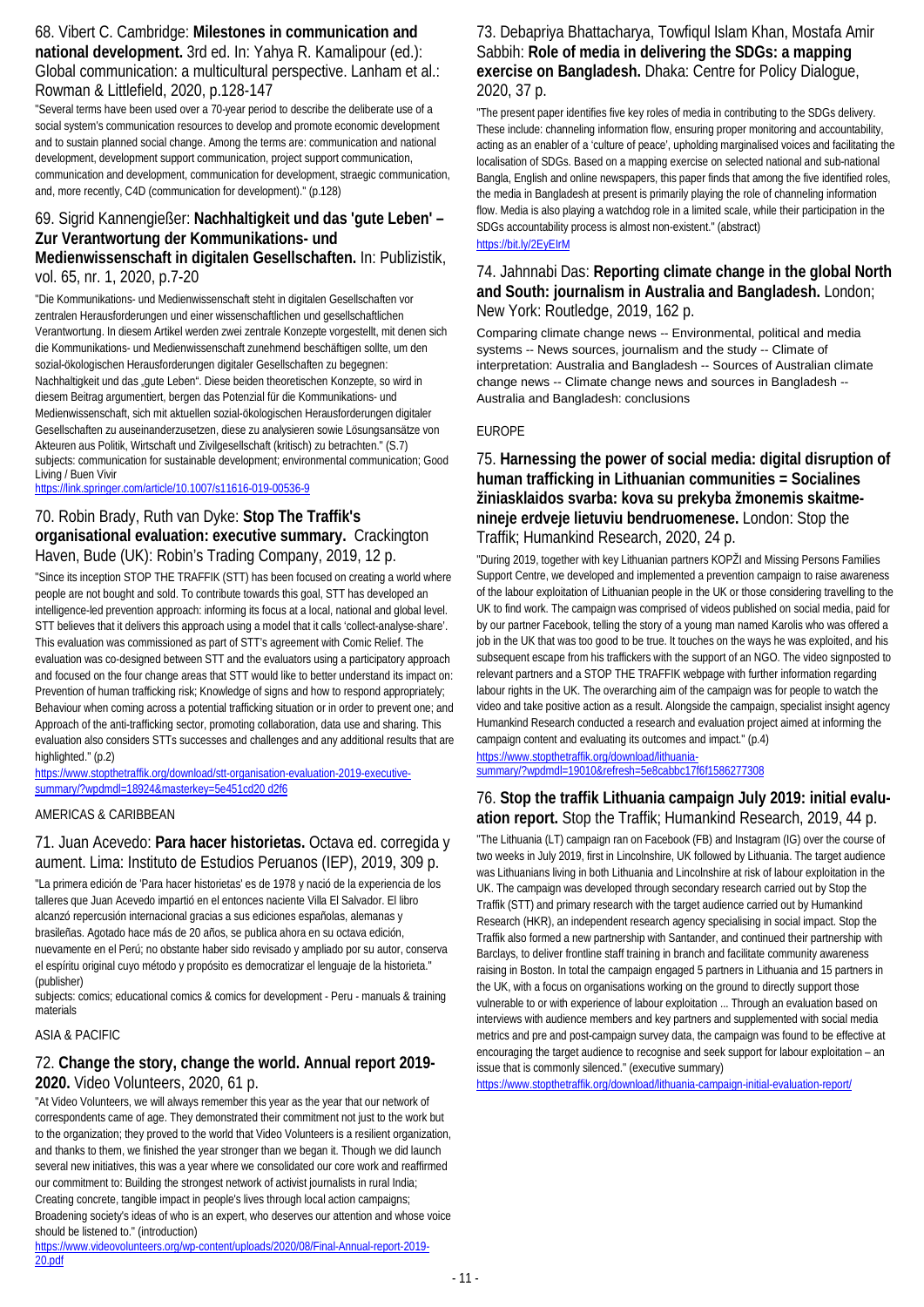## 68. Vibert C. Cambridge: **Milestones in communication and national development.** 3rd ed. In: Yahya R. Kamalipour (ed.): Global communication: a multicultural perspective. Lanham et al.: Rowman & Littlefield, 2020, p.128-147

"Several terms have been used over a 70-year period to describe the deliberate use of a social system's communication resources to develop and promote economic development and to sustain planned social change. Among the terms are: communication and national development, development support communication, project support communication, communication and development, communication for development, straegic communication, and, more recently, C4D (communication for development)." (p.128)

## 69. Sigrid Kannengießer: **Nachhaltigkeit und das 'gute Leben' – Zur Verantwortung der Kommunikations- und Medienwissenschaft in digitalen Gesellschaften.** In: Publizistik, vol. 65, nr. 1, 2020, p.7-20

"Die Kommunikations- und Medienwissenschaft steht in digitalen Gesellschaften vor zentralen Herausforderungen und einer wissenschaftlichen und gesellschaftlichen Verantwortung. In diesem Artikel werden zwei zentrale Konzepte vorgestellt, mit denen sich die Kommunikations- und Medienwissenschaft zunehmend beschäftigen sollte, um den sozial-ökologischen Herausforderungen digitaler Gesellschaften zu begegnen: Nachhaltigkeit und das „gute Leben". Diese beiden theoretischen Konzepte, so wird in diesem Beitrag argumentiert, bergen das Potenzial für die Kommunikations- und Medienwissenschaft, sich mit aktuellen sozial-ökologischen Herausforderungen digitaler Gesellschaften zu auseinanderzusetzen, diese zu analysieren sowie Lösungsansätze von Akteuren aus Politik, Wirtschaft und Zivilgesellschaft (kritisch) zu betrachten." (S.7)
subjects: communication for sustainable development; environmental communication; Good Living / Buen Vivir
https://link.springer.com/article/10.1007/s11616-019-00536-9

## 70. Robin Brady, Ruth van Dyke: **Stop The Traffik's organisational evaluation: executive summary.** Crackington Haven, Bude (UK): Robin's Trading Company, 2019, 12 p.

"Since its inception STOP THE TRAFFIK (STT) has been focused on creating a world where people are not bought and sold. To contribute towards this goal, STT has developed an intelligence-led prevention approach: informing its focus at a local, national and global level. STT believes that it delivers this approach using a model that it calls 'collect-analyse-share'. This evaluation was commissioned as part of STT's agreement with Comic Relief. The evaluation was co-designed between STT and the evaluators using a participatory approach and focused on the four change areas that STT would like to better understand its impact on: Prevention of human trafficking risk; Knowledge of signs and how to respond appropriately; Behaviour when coming across a potential trafficking situation or in order to prevent one; and Approach of the anti-trafficking sector, promoting collaboration, data use and sharing. This evaluation also considers STTs successes and challenges and any additional results that are highlighted." (p.2)
https://www.stopthetraffik.org/download/stt-organisation-evaluation-2019-executive-summary/?wpdmdl=18924&masterkey=5e451cd20 d2f6

AMERICAS & CARIBBEAN

## 71. Juan Acevedo: **Para hacer historietas.** Octava ed. corregida y aument. Lima: Instituto de Estudios Peruanos (IEP), 2019, 309 p.

"La primera edición de 'Para hacer historietas' es de 1978 y nació de la experiencia de los talleres que Juan Acevedo impartió en el entonces naciente Villa El Salvador. El libro alcanzó repercusión internacional gracias a sus ediciones españolas, alemanas y brasileñas. Agotado hace más de 20 años, se publica ahora en su octava edición, nuevamente en el Perú; no obstante haber sido revisado y ampliado por su autor, conserva el espíritu original cuyo método y propósito es democratizar el lenguaje de la historieta." (publisher)
subjects: comics; educational comics & comics for development - Peru - manuals & training materials

ASIA & PACIFIC

## 72. **Change the story, change the world. Annual report 2019-2020.** Video Volunteers, 2020, 61 p.

"At Video Volunteers, we will always remember this year as the year that our network of correspondents came of age. They demonstrated their commitment not just to the work but to the organization; they proved to the world that Video Volunteers is a resilient organization, and thanks to them, we finished the year stronger than we began it. Though we did launch several new initiatives, this was a year where we consolidated our core work and reaffirmed our commitment to: Building the strongest network of activist journalists in rural India; Creating concrete, tangible impact in people's lives through local action campaigns; Broadening society's ideas of who is an expert, who deserves our attention and whose voice should be listened to." (introduction)
https://www.videovolunteers.org/wp-content/uploads/2020/08/Final-Annual-report-2019-20.pdf

## 73. Debapriya Bhattacharya, Towfiqul Islam Khan, Mostafa Amir Sabbih: **Role of media in delivering the SDGs: a mapping exercise on Bangladesh.** Dhaka: Centre for Policy Dialogue, 2020, 37 p.

"The present paper identifies five key roles of media in contributing to the SDGs delivery. These include: channeling information flow, ensuring proper monitoring and accountability, acting as an enabler of a 'culture of peace', upholding marginalised voices and facilitating the localisation of SDGs. Based on a mapping exercise on selected national and sub-national Bangla, English and online newspapers, this paper finds that among the five identified roles, the media in Bangladesh at present is primarily playing the role of channeling information flow. Media is also playing a watchdog role in a limited scale, while their participation in the SDGs accountability process is almost non-existent." (abstract)
https://bit.ly/2EyEIrM

## 74. Jahnnabi Das: **Reporting climate change in the global North and South: journalism in Australia and Bangladesh.** London; New York: Routledge, 2019, 162 p.

Comparing climate change news -- Environmental, political and media systems -- News sources, journalism and the study -- Climate of interpretation: Australia and Bangladesh -- Sources of Australian climate change news -- Climate change news and sources in Bangladesh -- Australia and Bangladesh: conclusions

EUROPE

## 75. **Harnessing the power of social media: digital disruption of human trafficking in Lithuanian communities = Socialines žiniasklaidos svarba: kova su prekyba žmonemis skaitme-nineje erdveje lietuviu bendruomenese.** London: Stop the Traffik; Humankind Research, 2020, 24 p.

"During 2019, together with key Lithuanian partners KOPŽI and Missing Persons Families Support Centre, we developed and implemented a prevention campaign to raise awareness of the labour exploitation of Lithuanian people in the UK or those considering travelling to the UK to find work. The campaign was comprised of videos published on social media, paid for by our partner Facebook, telling the story of a young man named Karolis who was offered a job in the UK that was too good to be true. It touches on the ways he was exploited, and his subsequent escape from his traffickers with the support of an NGO. The video signposted to relevant partners and a STOP THE TRAFFIK webpage with further information regarding labour rights in the UK. The overarching aim of the campaign was for people to watch the video and take positive action as a result. Alongside the campaign, specialist insight agency Humankind Research conducted a research and evaluation project aimed at informing the campaign content and evaluating its outcomes and impact." (p.4)
https://www.stopthetraffik.org/download/lithuania-summary/?wpdmdl=19010&refresh=5e8cabbc17f6f1586277308

## 76. **Stop the traffik Lithuania campaign July 2019: initial evaluation report.** Stop the Traffik; Humankind Research, 2019, 44 p.

"The Lithuania (LT) campaign ran on Facebook (FB) and Instagram (IG) over the course of two weeks in July 2019, first in Lincolnshire, UK followed by Lithuania. The target audience was Lithuanians living in both Lithuania and Lincolnshire at risk of labour exploitation in the UK. The campaign was developed through secondary research carried out by Stop the Traffik (STT) and primary research with the target audience carried out by Humankind Research (HKR), an independent research agency specialising in social impact. Stop the Traffik also formed a new partnership with Santander, and continued their partnership with Barclays, to deliver frontline staff training in branch and facilitate community awareness raising in Boston. In total the campaign engaged 5 partners in Lithuania and 15 partners in the UK, with a focus on organisations working on the ground to directly support those vulnerable to or with experience of labour exploitation ... Through an evaluation based on interviews with audience members and key partners and supplemented with social media metrics and pre and post-campaign survey data, the campaign was found to be effective at encouraging the target audience to recognise and seek support for labour exploitation – an issue that is commonly silenced." (executive summary)
https://www.stopthetraffik.org/download/lithuania-campaign-initial-evaluation-report/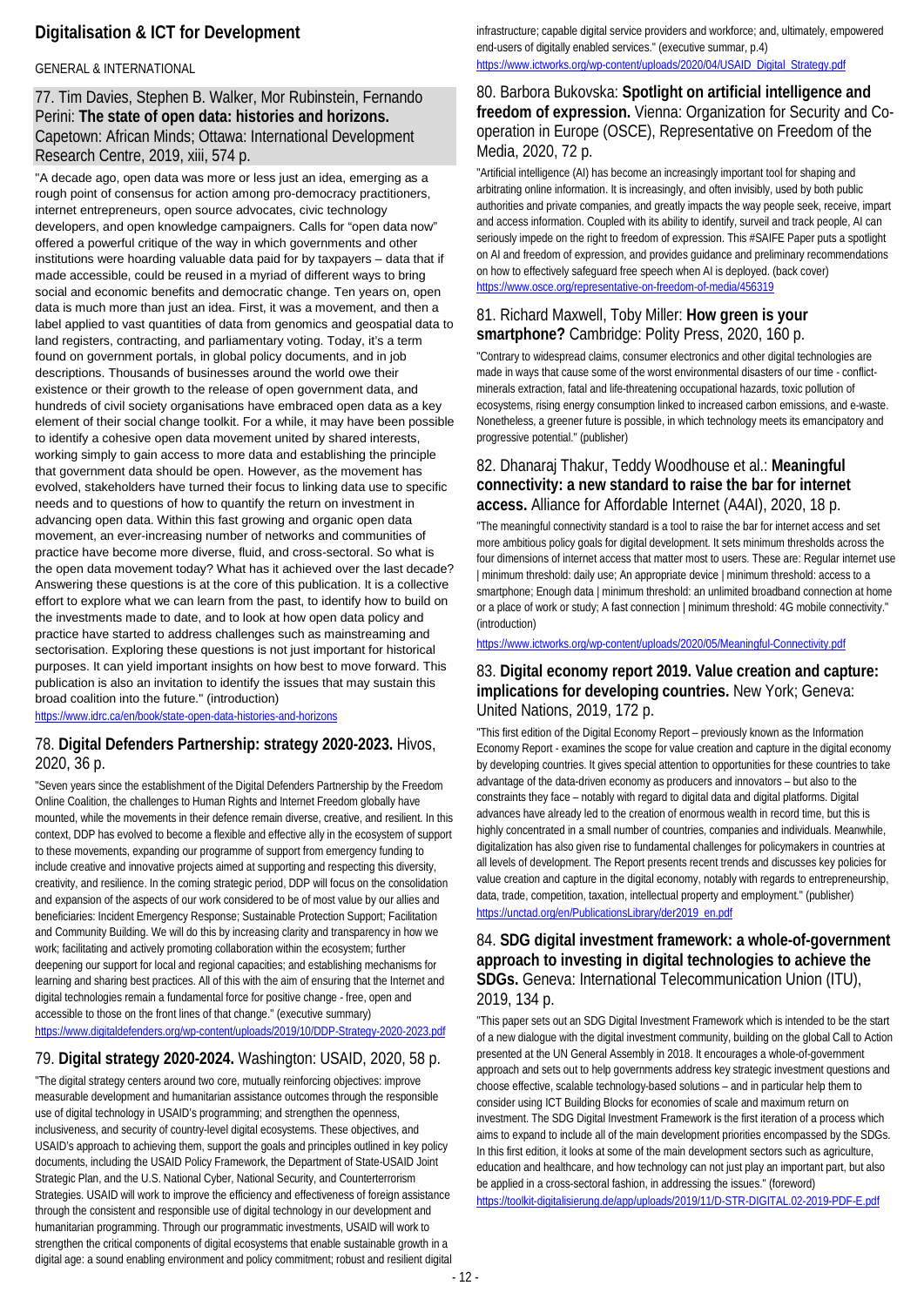## Digitalisation & ICT for Development

GENERAL & INTERNATIONAL

### 77. Tim Davies, Stephen B. Walker, Mor Rubinstein, Fernando Perini: **The state of open data: histories and horizons.** Capetown: African Minds; Ottawa: International Development Research Centre, 2019, xiii, 574 p.

"A decade ago, open data was more or less just an idea, emerging as a rough point of consensus for action among pro-democracy practitioners, internet entrepreneurs, open source advocates, civic technology developers, and open knowledge campaigners. Calls for "open data now" offered a powerful critique of the way in which governments and other institutions were hoarding valuable data paid for by taxpayers – data that if made accessible, could be reused in a myriad of different ways to bring social and economic benefits and democratic change. Ten years on, open data is much more than just an idea. First, it was a movement, and then a label applied to vast quantities of data from genomics and geospatial data to land registers, contracting, and parliamentary voting. Today, it's a term found on government portals, in global policy documents, and in job descriptions. Thousands of businesses around the world owe their existence or their growth to the release of open government data, and hundreds of civil society organisations have embraced open data as a key element of their social change toolkit. For a while, it may have been possible to identify a cohesive open data movement united by shared interests, working simply to gain access to more data and establishing the principle that government data should be open. However, as the movement has evolved, stakeholders have turned their focus to linking data use to specific needs and to questions of how to quantify the return on investment in advancing open data. Within this fast growing and organic open data movement, an ever-increasing number of networks and communities of practice have become more diverse, fluid, and cross-sectoral. So what is the open data movement today? What has it achieved over the last decade? Answering these questions is at the core of this publication. It is a collective effort to explore what we can learn from the past, to identify how to build on the investments made to date, and to look at how open data policy and practice have started to address challenges such as mainstreaming and sectorisation. Exploring these questions is not just important for historical purposes. It can yield important insights on how best to move forward. This publication is also an invitation to identify the issues that may sustain this broad coalition into the future." (introduction)

https://www.idrc.ca/en/book/state-open-data-histories-and-horizons

### 78. **Digital Defenders Partnership: strategy 2020-2023.** Hivos, 2020, 36 p.

"Seven years since the establishment of the Digital Defenders Partnership by the Freedom Online Coalition, the challenges to Human Rights and Internet Freedom globally have mounted, while the movements in their defence remain diverse, creative, and resilient. In this context, DDP has evolved to become a flexible and effective ally in the ecosystem of support to these movements, expanding our programme of support from emergency funding to include creative and innovative projects aimed at supporting and respecting this diversity, creativity, and resilience. In the coming strategic period, DDP will focus on the consolidation and expansion of the aspects of our work considered to be of most value by our allies and beneficiaries: Incident Emergency Response; Sustainable Protection Support; Facilitation and Community Building. We will do this by increasing clarity and transparency in how we work; facilitating and actively promoting collaboration within the ecosystem; further deepening our support for local and regional capacities; and establishing mechanisms for learning and sharing best practices. All of this with the aim of ensuring that the Internet and digital technologies remain a fundamental force for positive change - free, open and accessible to those on the front lines of that change." (executive summary)

https://www.digitaldefenders.org/wp-content/uploads/2019/10/DDP-Strategy-2020-2023.pdf

### 79. **Digital strategy 2020-2024.** Washington: USAID, 2020, 58 p.

"The digital strategy centers around two core, mutually reinforcing objectives: improve measurable development and humanitarian assistance outcomes through the responsible use of digital technology in USAID's programming; and strengthen the openness, inclusiveness, and security of country-level digital ecosystems. These objectives, and USAID's approach to achieving them, support the goals and principles outlined in key policy documents, including the USAID Policy Framework, the Department of State-USAID Joint Strategic Plan, and the U.S. National Cyber, National Security, and Counterterrorism Strategies. USAID will work to improve the efficiency and effectiveness of foreign assistance through the consistent and responsible use of digital technology in our development and humanitarian programming. Through our programmatic investments, USAID will work to strengthen the critical components of digital ecosystems that enable sustainable growth in a digital age: a sound enabling environment and policy commitment; robust and resilient digital infrastructure; capable digital service providers and workforce; and, ultimately, empowered end-users of digitally enabled services." (executive summar, p.4)

https://www.ictworks.org/wp-content/uploads/2020/04/USAID_Digital_Strategy.pdf

### 80. Barbora Bukovska: **Spotlight on artificial intelligence and freedom of expression.** Vienna: Organization for Security and Co-operation in Europe (OSCE), Representative on Freedom of the Media, 2020, 72 p.

"Artificial intelligence (AI) has become an increasingly important tool for shaping and arbitrating online information. It is increasingly, and often invisibly, used by both public authorities and private companies, and greatly impacts the way people seek, receive, impart and access information. Coupled with its ability to identify, surveil and track people, AI can seriously impede on the right to freedom of expression. This #SAIFE Paper puts a spotlight on AI and freedom of expression, and provides guidance and preliminary recommendations on how to effectively safeguard free speech when AI is deployed. (back cover)

https://www.osce.org/representative-on-freedom-of-media/456319

### 81. Richard Maxwell, Toby Miller: **How green is your smartphone?** Cambridge: Polity Press, 2020, 160 p.

"Contrary to widespread claims, consumer electronics and other digital technologies are made in ways that cause some of the worst environmental disasters of our time - conflict-minerals extraction, fatal and life-threatening occupational hazards, toxic pollution of ecosystems, rising energy consumption linked to increased carbon emissions, and e-waste. Nonetheless, a greener future is possible, in which technology meets its emancipatory and progressive potential." (publisher)

### 82. Dhanaraj Thakur, Teddy Woodhouse et al.: **Meaningful connectivity: a new standard to raise the bar for internet access.** Alliance for Affordable Internet (A4AI), 2020, 18 p.

"The meaningful connectivity standard is a tool to raise the bar for internet access and set more ambitious policy goals for digital development. It sets minimum thresholds across the four dimensions of internet access that matter most to users. These are: Regular internet use | minimum threshold: daily use; An appropriate device | minimum threshold: access to a smartphone; Enough data | minimum threshold: an unlimited broadband connection at home or a place of work or study; A fast connection | minimum threshold: 4G mobile connectivity." (introduction)

https://www.ictworks.org/wp-content/uploads/2020/05/Meaningful-Connectivity.pdf

### 83. **Digital economy report 2019. Value creation and capture: implications for developing countries.** New York; Geneva: United Nations, 2019, 172 p.

"This first edition of the Digital Economy Report – previously known as the Information Economy Report - examines the scope for value creation and capture in the digital economy by developing countries. It gives special attention to opportunities for these countries to take advantage of the data-driven economy as producers and innovators – but also to the constraints they face – notably with regard to digital data and digital platforms. Digital advances have already led to the creation of enormous wealth in record time, but this is highly concentrated in a small number of countries, companies and individuals. Meanwhile, digitalization has also given rise to fundamental challenges for policymakers in countries at all levels of development. The Report presents recent trends and discusses key policies for value creation and capture in the digital economy, notably with regards to entrepreneurship, data, trade, competition, taxation, intellectual property and employment." (publisher)

https://unctad.org/en/PublicationsLibrary/der2019_en.pdf

### 84. **SDG digital investment framework: a whole-of-government approach to investing in digital technologies to achieve the SDGs.** Geneva: International Telecommunication Union (ITU), 2019, 134 p.

"This paper sets out an SDG Digital Investment Framework which is intended to be the start of a new dialogue with the digital investment community, building on the global Call to Action presented at the UN General Assembly in 2018. It encourages a whole-of-government approach and sets out to help governments address key strategic investment questions and choose effective, scalable technology-based solutions – and in particular help them to consider using ICT Building Blocks for economies of scale and maximum return on investment. The SDG Digital Investment Framework is the first iteration of a process which aims to expand to include all of the main development priorities encompassed by the SDGs. In this first edition, it looks at some of the main development sectors such as agriculture, education and healthcare, and how technology can not just play an important part, but also be applied in a cross-sectoral fashion, in addressing the issues." (foreword)

https://toolkit-digitalisierung.de/app/uploads/2019/11/D-STR-DIGITAL.02-2019-PDF-E.pdf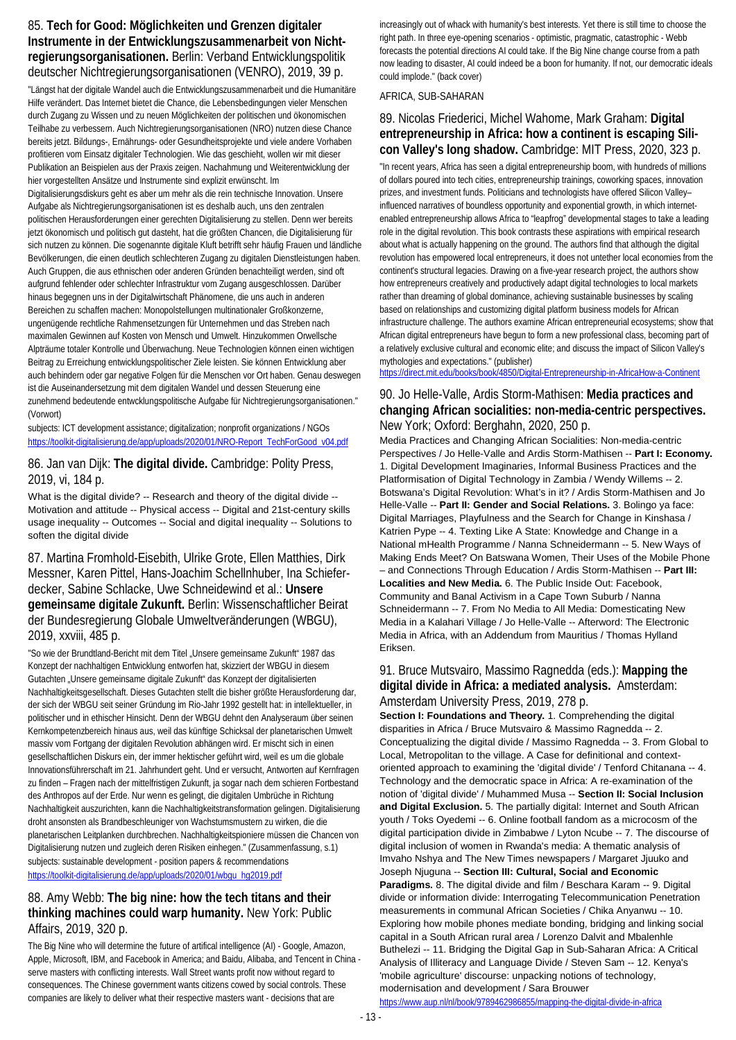## 85. **Tech for Good: Möglichkeiten und Grenzen digitaler Instrumente in der Entwicklungszusammenarbeit von Nichtregierungsorganisationen.** Berlin: Verband Entwicklungspolitik deutscher Nichtregierungsorganisationen (VENRO), 2019, 39 p.

"Längst hat der digitale Wandel auch die Entwicklungszusammenarbeit und die Humanitäre Hilfe verändert. Das Internet bietet die Chance, die Lebensbedingungen vieler Menschen durch Zugang zu Wissen und zu neuen Möglichkeiten der politischen und ökonomischen Teilhabe zu verbessern. Auch Nichtregierungsorganisationen (NRO) nutzen diese Chance bereits jetzt. Bildungs-, Ernährungs- oder Gesundheitsprojekte und viele andere Vorhaben profitieren vom Einsatz digitaler Technologien. Wie das geschieht, wollen wir mit dieser Publikation an Beispielen aus der Praxis zeigen. Nachahmung und Weiterentwicklung der hier vorgestellten Ansätze und Instrumente sind explizit erwünscht. Im Digitalisierungsdiskurs geht es aber um mehr als die rein technische Innovation. Unsere Aufgabe als Nichtregierungsorganisationen ist es deshalb auch, uns den zentralen politischen Herausforderungen einer gerechten Digitalisierung zu stellen. Denn wer bereits jetzt ökonomisch und politisch gut dasteht, hat die größten Chancen, die Digitalisierung für sich nutzen zu können. Die sogenannte digitale Kluft betrifft sehr häufig Frauen und ländliche Bevölkerungen, die einen deutlich schlechteren Zugang zu digitalen Dienstleistungen haben. Auch Gruppen, die aus ethnischen oder anderen Gründen benachteiligt werden, sind oft aufgrund fehlender oder schlechter Infrastruktur vom Zugang ausgeschlossen. Darüber hinaus begegnen uns in der Digitalwirtschaft Phänomene, die uns auch in anderen Bereichen zu schaffen machen: Monopolstellungen multinationaler Großkonzerne, ungenügende rechtliche Rahmensetzungen für Unternehmen und das Streben nach maximalen Gewinnen auf Kosten von Mensch und Umwelt. Hinzukommen Orwellsche Alpträume totaler Kontrolle und Überwachung. Neue Technologien können einen wichtigen Beitrag zu Erreichung entwicklungspolitischer Ziele leisten. Sie können Entwicklung aber auch behindern oder gar negative Folgen für die Menschen vor Ort haben. Genau deswegen ist die Auseinandersetzung mit dem digitalen Wandel und dessen Steuerung eine zunehmend bedeutende entwcklungspolitische Aufgabe für Nichtregierungsorganisationen." (Vorwort)

subjects: ICT development assistance; digitalization; nonprofit organizations / NGOs
https://toolkit-digitalisierung.de/app/uploads/2020/01/NRO-Report_TechForGood_v04.pdf

## 86. Jan van Dijk: **The digital divide.** Cambridge: Polity Press, 2019, vi, 184 p.

What is the digital divide? -- Research and theory of the digital divide -- Motivation and attitude -- Physical access -- Digital and 21st-century skills usage inequality -- Outcomes -- Social and digital inequality -- Solutions to soften the digital divide

## 87. Martina Fromhold-Eisebith, Ulrike Grote, Ellen Matthies, Dirk Messner, Karen Pittel, Hans-Joachim Schellnhuber, Ina Schieferdecker, Sabine Schlacke, Uwe Schneidewind et al.: **Unsere gemeinsame digitale Zukunft.** Berlin: Wissenschaftlicher Beirat der Bundesregierung Globale Umweltveränderungen (WBGU), 2019, xxviii, 485 p.

"So wie der Brundtland-Bericht mit dem Titel „Unsere gemeinsame Zukunft" 1987 das Konzept der nachhaltigen Entwicklung entworfen hat, skizziert der WBGU in diesem Gutachten „Unsere gemeinsame digitale Zukunft" das Konzept der digitalisierten Nachhaltigkeitsgesellschaft. Dieses Gutachten stellt die bisher größte Herausforderung dar, der sich der WBGU seit seiner Gründung im Rio-Jahr 1992 gestellt hat: in intellektueller, in politischer und in ethischer Hinsicht. Denn der WBGU dehnt den Analyseraum über seinen Kernkompetenzbereich hinaus aus, weil das künftige Schicksal der planetarischen Umwelt massiv vom Fortgang der digitalen Revolution abhängen wird. Er mischt sich in einen gesellschaftlichen Diskurs ein, der immer hektischer geführt wird, weil es um die globale Innovationsführerschaft im 21. Jahrhundert geht. Und er versucht, Antworten auf Kernfragen zu finden – Fragen nach der mittelfristigen Zukunft, ja sogar nach dem schieren Fortbestand des Anthropos auf der Erde. Nur wenn es gelingt, die digitalen Umbrüche in Richtung Nachhaltigkeit auszurichten, kann die Nachhaltigkeitstransformation gelingen. Digitalisierung droht ansonsten als Brandbeschleuniger von Wachstumsmustern zu wirken, die die planetarischen Leitplanken durchbrechen. Nachhaltigkeitspioniere müssen die Chancen von Digitalisierung nutzen und zugleich deren Risiken einhegen." (Zusammenfassung, s.1)

subjects: sustainable development - position papers & recommendations
https://toolkit-digitalisierung.de/app/uploads/2020/01/wbgu_hg2019.pdf

## 88. Amy Webb: **The big nine: how the tech titans and their thinking machines could warp humanity.** New York: Public Affairs, 2019, 320 p.

The Big Nine who will determine the future of artifical intelligence (AI) - Google, Amazon, Apple, Microsoft, IBM, and Facebook in America; and Baidu, Alibaba, and Tencent in China - serve masters with conflicting interests. Wall Street wants profit now without regard to consequences. The Chinese government wants citizens cowed by social controls. These companies are likely to deliver what their respective masters want - decisions that are increasingly out of whack with humanity's best interests. Yet there is still time to choose the right path. In three eye-opening scenarios - optimistic, pragmatic, catastrophic - Webb forecasts the potential directions AI could take. If the Big Nine change course from a path now leading to disaster, AI could indeed be a boon for humanity. If not, our democratic ideals could implode." (back cover)

AFRICA, SUB-SAHARAN

## 89. Nicolas Friederici, Michel Wahome, Mark Graham: **Digital entrepreneurship in Africa: how a continent is escaping Silicon Valley's long shadow.** Cambridge: MIT Press, 2020, 323 p.

"In recent years, Africa has seen a digital entrepreneurship boom, with hundreds of millions of dollars poured into tech cities, entrepreneurship trainings, coworking spaces, innovation prizes, and investment funds. Politicians and technologists have offered Silicon Valley–influenced narratives of boundless opportunity and exponential growth, in which internet-enabled entrepreneurship allows Africa to "leapfrog" developmental stages to take a leading role in the digital revolution. This book contrasts these aspirations with empirical research about what is actually happening on the ground. The authors find that although the digital revolution has empowered local entrepreneurs, it does not untether local economies from the continent's structural legacies. Drawing on a five-year research project, the authors show how entrepreneurs creatively and productively adapt digital technologies to local markets rather than dreaming of global dominance, achieving sustainable businesses by scaling based on relationships and customizing digital platform business models for African infrastructure challenge. The authors examine African entrepreneurial ecosystems; show that African digital entrepreneurs have begun to form a new professional class, becoming part of a relatively exclusive cultural and economic elite; and discuss the impact of Silicon Valley's mythologies and expectations." (publisher)

https://direct.mit.edu/books/book/4850/Digital-Entrepreneurship-in-AfricaHow-a-Continent

## 90. Jo Helle-Valle, Ardis Storm-Mathisen: **Media practices and changing African socialities: non-media-centric perspectives.** New York; Oxford: Berghahn, 2020, 250 p.

Media Practices and Changing African Socialities: Non-media-centric Perspectives / Jo Helle-Valle and Ardis Storm-Mathisen -- **Part I: Economy.** 1. Digital Development Imaginaries, Informal Business Practices and the Platformisation of Digital Technology in Zambia / Wendy Willems -- 2. Botswana's Digital Revolution: What's in it? / Ardis Storm-Mathisen and Jo Helle-Valle -- **Part II: Gender and Social Relations.** 3. Bolingo ya face: Digital Marriages, Playfulness and the Search for Change in Kinshasa / Katrien Pype -- 4. Texting Like A State: Knowledge and Change in a National mHealth Programme / Nanna Schneidermann -- 5. New Ways of Making Ends Meet? On Batswana Women, Their Uses of the Mobile Phone – and Connections Through Education / Ardis Storm-Mathisen -- **Part III: Localities and New Media.** 6. The Public Inside Out: Facebook, Community and Banal Activism in a Cape Town Suburb / Nanna Schneidermann -- 7. From No Media to All Media: Domesticating New Media in a Kalahari Village / Jo Helle-Valle -- Afterword: The Electronic Media in Africa, with an Addendum from Mauritius / Thomas Hylland Eriksen.

## 91. Bruce Mutsvairo, Massimo Ragnedda (eds.): **Mapping the digital divide in Africa: a mediated analysis.** Amsterdam: Amsterdam University Press, 2019, 278 p.

**Section I: Foundations and Theory.** 1. Comprehending the digital disparities in Africa / Bruce Mutsvairo & Massimo Ragnedda -- 2. Conceptualizing the digital divide / Massimo Ragnedda -- 3. From Global to Local, Metropolitan to the village. A Case for definitional and context-oriented approach to examining the 'digital divide' / Tenford Chitanana -- 4. Technology and the democratic space in Africa: A re-examination of the notion of 'digital divide' / Muhammed Musa -- **Section II: Social Inclusion and Digital Exclusion.** 5. The partially digital: Internet and South African youth / Toks Oyedemi -- 6. Online football fandom as a microcosm of the digital participation divide in Zimbabwe / Lyton Ncube -- 7. The discourse of digital inclusion of women in Rwanda's media: A thematic analysis of Imvaho Nshya and The New Times newspapers / Margaret Jjuuko and Joseph Njuguna -- **Section III: Cultural, Social and Economic Paradigms.** 8. The digital divide and film / Beschara Karam -- 9. Digital divide or information divide: Interrogating Telecommunication Penetration measurements in communal African Societies / Chika Anyanwu -- 10. Exploring how mobile phones mediate bonding, bridging and linking social capital in a South African rural area / Lorenzo Dalvit and Mbalenhle Buthelezi -- 11. Bridging the Digital Gap in Sub-Saharan Africa: A Critical Analysis of Illiteracy and Language Divide / Steven Sam -- 12. Kenya's 'mobile agriculture' discourse: unpacking notions of technology, modernisation and development / Sara Brouwer

https://www.aup.nl/nl/book/9789462986855/mapping-the-digital-divide-in-africa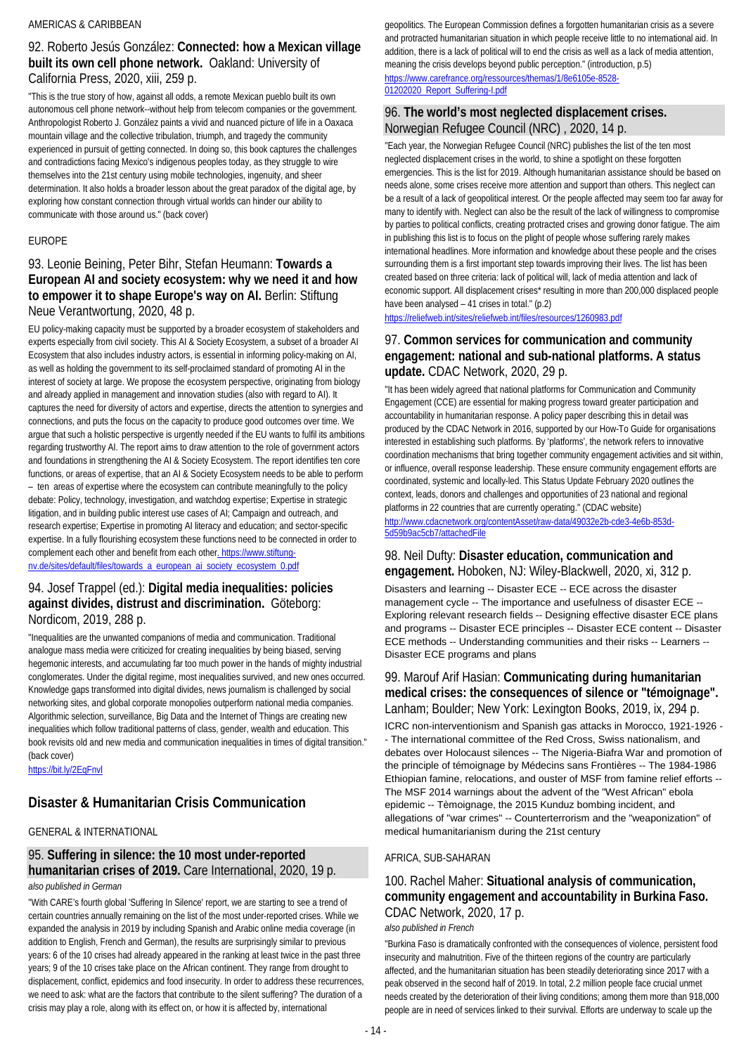AMERICAS & CARIBBEAN

### 92. Roberto Jesús González: **Connected: how a Mexican village built its own cell phone network.** Oakland: University of California Press, 2020, xiii, 259 p.

"This is the true story of how, against all odds, a remote Mexican pueblo built its own autonomous cell phone network--without help from telecom companies or the government. Anthropologist Roberto J. González paints a vivid and nuanced picture of life in a Oaxaca mountain village and the collective tribulation, triumph, and tragedy the community experienced in pursuit of getting connected. In doing so, this book captures the challenges and contradictions facing Mexico's indigenous peoples today, as they struggle to wire themselves into the 21st century using mobile technologies, ingenuity, and sheer determination. It also holds a broader lesson about the great paradox of the digital age, by exploring how constant connection through virtual worlds can hinder our ability to communicate with those around us." (back cover)

EUROPE

### 93. Leonie Beining, Peter Bihr, Stefan Heumann: **Towards a European AI and society ecosystem: why we need it and how to empower it to shape Europe's way on AI.** Berlin: Stiftung Neue Verantwortung, 2020, 48 p.

EU policy-making capacity must be supported by a broader ecosystem of stakeholders and experts especially from civil society. This AI & Society Ecosystem, a subset of a broader AI Ecosystem that also includes industry actors, is essential in informing policy-making on AI, as well as holding the government to its self-proclaimed standard of promoting AI in the interest of society at large. We propose the ecosystem perspective, originating from biology and already applied in management and innovation studies (also with regard to AI). It captures the need for diversity of actors and expertise, directs the attention to synergies and connections, and puts the focus on the capacity to produce good outcomes over time. We argue that such a holistic perspective is urgently needed if the EU wants to fulfil its ambitions regarding trustworthy AI. The report aims to draw attention to the role of government actors and foundations in strengthening the AI & Society Ecosystem. The report identifies ten core functions, or areas of expertise, that an AI & Society Ecosystem needs to be able to perform – ten areas of expertise where the ecosystem can contribute meaningfully to the policy debate: Policy, technology, investigation, and watchdog expertise; Expertise in strategic litigation, and in building public interest use cases of AI; Campaign and outreach, and research expertise; Expertise in promoting AI literacy and education; and sector-specific expertise. In a fully flourishing ecosystem these functions need to be connected in order to complement each other and benefit from each other. https://www.stiftung-nv.de/sites/default/files/towards_a_european_ai_society_ecosystem_0.pdf

### 94. Josef Trappel (ed.): **Digital media inequalities: policies against divides, distrust and discrimination.** Göteborg: Nordicom, 2019, 288 p.

"Inequalities are the unwanted companions of media and communication. Traditional analogue mass media were criticized for creating inequalities by being biased, serving hegemonic interests, and accumulating far too much power in the hands of mighty industrial conglomerates. Under the digital regime, most inequalities survived, and new ones occurred. Knowledge gaps transformed into digital divides, news journalism is challenged by social networking sites, and global corporate monopolies outperform national media companies. Algorithmic selection, surveillance, Big Data and the Internet of Things are creating new inequalities which follow traditional patterns of class, gender, wealth and education. This book revisits old and new media and communication inequalities in times of digital transition." (back cover)
https://bit.ly/2EqFnvl

## Disaster & Humanitarian Crisis Communication

GENERAL & INTERNATIONAL

### 95. **Suffering in silence: the 10 most under-reported humanitarian crises of 2019.** Care International, 2020, 19 p.

*also published in German*

"With CARE's fourth global 'Suffering In Silence' report, we are starting to see a trend of certain countries annually remaining on the list of the most under-reported crises. While we expanded the analysis in 2019 by including Spanish and Arabic online media coverage (in addition to English, French and German), the results are surprisingly similar to previous years: 6 of the 10 crises had already appeared in the ranking at least twice in the past three years; 9 of the 10 crises take place on the African continent. They range from drought to displacement, conflict, epidemics and food insecurity. In order to address these recurrences, we need to ask: what are the factors that contribute to the silent suffering? The duration of a crisis may play a role, along with its effect on, or how it is affected by, international geopolitics. The European Commission defines a forgotten humanitarian crisis as a severe and protracted humanitarian situation in which people receive little to no international aid. In addition, there is a lack of political will to end the crisis as well as a lack of media attention, meaning the crisis develops beyond public perception." (introduction, p.5)
https://www.carefrance.org/ressources/themas/1/8e6105e-8528-01202020_Report_Suffering-I.pdf

### 96. **The world's most neglected displacement crises.** Norwegian Refugee Council (NRC) , 2020, 14 p.

"Each year, the Norwegian Refugee Council (NRC) publishes the list of the ten most neglected displacement crises in the world, to shine a spotlight on these forgotten emergencies. This is the list for 2019. Although humanitarian assistance should be based on needs alone, some crises receive more attention and support than others. This neglect can be a result of a lack of geopolitical interest. Or the people affected may seem too far away for many to identify with. Neglect can also be the result of the lack of willingness to compromise by parties to political conflicts, creating protracted crises and growing donor fatigue. The aim in publishing this list is to focus on the plight of people whose suffering rarely makes international headlines. More information and knowledge about these people and the crises surrounding them is a first important step towards improving their lives. The list has been created based on three criteria: lack of political will, lack of media attention and lack of economic support. All displacement crises* resulting in more than 200,000 displaced people have been analysed – 41 crises in total." (p.2)
https://reliefweb.int/sites/reliefweb.int/files/resources/1260983.pdf

### 97. **Common services for communication and community engagement: national and sub-national platforms. A status update.** CDAC Network, 2020, 29 p.

"It has been widely agreed that national platforms for Communication and Community Engagement (CCE) are essential for making progress toward greater participation and accountability in humanitarian response. A policy paper describing this in detail was produced by the CDAC Network in 2016, supported by our How-To Guide for organisations interested in establishing such platforms. By 'platforms', the network refers to innovative coordination mechanisms that bring together community engagement activities and sit within, or influence, overall response leadership. These ensure community engagement efforts are coordinated, systemic and locally-led. This Status Update February 2020 outlines the context, leads, donors and challenges and opportunities of 23 national and regional platforms in 22 countries that are currently operating." (CDAC website)
http://www.cdacnetwork.org/contentAsset/raw-data/49032e2b-cde3-4e6b-853d-5d59b9ac5cb7/attachedFile

### 98. Neil Dufty: **Disaster education, communication and engagement.** Hoboken, NJ: Wiley-Blackwell, 2020, xi, 312 p.

Disasters and learning -- Disaster ECE -- ECE across the disaster management cycle -- The importance and usefulness of disaster ECE -- Exploring relevant research fields -- Designing effective disaster ECE plans and programs -- Disaster ECE principles -- Disaster ECE content -- Disaster ECE methods -- Understanding communities and their risks -- Learners -- Disaster ECE programs and plans

### 99. Marouf Arif Hasian: **Communicating during humanitarian medical crises: the consequences of silence or "témoignage".** Lanham; Boulder; New York: Lexington Books, 2019, ix, 294 p.

ICRC non-interventionism and Spanish gas attacks in Morocco, 1921-1926 -- The international committee of the Red Cross, Swiss nationalism, and debates over Holocaust silences -- The Nigeria-Biafra War and promotion of the principle of témoignage by Médecins sans Frontières -- The 1984-1986 Ethiopian famine, relocations, and ouster of MSF from famine relief efforts -- The MSF 2014 warnings about the advent of the "West African" ebola epidemic -- Tèmoignage, the 2015 Kunduz bombing incident, and allegations of "war crimes" -- Counterterrorism and the "weaponization" of medical humanitarianism during the 21st century

AFRICA, SUB-SAHARAN

### 100. Rachel Maher: **Situational analysis of communication, community engagement and accountability in Burkina Faso.** CDAC Network, 2020, 17 p.

*also published in French*

"Burkina Faso is dramatically confronted with the consequences of violence, persistent food insecurity and malnutrition. Five of the thirteen regions of the country are particularly affected, and the humanitarian situation has been steadily deteriorating since 2017 with a peak observed in the second half of 2019. In total, 2.2 million people face crucial unmet needs created by the deterioration of their living conditions; among them more than 918,000 people are in need of services linked to their survival. Efforts are underway to scale up the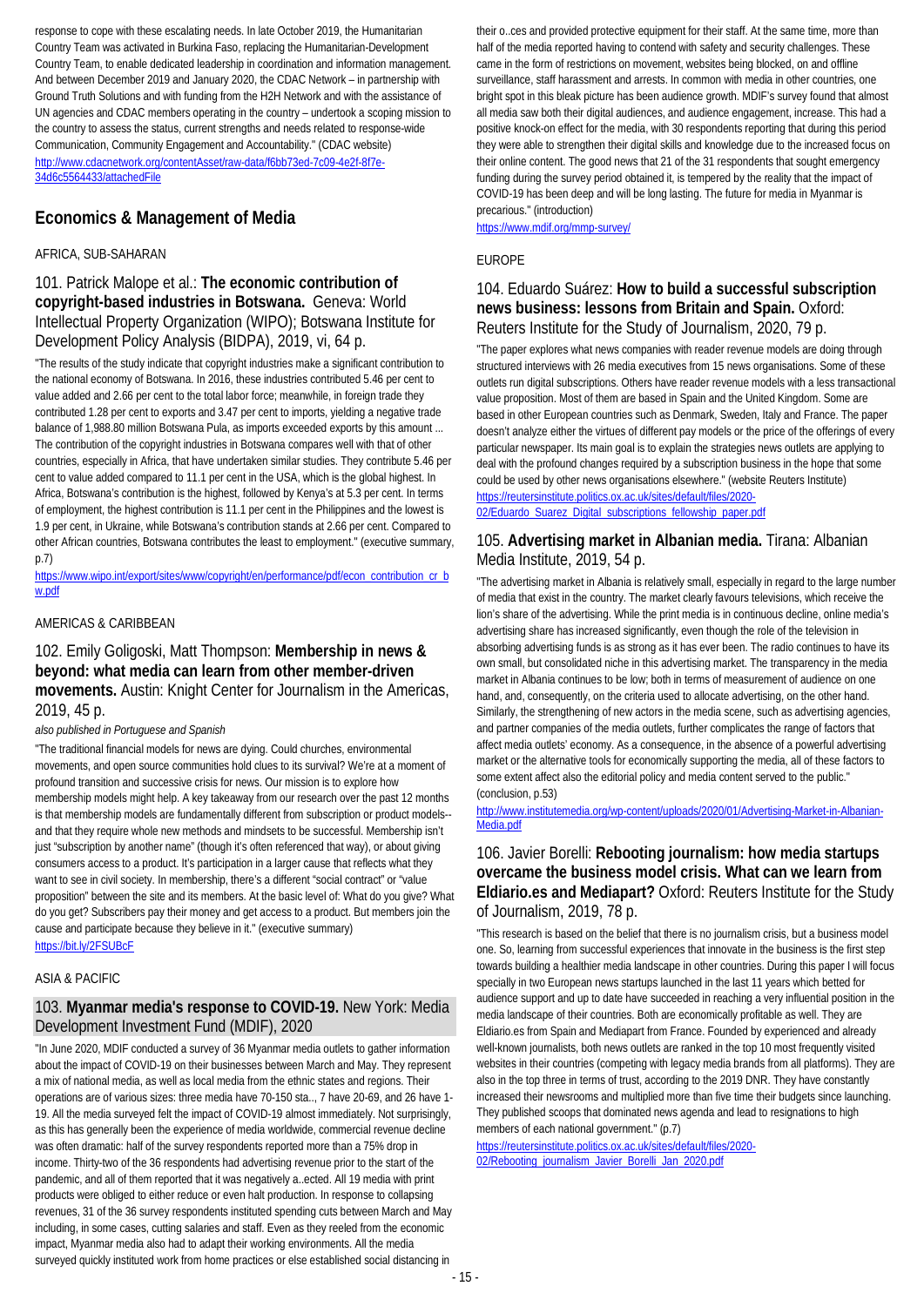response to cope with these escalating needs. In late October 2019, the Humanitarian Country Team was activated in Burkina Faso, replacing the Humanitarian-Development Country Team, to enable dedicated leadership in coordination and information management. And between December 2019 and January 2020, the CDAC Network – in partnership with Ground Truth Solutions and with funding from the H2H Network and with the assistance of UN agencies and CDAC members operating in the country – undertook a scoping mission to the country to assess the status, current strengths and needs related to response-wide Communication, Community Engagement and Accountability." (CDAC website)
http://www.cdacnetwork.org/contentAsset/raw-data/f6bb73ed-7c09-4e2f-8f7e-34d6c5564433/attachedFile

## Economics & Management of Media

AFRICA, SUB-SAHARAN

### 101. Patrick Malope et al.: **The economic contribution of copyright-based industries in Botswana.** Geneva: World Intellectual Property Organization (WIPO); Botswana Institute for Development Policy Analysis (BIDPA), 2019, vi, 64 p.

"The results of the study indicate that copyright industries make a significant contribution to the national economy of Botswana. In 2016, these industries contributed 5.46 per cent to value added and 2.66 per cent to the total labor force; meanwhile, in foreign trade they contributed 1.28 per cent to exports and 3.47 per cent to imports, yielding a negative trade balance of 1,988.80 million Botswana Pula, as imports exceeded exports by this amount ... The contribution of the copyright industries in Botswana compares well with that of other countries, especially in Africa, that have undertaken similar studies. They contribute 5.46 per cent to value added compared to 11.1 per cent in the USA, which is the global highest. In Africa, Botswana's contribution is the highest, followed by Kenya's at 5.3 per cent. In terms of employment, the highest contribution is 11.1 per cent in the Philippines and the lowest is 1.9 per cent, in Ukraine, while Botswana's contribution stands at 2.66 per cent. Compared to other African countries, Botswana contributes the least to employment." (executive summary, p.7)
https://www.wipo.int/export/sites/www/copyright/en/performance/pdf/econ_contribution_cr_bw.pdf

AMERICAS & CARIBBEAN

### 102. Emily Goligoski, Matt Thompson: **Membership in news & beyond: what media can learn from other member-driven movements.** Austin: Knight Center for Journalism in the Americas, 2019, 45 p.

*also published in Portuguese and Spanish*

"The traditional financial models for news are dying. Could churches, environmental movements, and open source communities hold clues to its survival? We're at a moment of profound transition and successive crisis for news. Our mission is to explore how membership models might help. A key takeaway from our research over the past 12 months is that membership models are fundamentally different from subscription or product models--and that they require whole new methods and mindsets to be successful. Membership isn't just "subscription by another name" (though it's often referenced that way), or about giving consumers access to a product. It's participation in a larger cause that reflects what they want to see in civil society. In membership, there's a different "social contract" or "value proposition" between the site and its members. At the basic level of: What do you give? What do you get? Subscribers pay their money and get access to a product. But members join the cause and participate because they believe in it." (executive summary)
https://bit.ly/2FSUBcF

ASIA & PACIFIC

### 103. **Myanmar media's response to COVID-19.** New York: Media Development Investment Fund (MDIF), 2020

"In June 2020, MDIF conducted a survey of 36 Myanmar media outlets to gather information about the impact of COVID-19 on their businesses between March and May. They represent a mix of national media, as well as local media from the ethnic states and regions. Their operations are of various sizes: three media have 70-150 sta..., 7 have 20-69, and 26 have 1-19. All the media surveyed felt the impact of COVID-19 almost immediately. Not surprisingly, as this has generally been the experience of media worldwide, commercial revenue decline was often dramatic: half of the survey respondents reported more than a 75% drop in income. Thirty-two of the 36 respondents had advertising revenue prior to the start of the pandemic, and all of them reported that it was negatively a..ected. All 19 media with print products were obliged to either reduce or even halt production. In response to collapsing revenues, 31 of the 36 survey respondents instituted spending cuts between March and May including, in some cases, cutting salaries and staff. Even as they reeled from the economic impact, Myanmar media also had to adapt their working environments. All the media surveyed quickly instituted work from home practices or else established social distancing in their o..ces and provided protective equipment for their staff. At the same time, more than half of the media reported having to contend with safety and security challenges. These came in the form of restrictions on movement, websites being blocked, on and offline surveillance, staff harassment and arrests. In common with media in other countries, one bright spot in this bleak picture has been audience growth. MDIF's survey found that almost all media saw both their digital audiences, and audience engagement, increase. This had a positive knock-on effect for the media, with 30 respondents reporting that during this period they were able to strengthen their digital skills and knowledge due to the increased focus on their online content. The good news that 21 of the 31 respondents that sought emergency funding during the survey period obtained it, is tempered by the reality that the impact of COVID-19 has been deep and will be long lasting. The future for media in Myanmar is precarious." (introduction)
https://www.mdif.org/mmp-survey/

EUROPE

### 104. Eduardo Suárez: **How to build a successful subscription news business: lessons from Britain and Spain.** Oxford: Reuters Institute for the Study of Journalism, 2020, 79 p.

"The paper explores what news companies with reader revenue models are doing through structured interviews with 26 media executives from 15 news organisations. Some of these outlets run digital subscriptions. Others have reader revenue models with a less transactional value proposition. Most of them are based in Spain and the United Kingdom. Some are based in other European countries such as Denmark, Sweden, Italy and France. The paper doesn't analyze either the virtues of different pay models or the price of the offerings of every particular newspaper. Its main goal is to explain the strategies news outlets are applying to deal with the profound changes required by a subscription business in the hope that some could be used by other news organisations elsewhere." (website Reuters Institute)
https://reutersinstitute.politics.ox.ac.uk/sites/default/files/2020-02/Eduardo_Suarez_Digital_subscriptions_fellowship_paper.pdf

### 105. **Advertising market in Albanian media.** Tirana: Albanian Media Institute, 2019, 54 p.

"The advertising market in Albania is relatively small, especially in regard to the large number of media that exist in the country. The market clearly favours televisions, which receive the lion's share of the advertising. While the print media is in continuous decline, online media's advertising share has increased significantly, even though the role of the television in absorbing advertising funds is as strong as it has ever been. The radio continues to have its own small, but consolidated niche in this advertising market. The transparency in the media market in Albania continues to be low; both in terms of measurement of audience on one hand, and, consequently, on the criteria used to allocate advertising, on the other hand. Similarly, the strengthening of new actors in the media scene, such as advertising agencies, and partner companies of the media outlets, further complicates the range of factors that affect media outlets' economy. As a consequence, in the absence of a powerful advertising market or the alternative tools for economically supporting the media, all of these factors to some extent affect also the editorial policy and media content served to the public." (conclusion, p.53)
http://www.institutemedia.org/wp-content/uploads/2020/01/Advertising-Market-in-Albanian-Media.pdf

### 106. Javier Borelli: **Rebooting journalism: how media startups overcame the business model crisis. What can we learn from Eldiario.es and Mediapart?** Oxford: Reuters Institute for the Study of Journalism, 2019, 78 p.

"This research is based on the belief that there is no journalism crisis, but a business model one. So, learning from successful experiences that innovate in the business is the first step towards building a healthier media landscape in other countries. During this paper I will focus specially in two European news startups launched in the last 11 years which betted for audience support and up to date have succeeded in reaching a very influential position in the media landscape of their countries. Both are economically profitable as well. They are Eldiario.es from Spain and Mediapart from France. Founded by experienced and already well-known journalists, both news outlets are ranked in the top 10 most frequently visited websites in their countries (competing with legacy media brands from all platforms). They are also in the top three in terms of trust, according to the 2019 DNR. They have constantly increased their newsrooms and multiplied more than five time their budgets since launching. They published scoops that dominated news agenda and lead to resignations to high members of each national government." (p.7)
https://reutersinstitute.politics.ox.ac.uk/sites/default/files/2020-02/Rebooting_journalism_Javier_Borelli_Jan_2020.pdf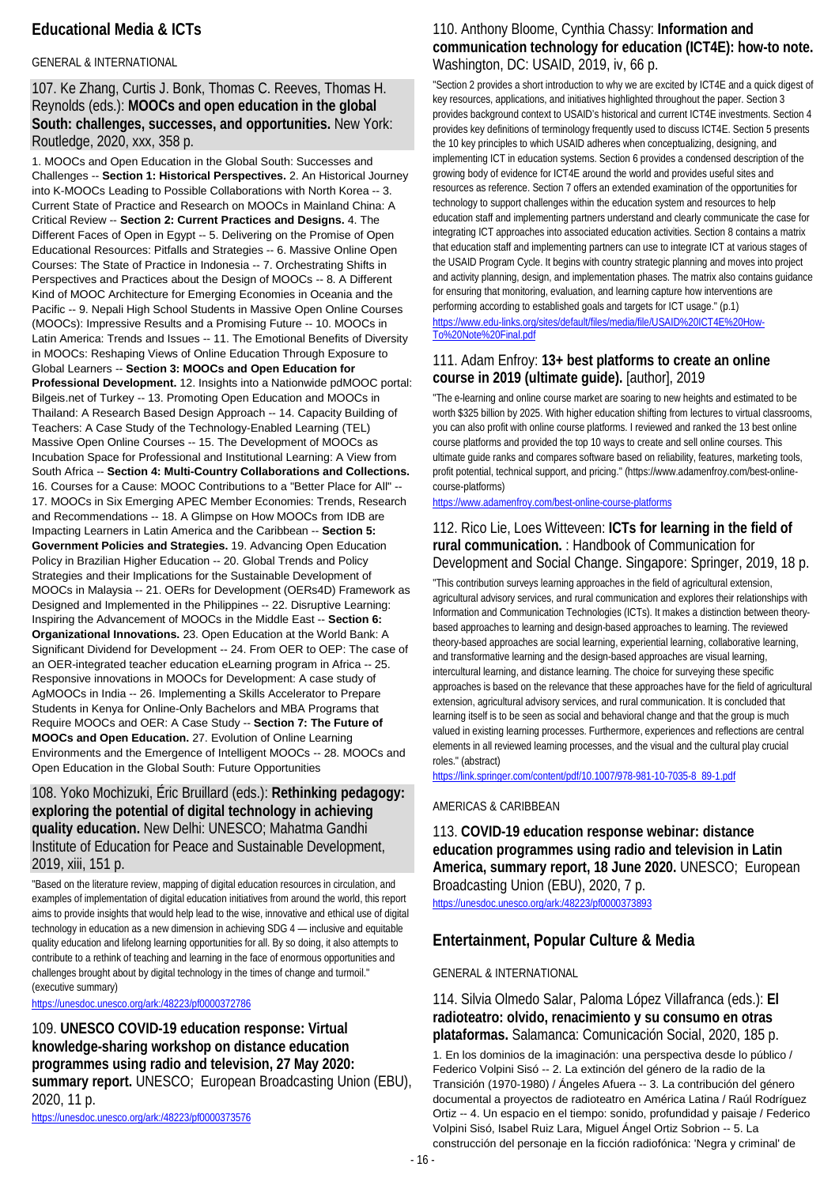## Educational Media & ICTs

GENERAL & INTERNATIONAL

### 107. Ke Zhang, Curtis J. Bonk, Thomas C. Reeves, Thomas H. Reynolds (eds.): **MOOCs and open education in the global South: challenges, successes, and opportunities.** New York: Routledge, 2020, xxx, 358 p.

1. MOOCs and Open Education in the Global South: Successes and Challenges -- **Section 1: Historical Perspectives.** 2. An Historical Journey into K-MOOCs Leading to Possible Collaborations with North Korea -- 3. Current State of Practice and Research on MOOCs in Mainland China: A Critical Review -- **Section 2: Current Practices and Designs.** 4. The Different Faces of Open in Egypt -- 5. Delivering on the Promise of Open Educational Resources: Pitfalls and Strategies -- 6. Massive Online Open Courses: The State of Practice in Indonesia -- 7. Orchestrating Shifts in Perspectives and Practices about the Design of MOOCs -- 8. A Different Kind of MOOC Architecture for Emerging Economies in Oceania and the Pacific -- 9. Nepali High School Students in Massive Open Online Courses (MOOCs): Impressive Results and a Promising Future -- 10. MOOCs in Latin America: Trends and Issues -- 11. The Emotional Benefits of Diversity in MOOCs: Reshaping Views of Online Education Through Exposure to Global Learners -- **Section 3: MOOCs and Open Education for Professional Development.** 12. Insights into a Nationwide pdMOOC portal: Bilgeis.net of Turkey -- 13. Promoting Open Education and MOOCs in Thailand: A Research Based Design Approach -- 14. Capacity Building of Teachers: A Case Study of the Technology-Enabled Learning (TEL) Massive Open Online Courses -- 15. The Development of MOOCs as Incubation Space for Professional and Institutional Learning: A View from South Africa -- **Section 4: Multi-Country Collaborations and Collections.** 16. Courses for a Cause: MOOC Contributions to a "Better Place for All" -- 17. MOOCs in Six Emerging APEC Member Economies: Trends, Research and Recommendations -- 18. A Glimpse on How MOOCs from IDB are Impacting Learners in Latin America and the Caribbean -- **Section 5: Government Policies and Strategies.** 19. Advancing Open Education Policy in Brazilian Higher Education -- 20. Global Trends and Policy Strategies and their Implications for the Sustainable Development of MOOCs in Malaysia -- 21. OERs for Development (OERs4D) Framework as Designed and Implemented in the Philippines -- 22. Disruptive Learning: Inspiring the Advancement of MOOCs in the Middle East -- **Section 6: Organizational Innovations.** 23. Open Education at the World Bank: A Significant Dividend for Development -- 24. From OER to OEP: The case of an OER-integrated teacher education eLearning program in Africa -- 25. Responsive innovations in MOOCs for Development: A case study of AgMOOCs in India -- 26. Implementing a Skills Accelerator to Prepare Students in Kenya for Online-Only Bachelors and MBA Programs that Require MOOCs and OER: A Case Study -- **Section 7: The Future of MOOCs and Open Education.** 27. Evolution of Online Learning Environments and the Emergence of Intelligent MOOCs -- 28. MOOCs and Open Education in the Global South: Future Opportunities

### 108. Yoko Mochizuki, Éric Bruillard (eds.): **Rethinking pedagogy: exploring the potential of digital technology in achieving quality education.** New Delhi: UNESCO; Mahatma Gandhi Institute of Education for Peace and Sustainable Development, 2019, xiii, 151 p.

"Based on the literature review, mapping of digital education resources in circulation, and examples of implementation of digital education initiatives from around the world, this report aims to provide insights that would help lead to the wise, innovative and ethical use of digital technology in education as a new dimension in achieving SDG 4 — inclusive and equitable quality education and lifelong learning opportunities for all. By so doing, it also attempts to contribute to a rethink of teaching and learning in the face of enormous opportunities and challenges brought about by digital technology in the times of change and turmoil." (executive summary)

https://unesdoc.unesco.org/ark:/48223/pf0000372786

### 109. **UNESCO COVID-19 education response: Virtual knowledge-sharing workshop on distance education programmes using radio and television, 27 May 2020: summary report.** UNESCO; European Broadcasting Union (EBU), 2020, 11 p.

https://unesdoc.unesco.org/ark:/48223/pf0000373576

### 110. Anthony Bloome, Cynthia Chassy: **Information and communication technology for education (ICT4E): how-to note.** Washington, DC: USAID, 2019, iv, 66 p.

"Section 2 provides a short introduction to why we are excited by ICT4E and a quick digest of key resources, applications, and initiatives highlighted throughout the paper. Section 3 provides background context to USAID's historical and current ICT4E investments. Section 4 provides key definitions of terminology frequently used to discuss ICT4E. Section 5 presents the 10 key principles to which USAID adheres when conceptualizing, designing, and implementing ICT in education systems. Section 6 provides a condensed description of the growing body of evidence for ICT4E around the world and provides useful sites and resources as reference. Section 7 offers an extended examination of the opportunities for technology to support challenges within the education system and resources to help education staff and implementing partners understand and clearly communicate the case for integrating ICT approaches into associated education activities. Section 8 contains a matrix that education staff and implementing partners can use to integrate ICT at various stages of the USAID Program Cycle. It begins with country strategic planning and moves into project and activity planning, design, and implementation phases. The matrix also contains guidance for ensuring that monitoring, evaluation, and learning capture how interventions are performing according to established goals and targets for ICT usage." (p.1)

https://www.edu-links.org/sites/default/files/media/file/USAID%20ICT4E%20How-To%20Note%20Final.pdf

### 111. Adam Enfroy: **13+ best platforms to create an online course in 2019 (ultimate guide).** [author], 2019

"The e-learning and online course market are soaring to new heights and estimated to be worth $325 billion by 2025. With higher education shifting from lectures to virtual classrooms, you can also profit with online course platforms. I reviewed and ranked the 13 best online course platforms and provided the top 10 ways to create and sell online courses. This ultimate guide ranks and compares software based on reliability, features, marketing tools, profit potential, technical support, and pricing." (https://www.adamenfroy.com/best-online-course-platforms)

https://www.adamenfroy.com/best-online-course-platforms

### 112. Rico Lie, Loes Witteveen: **ICTs for learning in the field of rural communication.** : Handbook of Communication for Development and Social Change. Singapore: Springer, 2019, 18 p.

"This contribution surveys learning approaches in the field of agricultural extension, agricultural advisory services, and rural communication and explores their relationships with Information and Communication Technologies (ICTs). It makes a distinction between theory-based approaches to learning and design-based approaches to learning. The reviewed theory-based approaches are social learning, experiential learning, collaborative learning, and transformative learning and the design-based approaches are visual learning, intercultural learning, and distance learning. The choice for surveying these specific approaches is based on the relevance that these approaches have for the field of agricultural extension, agricultural advisory services, and rural communication. It is concluded that learning itself is to be seen as social and behavioral change and that the group is much valued in existing learning processes. Furthermore, experiences and reflections are central elements in all reviewed learning processes, and the visual and the cultural play crucial roles." (abstract)

https://link.springer.com/content/pdf/10.1007/978-981-10-7035-8_89-1.pdf

AMERICAS & CARIBBEAN

### 113. **COVID-19 education response webinar: distance education programmes using radio and television in Latin America, summary report, 18 June 2020.** UNESCO; European Broadcasting Union (EBU), 2020, 7 p.

https://unesdoc.unesco.org/ark:/48223/pf0000373893

## Entertainment, Popular Culture & Media

GENERAL & INTERNATIONAL

### 114. Silvia Olmedo Salar, Paloma López Villafranca (eds.): **El radioteatro: olvido, renacimiento y su consumo en otras plataformas.** Salamanca: Comunicación Social, 2020, 185 p.

1. En los dominios de la imaginación: una perspectiva desde lo público / Federico Volpini Sisó -- 2. La extinción del género de la radio de la Transición (1970-1980) / Ángeles Afuera -- 3. La contribución del género documental a proyectos de radioteatro en América Latina / Raúl Rodríguez Ortiz -- 4. Un espacio en el tiempo: sonido, profundidad y paisaje / Federico Volpini Sisó, Isabel Ruiz Lara, Miguel Ángel Ortiz Sobrion -- 5. La construcción del personaje en la ficción radiofónica: 'Negra y criminal' de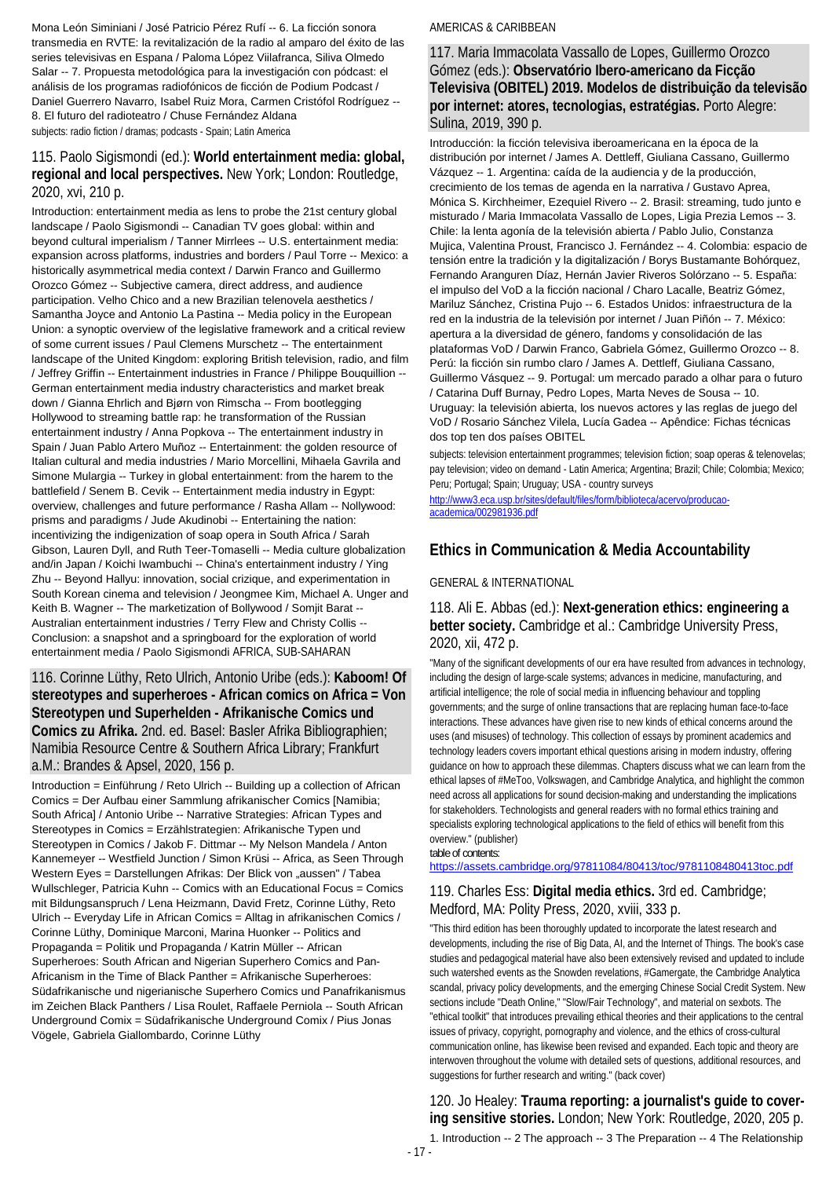Mona León Siminiani / José Patricio Pérez Rufí -- 6. La ficción sonora transmedia en RVTE: la revitalización de la radio al amparo del éxito de las series televisivas en Espana / Paloma López Villafranca, Siliva Olmedo Salar -- 7. Propuesta metodológica para la investigación con pódcast: el análisis de los programas radiofónicos de ficción de Podium Podcast / Daniel Guerrero Navarro, Isabel Ruiz Mora, Carmen Cristófol Rodríguez -- 8. El futuro del radioteatro / Chuse Fernández Aldana

subjects: radio fiction / dramas; podcasts - Spain; Latin America

### 115. Paolo Sigismondi (ed.): **World entertainment media: global, regional and local perspectives.** New York; London: Routledge, 2020, xvi, 210 p.

Introduction: entertainment media as lens to probe the 21st century global landscape / Paolo Sigismondi -- Canadian TV goes global: within and beyond cultural imperialism / Tanner Mirrlees -- U.S. entertainment media: expansion across platforms, industries and borders / Paul Torre -- Mexico: a historically asymmetrical media context / Darwin Franco and Guillermo Orozco Gómez -- Subjective camera, direct address, and audience participation. Velho Chico and a new Brazilian telenovela aesthetics / Samantha Joyce and Antonio La Pastina -- Media policy in the European Union: a synoptic overview of the legislative framework and a critical review of some current issues / Paul Clemens Murschetz -- The entertainment landscape of the United Kingdom: exploring British television, radio, and film / Jeffrey Griffin -- Entertainment industries in France / Philippe Bouquillion -- German entertainment media industry characteristics and market break down / Gianna Ehrlich and Bjørn von Rimscha -- From bootlegging Hollywood to streaming battle rap: he transformation of the Russian entertainment industry / Anna Popkova -- The entertainment industry in Spain / Juan Pablo Artero Muñoz -- Entertainment: the golden resource of Italian cultural and media industries / Mario Morcellini, Mihaela Gavrila and Simone Mulargia -- Turkey in global entertainment: from the harem to the battlefield / Senem B. Cevik -- Entertainment media industry in Egypt: overview, challenges and future performance / Rasha Allam -- Nollywood: prisms and paradigms / Jude Akudinobi -- Entertaining the nation: incentivizing the indigenization of soap opera in South Africa / Sarah Gibson, Lauren Dyll, and Ruth Teer-Tomaselli -- Media culture globalization and/in Japan / Koichi Iwambuchi -- China's entertainment industry / Ying Zhu -- Beyond Hallyu: innovation, social crizique, and experimentation in South Korean cinema and television / Jeongmee Kim, Michael A. Unger and Keith B. Wagner -- The marketization of Bollywood / Somjit Barat -- Australian entertainment industries / Terry Flew and Christy Collis -- Conclusion: a snapshot and a springboard for the exploration of world entertainment media / Paolo Sigismondi

AFRICA, SUB-SAHARAN

### 116. Corinne Lüthy, Reto Ulrich, Antonio Uribe (eds.): **Kaboom! Of stereotypes and superheroes - African comics on Africa = Von Stereotypen und Superhelden - Afrikanische Comics und Comics zu Afrika.** 2nd. ed. Basel: Basler Afrika Bibliographien; Namibia Resource Centre & Southern Africa Library; Frankfurt a.M.: Brandes & Apsel, 2020, 156 p.

Introduction = Einführung / Reto Ulrich -- Building up a collection of African Comics = Der Aufbau einer Sammlung afrikanischer Comics [Namibia; South Africa] / Antonio Uribe -- Narrative Strategies: African Types and Stereotypes in Comics = Erzählstrategien: Afrikanische Typen und Stereotypen in Comics / Jakob F. Dittmar -- My Nelson Mandela / Anton Kannemeyer -- Westfield Junction / Simon Krüsi -- Africa, as Seen Through Western Eyes = Darstellungen Afrikas: Der Blick von „aussen" / Tabea Wullschleger, Patricia Kuhn -- Comics with an Educational Focus = Comics mit Bildungsanspruch / Lena Heizmann, David Fretz, Corinne Lüthy, Reto Ulrich -- Everyday Life in African Comics = Alltag in afrikanischen Comics / Corinne Lüthy, Dominique Marconi, Marina Huonker -- Politics and Propaganda = Politik und Propaganda / Katrin Müller -- African Superheroes: South African and Nigerian Superhero Comics and Pan-Africanism in the Time of Black Panther = Afrikanische Superheroes: Südafrikanische und nigerianische Superhero Comics und Panafrikanismus im Zeichen Black Panthers / Lisa Roulet, Raffaele Perniola -- South African Underground Comix = Südafrikanische Underground Comix / Pius Jonas Vögele, Gabriela Giallombardo, Corinne Lüthy

AMERICAS & CARIBBEAN

### 117. Maria Immacolata Vassallo de Lopes, Guillermo Orozco Gómez (eds.): **Observatório Ibero-americano da Ficção Televisiva (OBITEL) 2019. Modelos de distribuição da televisão por internet: atores, tecnologias, estratégias.** Porto Alegre: Sulina, 2019, 390 p.

Introducción: la ficción televisiva iberoamericana en la época de la distribución por internet / James A. Dettleff, Giuliana Cassano, Guillermo Vázquez -- 1. Argentina: caída de la audiencia y de la producción, crecimiento de los temas de agenda en la narrativa / Gustavo Aprea, Mónica S. Kirchheimer, Ezequiel Rivero -- 2. Brasil: streaming, tudo junto e misturado / Maria Immacolata Vassallo de Lopes, Ligia Prezia Lemos -- 3. Chile: la lenta agonía de la televisión abierta / Pablo Julio, Constanza Mujica, Valentina Proust, Francisco J. Fernández -- 4. Colombia: espacio de tensión entre la tradición y la digitalización / Borys Bustamante Bohórquez, Fernando Aranguren Díaz, Hernán Javier Riveros Solórzano -- 5. España: el impulso del VoD a la ficción nacional / Charo Lacalle, Beatriz Gómez, Mariluz Sánchez, Cristina Pujo -- 6. Estados Unidos: infraestructura de la red en la industria de la televisión por internet / Juan Piñón -- 7. México: apertura a la diversidad de género, fandoms y consolidación de las plataformas VoD / Darwin Franco, Gabriela Gómez, Guillermo Orozco -- 8. Perú: la ficción sin rumbo claro / James A. Dettleff, Giuliana Cassano, Guillermo Vásquez -- 9. Portugal: um mercado parado a olhar para o futuro / Catarina Duff Burnay, Pedro Lopes, Marta Neves de Sousa -- 10. Uruguay: la televisión abierta, los nuevos actores y las reglas de juego del VoD / Rosario Sánchez Vilela, Lucía Gadea -- Apêndice: Fichas técnicas dos top ten dos países OBITEL

subjects: television entertainment programmes; television fiction; soap operas & telenovelas; pay television; video on demand - Latin America; Argentina; Brazil; Chile; Colombia; Mexico; Peru; Portugal; Spain; Uruguay; USA - country surveys

http://www3.eca.usp.br/sites/default/files/form/biblioteca/acervo/producao-academica/002981936.pdf

## Ethics in Communication & Media Accountability

GENERAL & INTERNATIONAL

### 118. Ali E. Abbas (ed.): **Next-generation ethics: engineering a better society.** Cambridge et al.: Cambridge University Press, 2020, xii, 472 p.

"Many of the significant developments of our era have resulted from advances in technology, including the design of large-scale systems; advances in medicine, manufacturing, and artificial intelligence; the role of social media in influencing behaviour and toppling governments; and the surge of online transactions that are replacing human face-to-face interactions. These advances have given rise to new kinds of ethical concerns around the uses (and misuses) of technology. This collection of essays by prominent academics and technology leaders covers important ethical questions arising in modern industry, offering guidance on how to approach these dilemmas. Chapters discuss what we can learn from the ethical lapses of #MeToo, Volkswagen, and Cambridge Analytica, and highlight the common need across all applications for sound decision-making and understanding the implications for stakeholders. Technologists and general readers with no formal ethics training and specialists exploring technological applications to the field of ethics will benefit from this overview." (publisher)

table of contents:
https://assets.cambridge.org/97811084/80413/toc/9781108480413toc.pdf

### 119. Charles Ess: **Digital media ethics.** 3rd ed. Cambridge; Medford, MA: Polity Press, 2020, xviii, 333 p.

"This third edition has been thoroughly updated to incorporate the latest research and developments, including the rise of Big Data, AI, and the Internet of Things. The book's case studies and pedagogical material have also been extensively revised and updated to include such watershed events as the Snowden revelations, #Gamergate, the Cambridge Analytica scandal, privacy policy developments, and the emerging Chinese Social Credit System. New sections include "Death Online," "Slow/Fair Technology", and material on sexbots. The "ethical toolkit" that introduces prevailing ethical theories and their applications to the central issues of privacy, copyright, pornography and violence, and the ethics of cross-cultural communication online, has likewise been revised and expanded. Each topic and theory are interwoven throughout the volume with detailed sets of questions, additional resources, and suggestions for further research and writing." (back cover)

### 120. Jo Healey: **Trauma reporting: a journalist's guide to covering sensitive stories.** London; New York: Routledge, 2020, 205 p.

1. Introduction -- 2 The approach -- 3 The Preparation -- 4 The Relationship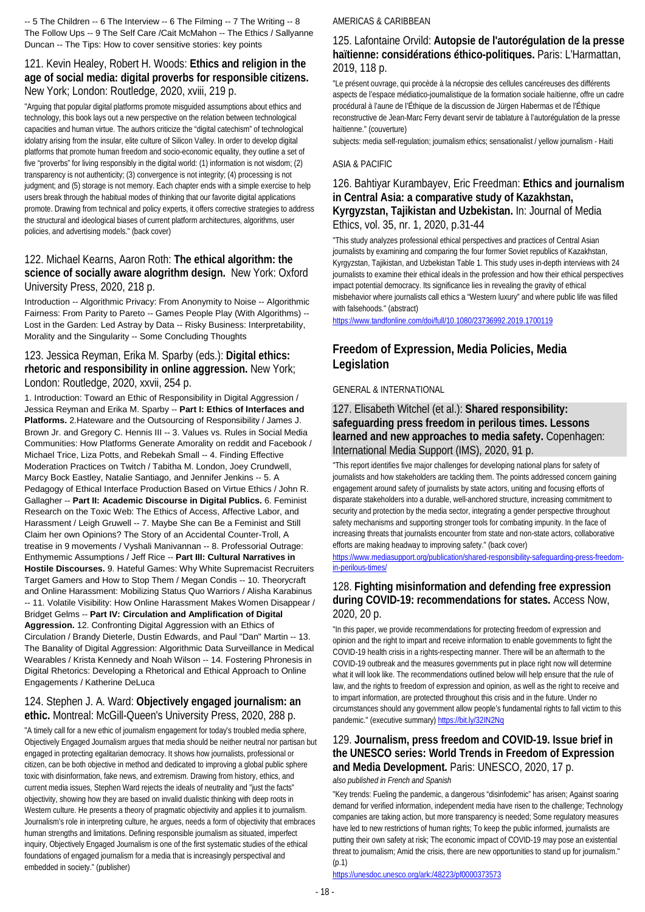-- 5 The Children -- 6 The Interview -- 6 The Filming -- 7 The Writing -- 8 The Follow Ups -- 9 The Self Care /Cait McMahon -- The Ethics / Sallyanne Duncan -- The Tips: How to cover sensitive stories: key points

### 121. Kevin Healey, Robert H. Woods: **Ethics and religion in the age of social media: digital proverbs for responsible citizens.** New York; London: Routledge, 2020, xviii, 219 p.

"Arguing that popular digital platforms promote misguided assumptions about ethics and technology, this book lays out a new perspective on the relation between technological capacities and human virtue. The authors criticize the "digital catechism" of technological idolatry arising from the insular, elite culture of Silicon Valley. In order to develop digital platforms that promote human freedom and socio-economic equality, they outline a set of five "proverbs" for living responsibly in the digital world: (1) information is not wisdom; (2) transparency is not authenticity; (3) convergence is not integrity; (4) processing is not judgment; and (5) storage is not memory. Each chapter ends with a simple exercise to help users break through the habitual modes of thinking that our favorite digital applications promote. Drawing from technical and policy experts, it offers corrective strategies to address the structural and ideological biases of current platform architectures, algorithms, user policies, and advertising models." (back cover)

### 122. Michael Kearns, Aaron Roth: **The ethical algorithm: the science of socially aware alogrithm design.** New York: Oxford University Press, 2020, 218 p.

Introduction -- Algorithmic Privacy: From Anonymity to Noise -- Algorithmic Fairness: From Parity to Pareto -- Games People Play (With Algorithms) -- Lost in the Garden: Led Astray by Data -- Risky Business: Interpretability, Morality and the Singularity -- Some Concluding Thoughts

### 123. Jessica Reyman, Erika M. Sparby (eds.): **Digital ethics: rhetoric and responsibility in online aggression.** New York; London: Routledge, 2020, xxvii, 254 p.

1. Introduction: Toward an Ethic of Responsibility in Digital Aggression / Jessica Reyman and Erika M. Sparby -- **Part I: Ethics of Interfaces and Platforms.** 2.Hateware and the Outsourcing of Responsibility / James J. Brown Jr. and Gregory C. Hennis III -- 3. Values vs. Rules in Social Media Communities: How Platforms Generate Amorality on reddit and Facebook / Michael Trice, Liza Potts, and Rebekah Small -- 4. Finding Effective Moderation Practices on Twitch / Tabitha M. London, Joey Crundwell, Marcy Bock Eastley, Natalie Santiago, and Jennifer Jenkins -- 5. A Pedagogy of Ethical Interface Production Based on Virtue Ethics / John R. Gallagher -- **Part II: Academic Discourse in Digital Publics.** 6. Feminist Research on the Toxic Web: The Ethics of Access, Affective Labor, and Harassment / Leigh Gruwell -- 7. Maybe She can Be a Feminist and Still Claim her own Opinions? The Story of an Accidental Counter-Troll, A treatise in 9 movements / Vyshali Manivannan -- 8. Professorial Outrage: Enthymemic Assumptions / Jeff Rice -- **Part III: Cultural Narratives in Hostile Discourses.** 9. Hateful Games: Why White Supremacist Recruiters Target Gamers and How to Stop Them / Megan Condis -- 10. Theorycraft and Online Harassment: Mobilizing Status Quo Warriors / Alisha Karabinus -- 11. Volatile Visibility: How Online Harassment Makes Women Disappear / Bridget Gelms -- **Part IV: Circulation and Amplification of Digital Aggression.** 12. Confronting Digital Aggression with an Ethics of Circulation / Brandy Dieterle, Dustin Edwards, and Paul "Dan" Martin -- 13. The Banality of Digital Aggression: Algorithmic Data Surveillance in Medical Wearables / Krista Kennedy and Noah Wilson -- 14. Fostering Phronesis in Digital Rhetorics: Developing a Rhetorical and Ethical Approach to Online Engagements / Katherine DeLuca

### 124. Stephen J. A. Ward: **Objectively engaged journalism: an ethic.** Montreal: McGill-Queen's University Press, 2020, 288 p.

"A timely call for a new ethic of journalism engagement for today's troubled media sphere, Objectively Engaged Journalism argues that media should be neither neutral nor partisan but engaged in protecting egalitarian democracy. It shows how journalists, professional or citizen, can be both objective in method and dedicated to improving a global public sphere toxic with disinformation, fake news, and extremism. Drawing from history, ethics, and current media issues, Stephen Ward rejects the ideals of neutrality and "just the facts" objectivity, showing how they are based on invalid dualistic thinking with deep roots in Western culture. He presents a theory of pragmatic objectivity and applies it to journalism. Journalism's role in interpreting culture, he argues, needs a form of objectivity that embraces human strengths and limitations. Defining responsible journalism as situated, imperfect inquiry, Objectively Engaged Journalism is one of the first systematic studies of the ethical foundations of engaged journalism for a media that is increasingly perspectival and embedded in society." (publisher)

AMERICAS & CARIBBEAN

### 125. Lafontaine Orvild: **Autopsie de l'autorégulation de la presse haïtienne: considérations éthico-politiques.** Paris: L'Harmattan, 2019, 118 p.

"Le présent ouvrage, qui procède à la nécropsie des cellules cancéreuses des différents aspects de l'espace médiatico-journalistique de la formation sociale haïtienne, offre un cadre procédural à l'aune de l'Éthique de la discussion de Jürgen Habermas et de l'Éthique reconstructive de Jean-Marc Ferry devant servir de tablature à l'autorégulation de la presse haïtienne." (couverture)

subjects: media self-regulation; journalism ethics; sensationalist / yellow journalism - Haiti

ASIA & PACIFIC

### 126. Bahtiyar Kurambayev, Eric Freedman: **Ethics and journalism in Central Asia: a comparative study of Kazakhstan, Kyrgyzstan, Tajikistan and Uzbekistan.** In: Journal of Media Ethics, vol. 35, nr. 1, 2020, p.31-44

"This study analyzes professional ethical perspectives and practices of Central Asian journalists by examining and comparing the four former Soviet republics of Kazakhstan, Kyrgyzstan, Tajikistan, and Uzbekistan Table 1. This study uses in-depth interviews with 24 journalists to examine their ethical ideals in the profession and how their ethical perspectives impact potential democracy. Its significance lies in revealing the gravity of ethical misbehavior where journalists call ethics a "Western luxury" and where public life was filled with falsehoods." (abstract)

https://www.tandfonline.com/doi/full/10.1080/23736992.2019.1700119

## Freedom of Expression, Media Policies, Media Legislation

GENERAL & INTERNATIONAL

### 127. Elisabeth Witchel (et al.): **Shared responsibility: safeguarding press freedom in perilous times. Lessons learned and new approaches to media safety.** Copenhagen: International Media Support (IMS), 2020, 91 p.

"This report identifies five major challenges for developing national plans for safety of journalists and how stakeholders are tackling them. The points addressed concern gaining engagement around safety of journalists by state actors, uniting and focusing efforts of disparate stakeholders into a durable, well-anchored structure, increasing commitment to security and protection by the media sector, integrating a gender perspective throughout safety mechanisms and supporting stronger tools for combating impunity. In the face of increasing threats that journalists encounter from state and non-state actors, collaborative efforts are making headway to improving safety." (back cover)

https://www.mediasupport.org/publication/shared-responsibility-safeguarding-press-freedom-in-perilous-times/

### 128. **Fighting misinformation and defending free expression during COVID-19: recommendations for states.** Access Now, 2020, 20 p.

"In this paper, we provide recommendations for protecting freedom of expression and opinion and the right to impart and receive information to enable governments to fight the COVID-19 health crisis in a rights-respecting manner. There will be an aftermath to the COVID-19 outbreak and the measures governments put in place right now will determine what it will look like. The recommendations outlined below will help ensure that the rule of law, and the rights to freedom of expression and opinion, as well as the right to receive and to impart information, are protected throughout this crisis and in the future. Under no circumstances should any government allow people's fundamental rights to fall victim to this pandemic." (executive summary) https://bit.ly/32IN2Nq

### 129. **Journalism, press freedom and COVID-19. Issue brief in the UNESCO series: World Trends in Freedom of Expression and Media Development.** Paris: UNESCO, 2020, 17 p.

*also published in French and Spanish*

"Key trends: Fueling the pandemic, a dangerous "disinfodemic" has arisen; Against soaring demand for verified information, independent media have risen to the challenge; Technology companies are taking action, but more transparency is needed; Some regulatory measures have led to new restrictions of human rights; To keep the public informed, journalists are putting their own safety at risk; The economic impact of COVID-19 may pose an existential threat to journalism; Amid the crisis, there are new opportunities to stand up for journalism." (p.1)

https://unesdoc.unesco.org/ark:/48223/pf0000373573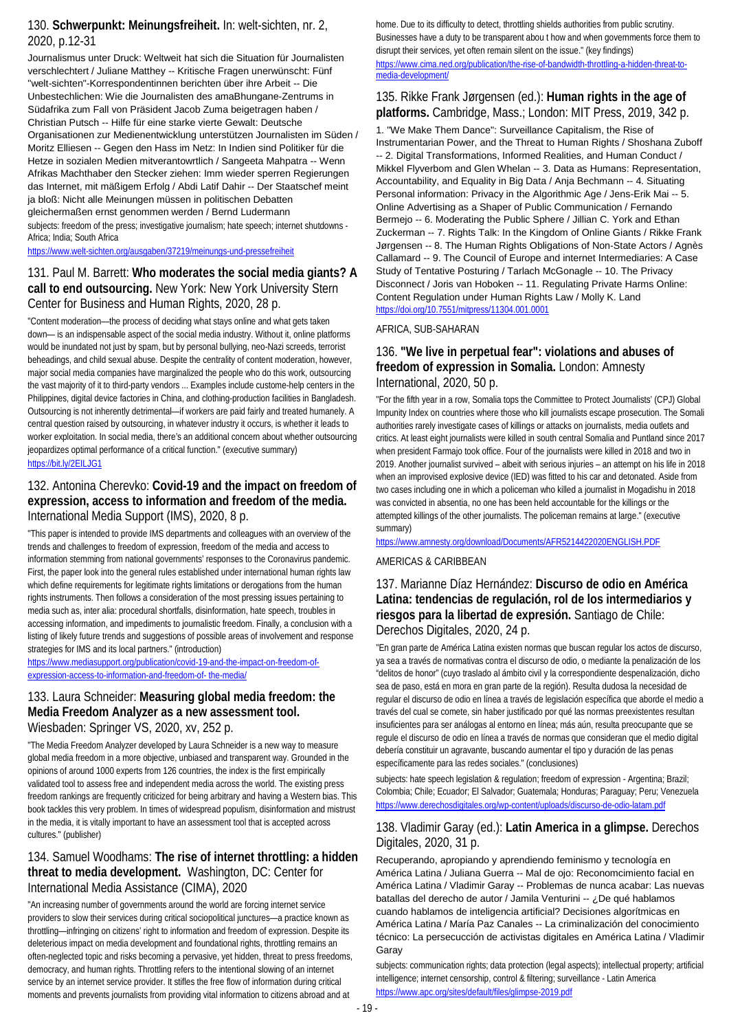### 130. **Schwerpunkt: Meinungsfreiheit.** In: welt-sichten, nr. 2, 2020, p.12-31

Journalismus unter Druck: Weltweit hat sich die Situation für Journalisten verschlechtert / Juliane Matthey -- Kritische Fragen unerwünscht: Fünf "welt-sichten"-Korrespondentinnen berichten über ihre Arbeit -- Die Unbestechlichen: Wie die Journalisten des amaBhungane-Zentrums in Südafrika zum Fall von Präsident Jacob Zuma beigetragen haben / Christian Putsch -- Hilfe für eine starke vierte Gewalt: Deutsche Organisationen zur Medienentwicklung unterstützen Journalisten im Süden / Moritz Elliesen -- Gegen den Hass im Netz: In Indien sind Politiker für die Hetze in sozialen Medien mitverantwortlich / Sangeeta Mahpatra -- Wenn Afrikas Machthaber den Stecker ziehen: Imm wieder sperren Regierungen das Internet, mit mäßigem Erfolg / Abdi Latif Dahir -- Der Staatschef meint ja bloß: Nicht alle Meinungen müssen in politischen Debatten gleichermaßen ernst genommen werden / Bernd Ludermann

subjects: freedom of the press; investigative journalism; hate speech; internet shutdowns - Africa; India; South Africa

https://www.welt-sichten.org/ausgaben/37219/meinungs-und-pressefreiheit

### 131. Paul M. Barrett: **Who moderates the social media giants? A call to end outsourcing.** New York: New York University Stern Center for Business and Human Rights, 2020, 28 p.

"Content moderation—the process of deciding what stays online and what gets taken down— is an indispensable aspect of the social media industry. Without it, online platforms would be inundated not just by spam, but by personal bullying, neo-Nazi screeds, terrorist beheadings, and child sexual abuse. Despite the centrality of content moderation, however, major social media companies have marginalized the people who do this work, outsourcing the vast majority of it to third-party vendors ... Examples include custome-help centers in the Philippines, digital device factories in China, and clothing-production facilities in Bangladesh. Outsourcing is not inherently detrimental—if workers are paid fairly and treated humanely. A central question raised by outsourcing, in whatever industry it occurs, is whether it leads to worker exploitation. In social media, there's an additional concern about whether outsourcing jeopardizes optimal performance of a critical function." (executive summary)

https://bit.ly/2EILJG1

### 132. Antonina Cherevko: **Covid-19 and the impact on freedom of expression, access to information and freedom of the media.** International Media Support (IMS), 2020, 8 p.

"This paper is intended to provide IMS departments and colleagues with an overview of the trends and challenges to freedom of expression, freedom of the media and access to information stemming from national governments' responses to the Coronavirus pandemic. First, the paper look into the general rules established under international human rights law which define requirements for legitimate rights limitations or derogations from the human rights instruments. Then follows a consideration of the most pressing issues pertaining to media such as, inter alia: procedural shortfalls, disinformation, hate speech, troubles in accessing information, and impediments to journalistic freedom. Finally, a conclusion with a listing of likely future trends and suggestions of possible areas of involvement and response strategies for IMS and its local partners." (introduction)

https://www.mediasupport.org/publication/covid-19-and-the-impact-on-freedom-of-expression-access-to-information-and-freedom-of- the-media/

### 133. Laura Schneider: **Measuring global media freedom: the Media Freedom Analyzer as a new assessment tool.** Wiesbaden: Springer VS, 2020, xv, 252 p.

"The Media Freedom Analyzer developed by Laura Schneider is a new way to measure global media freedom in a more objective, unbiased and transparent way. Grounded in the opinions of around 1000 experts from 126 countries, the index is the first empirically validated tool to assess free and independent media across the world. The existing press freedom rankings are frequently criticized for being arbitrary and having a Western bias. This book tackles this very problem. In times of widespread populism, disinformation and mistrust in the media, it is vitally important to have an assessment tool that is accepted across cultures." (publisher)

### 134. Samuel Woodhams: **The rise of internet throttling: a hidden threat to media development.** Washington, DC: Center for International Media Assistance (CIMA), 2020

"An increasing number of governments around the world are forcing internet service providers to slow their services during critical sociopolitical junctures—a practice known as throttling—infringing on citizens' right to information and freedom of expression. Despite its deleterious impact on media development and foundational rights, throttling remains an often-neglected topic and risks becoming a pervasive, yet hidden, threat to press freedoms, democracy, and human rights. Throttling refers to the intentional slowing of an internet service by an internet service provider. It stifles the free flow of information during critical moments and prevents journalists from providing vital information to citizens abroad and at home. Due to its difficulty to detect, throttling shields authorities from public scrutiny. Businesses have a duty to be transparent abou t how and when governments force them to disrupt their services, yet often remain silent on the issue." (key findings)

https://www.cima.ned.org/publication/the-rise-of-bandwidth-throttling-a-hidden-threat-to-media-development/

### 135. Rikke Frank Jørgensen (ed.): **Human rights in the age of platforms.** Cambridge, Mass.; London: MIT Press, 2019, 342 p.

1. "We Make Them Dance": Surveillance Capitalism, the Rise of Instrumentarian Power, and the Threat to Human Rights / Shoshana Zuboff -- 2. Digital Transformations, Informed Realities, and Human Conduct / Mikkel Flyverbom and Glen Whelan -- 3. Data as Humans: Representation, Accountability, and Equality in Big Data / Anja Bechmann -- 4. Situating Personal information: Privacy in the Algorithmic Age / Jens-Erik Mai -- 5. Online Advertising as a Shaper of Public Communication / Fernando Bermejo -- 6. Moderating the Public Sphere / Jillian C. York and Ethan Zuckerman -- 7. Rights Talk: In the Kingdom of Online Giants / Rikke Frank Jørgensen -- 8. The Human Rights Obligations of Non-State Actors / Agnès Callamard -- 9. The Council of Europe and internet Intermediaries: A Case Study of Tentative Posturing / Tarlach McGonagle -- 10. The Privacy Disconnect / Joris van Hoboken -- 11. Regulating Private Harms Online: Content Regulation under Human Rights Law / Molly K. Land

https://doi.org/10.7551/mitpress/11304.001.0001

AFRICA, SUB-SAHARAN

### 136. **"We live in perpetual fear": violations and abuses of freedom of expression in Somalia.** London: Amnesty International, 2020, 50 p.

"For the fifth year in a row, Somalia tops the Committee to Protect Journalists' (CPJ) Global Impunity Index on countries where those who kill journalists escape prosecution. The Somali authorities rarely investigate cases of killings or attacks on journalists, media outlets and critics. At least eight journalists were killed in south central Somalia and Puntland since 2017 when president Farmajo took office. Four of the journalists were killed in 2018 and two in 2019. Another journalist survived – albeit with serious injuries – an attempt on his life in 2018 when an improvised explosive device (IED) was fitted to his car and detonated. Aside from two cases including one in which a policeman who killed a journalist in Mogadishu in 2018 was convicted in absentia, no one has been held accountable for the killings or the attempted killings of the other journalists. The policeman remains at large." (executive summary)

https://www.amnesty.org/download/Documents/AFR5214422020ENGLISH.PDF

AMERICAS & CARIBBEAN

### 137. Marianne Díaz Hernández: **Discurso de odio en América Latina: tendencias de regulación, rol de los intermediarios y riesgos para la libertad de expresión.** Santiago de Chile: Derechos Digitales, 2020, 24 p.

"En gran parte de América Latina existen normas que buscan regular los actos de discurso, ya sea a través de normativas contra el discurso de odio, o mediante la penalización de los "delitos de honor" (cuyo traslado al ámbito civil y la correspondiente despenalización, dicho sea de paso, está en mora en gran parte de la región). Resulta dudosa la necesidad de regular el discurso de odio en línea a través de legislación específica que aborde el medio a través del cual se comete, sin haber justificado por qué las normas preexistentes resultan insuficientes para ser análogas al entorno en línea; más aún, resulta preocupante que se regule el discurso de odio en línea a través de normas que consideran que el medio digital debería constituir un agravante, buscando aumentar el tipo y duración de las penas específicamente para las redes sociales." (conclusiones)

subjects: hate speech legislation & regulation; freedom of expression - Argentina; Brazil; Colombia; Chile; Ecuador; El Salvador; Guatemala; Honduras; Paraguay; Peru; Venezuela

https://www.derechosdigitales.org/wp-content/uploads/discurso-de-odio-latam.pdf

### 138. Vladimir Garay (ed.): **Latin America in a glimpse.** Derechos Digitales, 2020, 31 p.

Recuperando, apropiando y aprendiendo feminismo y tecnología en América Latina / Juliana Guerra -- Mal de ojo: Reconomcimiento facial en América Latina / Vladimir Garay -- Problemas de nunca acabar: Las nuevas batallas del derecho de autor / Jamila Venturini -- ¿De qué hablamos cuando hablamos de inteligencia artificial? Decisiones algorítmicas en América Latina / María Paz Canales -- La criminalización del conocimiento técnico: La persecucción de activistas digitales en América Latina / Vladimir Garay

subjects: communication rights; data protection (legal aspects); intellectual property; artificial intelligence; internet censorship, control & filtering; surveillance - Latin America

https://www.apc.org/sites/default/files/glimpse-2019.pdf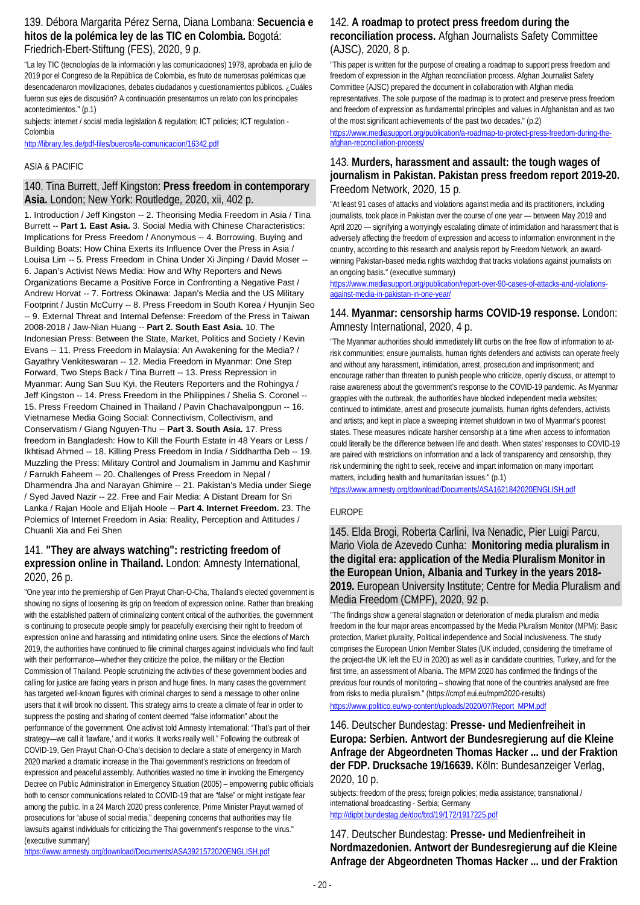### 139. Débora Margarita Pérez Serna, Diana Lombana: **Secuencia e hitos de la polémica ley de las TIC en Colombia.** Bogotá: Friedrich-Ebert-Stiftung (FES), 2020, 9 p.

"La ley TIC (tecnologías de la información y las comunicaciones) 1978, aprobada en julio de 2019 por el Congreso de la República de Colombia, es fruto de numerosas polémicas que desencadenaron movilizaciones, debates ciudadanos y cuestionamientos públicos. ¿Cuáles fueron sus ejes de discusión? A continuación presentamos un relato con los principales acontecimientos." (p.1)

subjects: internet / social media legislation & regulation; ICT policies; ICT regulation - Colombia

http://library.fes.de/pdf-files/bueros/la-comunicacion/16342.pdf

## ASIA & PACIFIC

### 140. Tina Burrett, Jeff Kingston: **Press freedom in contemporary Asia.** London; New York: Routledge, 2020, xii, 402 p.

1. Introduction / Jeff Kingston -- 2. Theorising Media Freedom in Asia / Tina Burrett -- **Part 1. East Asia.** 3. Social Media with Chinese Characteristics: Implications for Press Freedom / Anonymous -- 4. Borrowing, Buying and Building Boats: How China Exerts its Influence Over the Press in Asia / Louisa Lim -- 5. Press Freedom in China Under Xi Jinping / David Moser -- 6. Japan's Activist News Media: How and Why Reporters and News Organizations Became a Positive Force in Confronting a Negative Past / Andrew Horvat -- 7. Fortress Okinawa: Japan's Media and the US Military Footprint / Justin McCurry -- 8. Press Freedom in South Korea / Hyunjin Seo -- 9. External Threat and Internal Defense: Freedom of the Press in Taiwan 2008-2018 / Jaw-Nian Huang -- **Part 2. South East Asia.** 10. The Indonesian Press: Between the State, Market, Politics and Society / Kevin Evans -- 11. Press Freedom in Malaysia: An Awakening for the Media? / Gayathry Venkiteswaran -- 12. Media Freedom in Myanmar: One Step Forward, Two Steps Back / Tina Burrett -- 13. Press Repression in Myanmar: Aung San Suu Kyi, the Reuters Reporters and the Rohingya / Jeff Kingston -- 14. Press Freedom in the Philippines / Shelia S. Coronel -- 15. Press Freedom Chained in Thailand / Pavin Chachavalpongpun -- 16. Vietnamese Media Going Social: Connectivism, Collectivism, and Conservatism / Giang Nguyen-Thu -- **Part 3. South Asia.** 17. Press freedom in Bangladesh: How to Kill the Fourth Estate in 48 Years or Less / Ikhtisad Ahmed -- 18. Killing Press Freedom in India / Siddhartha Deb -- 19. Muzzling the Press: Military Control and Journalism in Jammu and Kashmir / Farrukh Faheem -- 20. Challenges of Press Freedom in Nepal / Dharmendra Jha and Narayan Ghimire -- 21. Pakistan's Media under Siege / Syed Javed Nazir -- 22. Free and Fair Media: A Distant Dream for Sri Lanka / Rajan Hoole and Elijah Hoole -- **Part 4. Internet Freedom.** 23. The Polemics of Internet Freedom in Asia: Reality, Perception and Attitudes / Chuanli Xia and Fei Shen

### 141. **"They are always watching": restricting freedom of expression online in Thailand.** London: Amnesty International, 2020, 26 p.

"One year into the premiership of Gen Prayut Chan-O-Cha, Thailand's elected government is showing no signs of loosening its grip on freedom of expression online. Rather than breaking with the established pattern of criminalizing content critical of the authorities, the government is continuing to prosecute people simply for peacefully exercising their right to freedom of expression online and harassing and intimidating online users. Since the elections of March 2019, the authorities have continued to file criminal charges against individuals who find fault with their performance—whether they criticize the police, the military or the Election Commission of Thailand. People scrutinizing the activities of these government bodies and calling for justice are facing years in prison and huge fines. In many cases the government has targeted well-known figures with criminal charges to send a message to other online users that it will brook no dissent. This strategy aims to create a climate of fear in order to suppress the posting and sharing of content deemed "false information" about the performance of the government. One activist told Amnesty International: "That's part of their strategy—we call it 'lawfare,' and it works. It works really well." Following the outbreak of COVID-19, Gen Prayut Chan-O-Cha's decision to declare a state of emergency in March 2020 marked a dramatic increase in the Thai government's restrictions on freedom of expression and peaceful assembly. Authorities wasted no time in invoking the Emergency Decree on Public Administration in Emergency Situation (2005) – empowering public officials both to censor communications related to COVID-19 that are "false" or might instigate fear among the public. In a 24 March 2020 press conference, Prime Minister Prayut warned of prosecutions for "abuse of social media," deepening concerns that authorities may file lawsuits against individuals for criticizing the Thai government's response to the virus." (executive summary)

https://www.amnesty.org/download/Documents/ASA3921572020ENGLISH.pdf

### 142. **A roadmap to protect press freedom during the reconciliation process.** Afghan Journalists Safety Committee (AJSC), 2020, 8 p.

"This paper is written for the purpose of creating a roadmap to support press freedom and freedom of expression in the Afghan reconciliation process. Afghan Journalist Safety Committee (AJSC) prepared the document in collaboration with Afghan media representatives. The sole purpose of the roadmap is to protect and preserve press freedom and freedom of expression as fundamental principles and values in Afghanistan and as two of the most significant achievements of the past two decades." (p.2)

https://www.mediasupport.org/publication/a-roadmap-to-protect-press-freedom-during-the-afghan-reconciliation-process/

### 143. **Murders, harassment and assault: the tough wages of journalism in Pakistan. Pakistan press freedom report 2019-20.** Freedom Network, 2020, 15 p.

"At least 91 cases of attacks and violations against media and its practitioners, including journalists, took place in Pakistan over the course of one year — between May 2019 and April 2020 — signifying a worryingly escalating climate of intimidation and harassment that is adversely affecting the freedom of expression and access to information environment in the country, according to this research and analysis report by Freedom Network, an award-winning Pakistan-based media rights watchdog that tracks violations against journalists on an ongoing basis." (executive summary)

https://www.mediasupport.org/publication/report-over-90-cases-of-attacks-and-violations-against-media-in-pakistan-in-one-year/

### 144. **Myanmar: censorship harms COVID-19 response.** London: Amnesty International, 2020, 4 p.

"The Myanmar authorities should immediately lift curbs on the free flow of information to at-risk communities; ensure journalists, human rights defenders and activists can operate freely and without any harassment, intimidation, arrest, prosecution and imprisonment; and encourage rather than threaten to punish people who criticize, openly discuss, or attempt to raise awareness about the government's response to the COVID-19 pandemic. As Myanmar grapples with the outbreak, the authorities have blocked independent media websites; continued to intimidate, arrest and prosecute journalists, human rights defenders, activists and artists; and kept in place a sweeping internet shutdown in two of Myanmar's poorest states. These measures indicate harsher censorship at a time when access to information could literally be the difference between life and death. When states' responses to COVID-19 are paired with restrictions on information and a lack of transparency and censorship, they risk undermining the right to seek, receive and impart information on many important matters, including health and humanitarian issues." (p.1)

https://www.amnesty.org/download/Documents/ASA1621842020ENGLISH.pdf

## EUROPE

### 145. Elda Brogi, Roberta Carlini, Iva Nenadic, Pier Luigi Parcu, Mario Viola de Azevedo Cunha: **Monitoring media pluralism in the digital era: application of the Media Pluralism Monitor in the European Union, Albania and Turkey in the years 2018-2019.** European University Institute; Centre for Media Pluralism and Media Freedom (CMPF), 2020, 92 p.

"The findings show a general stagnation or deterioration of media pluralism and media freedom in the four major areas encompassed by the Media Pluralism Monitor (MPM): Basic protection, Market plurality, Political independence and Social inclusiveness. The study comprises the European Union Member States (UK included, considering the timeframe of the project-the UK left the EU in 2020) as well as in candidate countries, Turkey, and for the first time, an assessment of Albania. The MPM 2020 has confirmed the findings of the previous four rounds of monitoring – showing that none of the countries analysed are free from risks to media pluralism." (https://cmpf.eui.eu/mpm2020-results)

https://www.politico.eu/wp-content/uploads/2020/07/Report_MPM.pdf

### 146. Deutscher Bundestag: **Presse- und Medienfreiheit in Europa: Serbien. Antwort der Bundesregierung auf die Kleine Anfrage der Abgeordneten Thomas Hacker ... und der Fraktion der FDP. Drucksache 19/16639.** Köln: Bundesanzeiger Verlag, 2020, 10 p.

subjects: freedom of the press; foreign policies; media assistance; transnational / international broadcasting - Serbia; Germany

http://dipbt.bundestag.de/doc/btd/19/172/1917225.pdf

### 147. Deutscher Bundestag: **Presse- und Medienfreiheit in Nordmazedonien. Antwort der Bundesregierung auf die Kleine Anfrage der Abgeordneten Thomas Hacker ... und der Fraktion**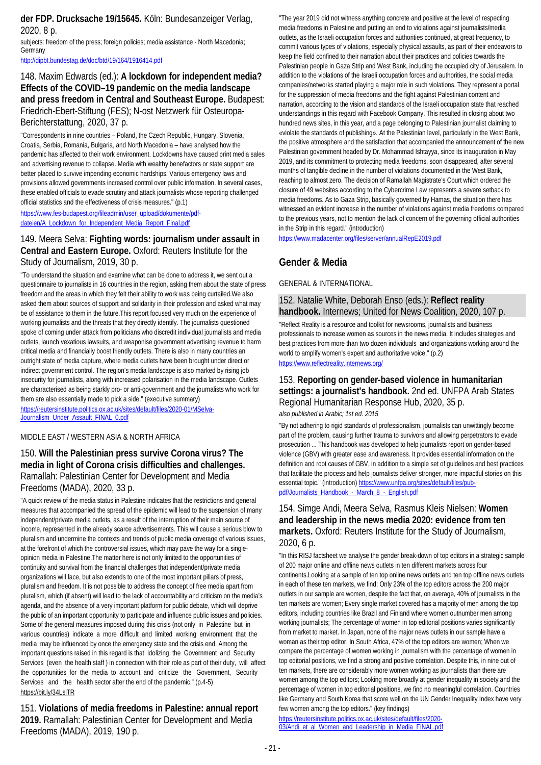**der FDP. Drucksache 19/15645.** Köln: Bundesanzeiger Verlag, 2020, 8 p.

subjects: freedom of the press; foreign policies; media assistance - North Macedonia; Germany

http://dipbt.bundestag.de/doc/btd/19/164/1916414.pdf

### 148. Maxim Edwards (ed.): **A lockdown for independent media? Effects of the COVID–19 pandemic on the media landscape and press freedom in Central and Southeast Europe.** Budapest: Friedrich-Ebert-Stiftung (FES); N-ost Netzwerk für Osteuropa-Berichterstattung, 2020, 37 p.

"Correspondents in nine countries – Poland, the Czech Republic, Hungary, Slovenia, Croatia, Serbia, Romania, Bulgaria, and North Macedonia – have analysed how the pandemic has affected to their work environment. Lockdowns have caused print media sales and advertising revenue to collapse. Media with wealthy benefactors or state support are better placed to survive impending economic hardships. Various emergency laws and provisions allowed governments increased control over public information. In several cases, these enabled officials to evade scrutiny and attack journalists whose reporting challenged official statistics and the effectiveness of crisis measures." (p.1)

https://www.fes-budapest.org/fileadmin/user_upload/dokumente/pdf-dateien/A_Lockdown_for_Independent_Media_Report_Final.pdf

### 149. Meera Selva: **Fighting words: journalism under assault in Central and Eastern Europe.** Oxford: Reuters Institute for the Study of Journalism, 2019, 30 p.

"To understand the situation and examine what can be done to address it, we sent out a questionnaire to journalists in 16 countries in the region, asking them about the state of press freedom and the areas in which they felt their ability to work was being curtailed.We also asked them about sources of support and solidarity in their profession and asked what may be of assistance to them in the future.This report focused very much on the experience of working journalists and the threats that they directly identify. The journalists questioned spoke of coming under attack from politicians who discredit individual journalists and media outlets, launch vexatious lawsuits, and weaponise government advertising revenue to harm critical media and financially boost friendly outlets. There is also in many countries an outright state of media capture, where media outlets have been brought under direct or indirect government control. The region's media landscape is also marked by rising job insecurity for journalists, along with increased polarisation in the media landscape. Outlets are characterised as being starkly pro- or anti-government and the journalists who work for them are also essentially made to pick a side." (executive summary)

https://reutersinstitute.politics.ox.ac.uk/sites/default/files/2020-01/MSelva-Journalism_Under_Assault_FINAL_0.pdf

MIDDLE EAST / WESTERN ASIA & NORTH AFRICA

### 150. **Will the Palestinian press survive Corona virus? The media in light of Corona crisis difficulties and challenges.** Ramallah: Palestinian Center for Development and Media Freedoms (MADA), 2020, 33 p.

"A quick review of the media status in Palestine indicates that the restrictions and general measures that accompanied the spread of the epidemic will lead to the suspension of many independent/private media outlets, as a result of the interruption of their main source of income, represented in the already scarce advertisements. This will cause a serious blow to pluralism and undermine the contexts and trends of public media coverage of various issues, at the forefront of which the controversial issues, which may pave the way for a single-opinion media in Palestine.The matter here is not only limited to the opportunities of continuity and survival from the financial challenges that independent/private media organizations will face, but also extends to one of the most important pillars of press, pluralism and freedom. It is not possible to address the concept of free media apart from pluralism, which (if absent) will lead to the lack of accountability and criticism on the media's agenda, and the absence of a very important platform for public debate, which will deprive the public of an important opportunity to participate and influence public issues and policies. Some of the general measures imposed during this crisis (not only in Palestine but in various countries) indicate a more difficult and limited working environment that the media may be influenced by once the emergency state and the crisis end. Among the important questions raised in this regard is that idolizing the Government and Security Services (even the health staff ) in connection with their role as part of their duty, will affect the opportunities for the media to account and criticize the Government, Security Services and the health sector after the end of the pandemic." (p.4-5)

https://bit.ly/34LslTR

### 151. **Violations of media freedoms in Palestine: annual report 2019.** Ramallah: Palestinian Center for Development and Media Freedoms (MADA), 2019, 190 p.

"The year 2019 did not witness anything concrete and positive at the level of respecting media freedoms in Palestine and putting an end to violations against journalists/media outlets, as the Israeli occupation forces and authorities continued, at great frequency, to commit various types of violations, especially physical assaults, as part of their endeavors to keep the field confined to their narration about their practices and policies towards the Palestinian people in Gaza Strip and West Bank, including the occupied city of Jerusalem. In addition to the violations of the Israeli occupation forces and authorities, the social media companies/networks started playing a major role in such violations. They represent a portal for the suppression of media freedoms and the fight against Palestinian content and narration, according to the vision and standards of the Israeli occupation state that reached understandings in this regard with Facebook Company. This resulted in closing about two hundred news sites, in this year, and a page belonging to Palestinian journalist claiming to «violate the standards of publishing». At the Palestinian level, particularly in the West Bank, the positive atmosphere and the satisfaction that accompanied the announcement of the new Palestinian government headed by Dr. Mohammad Ishtayya, since its inauguration in May 2019, and its commitment to protecting media freedoms, soon disappeared, after several months of tangible decline in the number of violations documented in the West Bank, reaching to almost zero. The decision of Ramallah Magistrate's Court which ordered the closure of 49 websites according to the Cybercrime Law represents a severe setback to media freedoms. As to Gaza Strip, basically governed by Hamas, the situation there has witnessed an evident increase in the number of violations against media freedoms compared to the previous years, not to mention the lack of concern of the governing official authorities in the Strip in this regard." (introduction)

https://www.madacenter.org/files/server/annualRepE2019.pdf

## Gender & Media

GENERAL & INTERNATIONAL

### 152. Natalie White, Deborah Enso (eds.): **Reflect reality handbook.** Internews; United for News Coalition, 2020, 107 p.

"Reflect Reality is a resource and toolkit for newsrooms, journalists and business professionals to increase women as sources in the news media. It includes strategies and best practices from more than two dozen individuals and organizations working around the world to amplify women's expert and authoritative voice." (p.2)

https://www.reflectreality.internews.org/

### 153. **Reporting on gender-based violence in humanitarian settings: a journalist's handbook.** 2nd ed. UNFPA Arab States Regional Humanitarian Response Hub, 2020, 35 p.

*also published in Arabic; 1st ed. 2015*

"By not adhering to rigid standards of professionalism, journalists can unwittingly become part of the problem, causing further trauma to survivors and allowing perpetrators to evade prosecution ... This handbook was developed to help journalists report on gender-based violence (GBV) with greater ease and awareness. It provides essential information on the definition and root causes of GBV, in addition to a simple set of guidelines and best practices that facilitate the process and help journalists deliver stronger, more impactful stories on this essential topic." (introduction) https://www.unfpa.org/sites/default/files/pub-pdf/Journalists_Handbook_-_March_8_-_English.pdf

### 154. Simge Andi, Meera Selva, Rasmus Kleis Nielsen: **Women and leadership in the news media 2020: evidence from ten markets.** Oxford: Reuters Institute for the Study of Journalism, 2020, 6 p.

"In this RISJ factsheet we analyse the gender break-down of top editors in a strategic sample of 200 major online and offline news outlets in ten different markets across four continents.Looking at a sample of ten top online news outlets and ten top offline news outlets in each of these ten markets, we find: Only 23% of the top editors across the 200 major outlets in our sample are women, despite the fact that, on average, 40% of journalists in the ten markets are women; Every single market covered has a majority of men among the top editors, including countries like Brazil and Finland where women outnumber men among working journalists; The percentage of women in top editorial positions varies significantly from market to market. In Japan, none of the major news outlets in our sample have a woman as their top editor. In South Africa, 47% of the top editors are women; When we compare the percentage of women working in journalism with the percentage of women in top editorial positions, we find a strong and positive correlation. Despite this, in nine out of ten markets, there are considerably more women working as journalists than there are women among the top editors; Looking more broadly at gender inequality in society and the percentage of women in top editorial positions, we find no meaningful correlation. Countries like Germany and South Korea that score well on the UN Gender Inequality Index have very few women among the top editors." (key findings)

https://reutersinstitute.politics.ox.ac.uk/sites/default/files/2020-03/Andi_et_al_Women_and_Leadership_in_Media_FINAL.pdf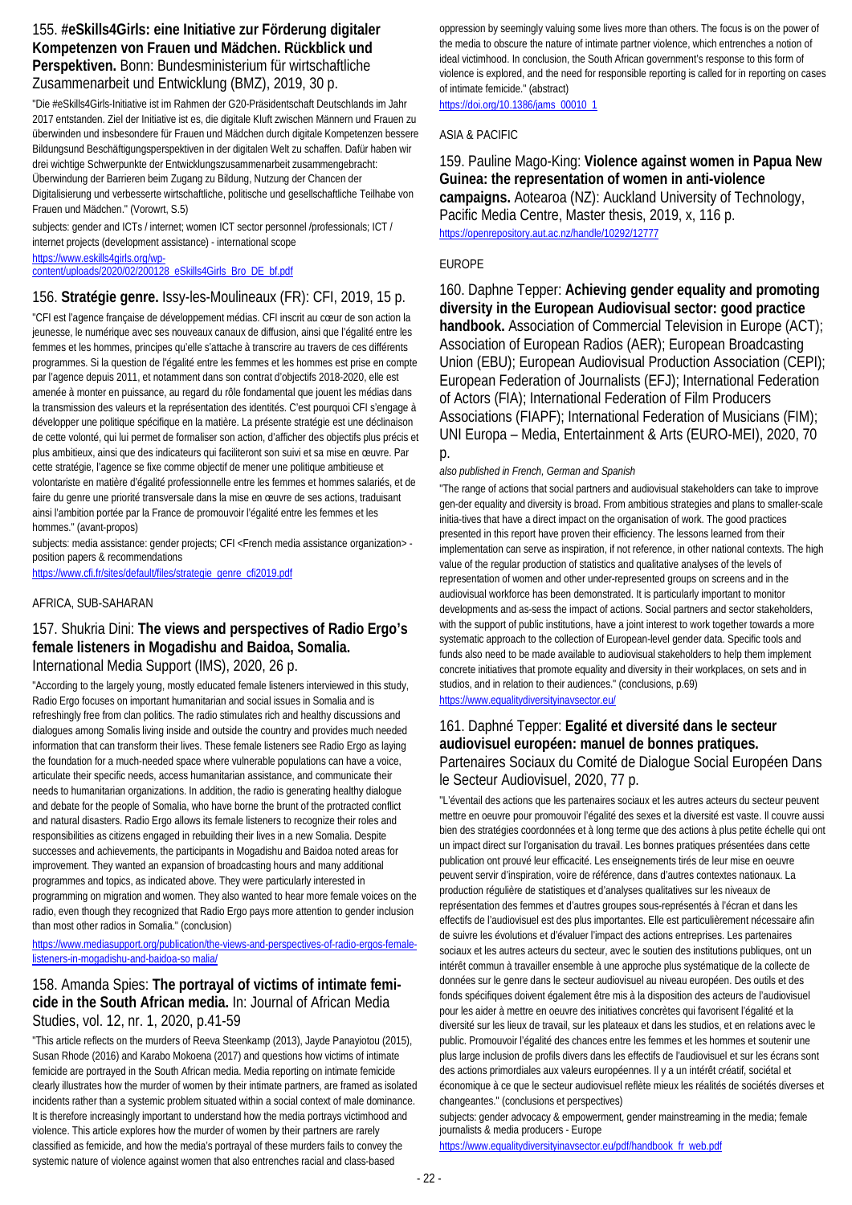### 155. **#eSkills4Girls: eine Initiative zur Förderung digitaler Kompetenzen von Frauen und Mädchen. Rückblick und Perspektiven.** Bonn: Bundesministerium für wirtschaftliche Zusammenarbeit und Entwicklung (BMZ), 2019, 30 p.

"Die #eSkills4Girls-Initiative ist im Rahmen der G20-Präsidentschaft Deutschlands im Jahr 2017 entstanden. Ziel der Initiative ist es, die digitale Kluft zwischen Männern und Frauen zu überwinden und insbesondere für Frauen und Mädchen durch digitale Kompetenzen bessere Bildungsund Beschäftigungsperspektiven in der digitalen Welt zu schaffen. Dafür haben wir drei wichtige Schwerpunkte der Entwicklungszusammenarbeit zusammengebracht: Überwindung der Barrieren beim Zugang zu Bildung, Nutzung der Chancen der Digitalisierung und verbesserte wirtschaftliche, politische und gesellschaftliche Teilhabe von Frauen und Mädchen." (Vorowrt, S.5)

subjects: gender and ICTs / internet; women ICT sector personnel /professionals; ICT / internet projects (development assistance) - international scope

https://www.eskills4girls.org/wp-content/uploads/2020/02/200128_eSkills4Girls_Bro_DE_bf.pdf

### 156. **Stratégie genre.** Issy-les-Moulineaux (FR): CFI, 2019, 15 p.

"CFI est l'agence française de développement médias. CFI inscrit au cœur de son action la jeunesse, le numérique avec ses nouveaux canaux de diffusion, ainsi que l'égalité entre les femmes et les hommes, principes qu'elle s'attache à transcrire au travers de ces différents programmes. Si la question de l'égalité entre les femmes et les hommes est prise en compte par l'agence depuis 2011, et notamment dans son contrat d'objectifs 2018-2020, elle est amenée à monter en puissance, au regard du rôle fondamental que jouent les médias dans la transmission des valeurs et la représentation des identités. C'est pourquoi CFI s'engage à développer une politique spécifique en la matière. La présente stratégie est une déclinaison de cette volonté, qui lui permet de formaliser son action, d'afficher des objectifs plus précis et plus ambitieux, ainsi que des indicateurs qui faciliteront son suivi et sa mise en œuvre. Par cette stratégie, l'agence se fixe comme objectif de mener une politique ambitieuse et volontariste en matière d'égalité professionnelle entre les femmes et hommes salariés, et de faire du genre une priorité transversale dans la mise en œuvre de ses actions, traduisant ainsi l'ambition portée par la France de promouvoir l'égalité entre les femmes et les hommes." (avant-propos)

subjects: media assistance: gender projects; CFI <French media assistance organization> - position papers & recommendations

https://www.cfi.fr/sites/default/files/strategie_genre_cfi2019.pdf

AFRICA, SUB-SAHARAN

### 157. Shukria Dini: **The views and perspectives of Radio Ergo's female listeners in Mogadishu and Baidoa, Somalia.** International Media Support (IMS), 2020, 26 p.

"According to the largely young, mostly educated female listeners interviewed in this study, Radio Ergo focuses on important humanitarian and social issues in Somalia and is refreshingly free from clan politics. The radio stimulates rich and healthy discussions and dialogues among Somalis living inside and outside the country and provides much needed information that can transform their lives. These female listeners see Radio Ergo as laying the foundation for a much-needed space where vulnerable populations can have a voice, articulate their specific needs, access humanitarian assistance, and communicate their needs to humanitarian organizations. In addition, the radio is generating healthy dialogue and debate for the people of Somalia, who have borne the brunt of the protracted conflict and natural disasters. Radio Ergo allows its female listeners to recognize their roles and responsibilities as citizens engaged in rebuilding their lives in a new Somalia. Despite successes and achievements, the participants in Mogadishu and Baidoa noted areas for improvement. They wanted an expansion of broadcasting hours and many additional programmes and topics, as indicated above. They were particularly interested in programming on migration and women. They also wanted to hear more female voices on the radio, even though they recognized that Radio Ergo pays more attention to gender inclusion than most other radios in Somalia." (conclusion)

https://www.mediasupport.org/publication/the-views-and-perspectives-of-radio-ergos-female-listeners-in-mogadishu-and-baidoa-so malia/

### 158. Amanda Spies: **The portrayal of victims of intimate femi-cide in the South African media.** In: Journal of African Media Studies, vol. 12, nr. 1, 2020, p.41-59

"This article reflects on the murders of Reeva Steenkamp (2013), Jayde Panayiotou (2015), Susan Rhode (2016) and Karabo Mokoena (2017) and questions how victims of intimate femicide are portrayed in the South African media. Media reporting on intimate femicide clearly illustrates how the murder of women by their intimate partners, are framed as isolated incidents rather than a systemic problem situated within a social context of male dominance. It is therefore increasingly important to understand how the media portrays victimhood and violence. This article explores how the murder of women by their partners are rarely classified as femicide, and how the media's portrayal of these murders fails to convey the systemic nature of violence against women that also entrenches racial and class-based oppression by seemingly valuing some lives more than others. The focus is on the power of the media to obscure the nature of intimate partner violence, which entrenches a notion of ideal victimhood. In conclusion, the South African government's response to this form of violence is explored, and the need for responsible reporting is called for in reporting on cases of intimate femicide." (abstract)

https://doi.org/10.1386/jams_00010_1

ASIA & PACIFIC

### 159. Pauline Mago-King: **Violence against women in Papua New Guinea: the representation of women in anti-violence campaigns.** Aotearoa (NZ): Auckland University of Technology, Pacific Media Centre, Master thesis, 2019, x, 116 p.

https://openrepository.aut.ac.nz/handle/10292/12777

EUROPE

### 160. Daphne Tepper: **Achieving gender equality and promoting diversity in the European Audiovisual sector: good practice handbook.** Association of Commercial Television in Europe (ACT); Association of European Radios (AER); European Broadcasting Union (EBU); European Audiovisual Production Association (CEPI); European Federation of Journalists (EFJ); International Federation of Actors (FIA); International Federation of Film Producers Associations (FIAPF); International Federation of Musicians (FIM); UNI Europa – Media, Entertainment & Arts (EURO-MEI), 2020, 70 p.

*also published in French, German and Spanish*

"The range of actions that social partners and audiovisual stakeholders can take to improve gen-der equality and diversity is broad. From ambitious strategies and plans to smaller-scale initia-tives that have a direct impact on the organisation of work. The good practices presented in this report have proven their efficiency. The lessons learned from their implementation can serve as inspiration, if not reference, in other national contexts. The high value of the regular production of statistics and qualitative analyses of the levels of representation of women and other under-represented groups on screens and in the audiovisual workforce has been demonstrated. It is particularly important to monitor developments and as-sess the impact of actions. Social partners and sector stakeholders, with the support of public institutions, have a joint interest to work together towards a more systematic approach to the collection of European-level gender data. Specific tools and funds also need to be made available to audiovisual stakeholders to help them implement concrete initiatives that promote equality and diversity in their workplaces, on sets and in studios, and in relation to their audiences." (conclusions, p.69)

https://www.equalitydiversityinavsector.eu/

### 161. Daphné Tepper: **Egalité et diversité dans le secteur audiovisuel européen: manuel de bonnes pratiques.** Partenaires Sociaux du Comité de Dialogue Social Européen Dans le Secteur Audiovisuel, 2020, 77 p.

"L'éventail des actions que les partenaires sociaux et les autres acteurs du secteur peuvent mettre en oeuvre pour promouvoir l'égalité des sexes et la diversité est vaste. Il couvre aussi bien des stratégies coordonnées et à long terme que des actions à plus petite échelle qui ont un impact direct sur l'organisation du travail. Les bonnes pratiques présentées dans cette publication ont prouvé leur efficacité. Les enseignements tirés de leur mise en oeuvre peuvent servir d'inspiration, voire de référence, dans d'autres contextes nationaux. La production régulière de statistiques et d'analyses qualitatives sur les niveaux de représentation des femmes et d'autres groupes sous-représentés à l'écran et dans les effectifs de l'audiovisuel est des plus importantes. Elle est particulièrement nécessaire afin de suivre les évolutions et d'évaluer l'impact des actions entreprises. Les partenaires sociaux et les autres acteurs du secteur, avec le soutien des institutions publiques, ont un intérêt commun à travailler ensemble à une approche plus systématique de la collecte de données sur le genre dans le secteur audiovisuel au niveau européen. Des outils et des fonds spécifiques doivent également être mis à la disposition des acteurs de l'audiovisuel pour les aider à mettre en oeuvre des initiatives concrètes qui favorisent l'égalité et la diversité sur les lieux de travail, sur les plateaux et dans les studios, et en relations avec le public. Promouvoir l'égalité des chances entre les femmes et les hommes et soutenir une plus large inclusion de profils divers dans les effectifs de l'audiovisuel et sur les écrans sont des actions primordiales aux valeurs européennes. Il y a un intérêt créatif, sociétal et économique à ce que le secteur audiovisuel reflète mieux les réalités de sociétés diverses et changeantes." (conclusions et perspectives)

subjects: gender advocacy & empowerment, gender mainstreaming in the media; female journalists & media producers - Europe

https://www.equalitydiversityinavsector.eu/pdf/handbook_fr_web.pdf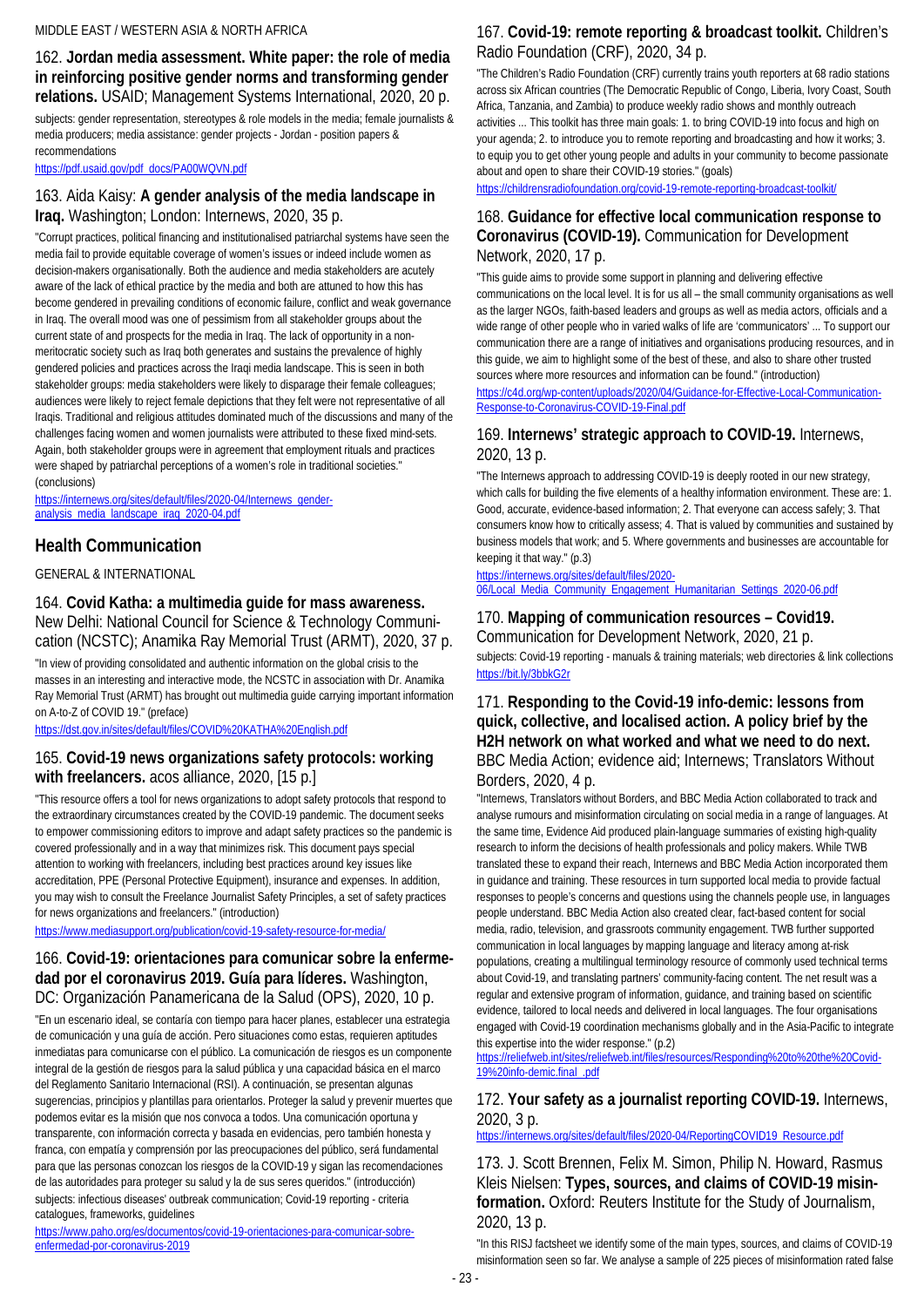MIDDLE EAST / WESTERN ASIA & NORTH AFRICA

162. **Jordan media assessment. White paper: the role of media in reinforcing positive gender norms and transforming gender relations.** USAID; Management Systems International, 2020, 20 p.

subjects: gender representation, stereotypes & role models in the media; female journalists & media producers; media assistance: gender projects - Jordan - position papers & recommendations

https://pdf.usaid.gov/pdf_docs/PA00WQVN.pdf

163. Aida Kaisy: **A gender analysis of the media landscape in Iraq.** Washington; London: Internews, 2020, 35 p.

"Corrupt practices, political financing and institutionalised patriarchal systems have seen the media fail to provide equitable coverage of women's issues or indeed include women as decision-makers organisationally. Both the audience and media stakeholders are acutely aware of the lack of ethical practice by the media and both are attuned to how this has become gendered in prevailing conditions of economic failure, conflict and weak governance in Iraq. The overall mood was one of pessimism from all stakeholder groups about the current state of and prospects for the media in Iraq. The lack of opportunity in a non-meritocratic society such as Iraq both generates and sustains the prevalence of highly gendered policies and practices across the Iraqi media landscape. This is seen in both stakeholder groups: media stakeholders were likely to disparage their female colleagues; audiences were likely to reject female depictions that they felt were not representative of all Iraqis. Traditional and religious attitudes dominated much of the discussions and many of the challenges facing women and women journalists were attributed to these fixed mind-sets. Again, both stakeholder groups were in agreement that employment rituals and practices were shaped by patriarchal perceptions of a women's role in traditional societies." (conclusions)

https://internews.org/sites/default/files/2020-04/Internews_gender-analysis_media_landscape_iraq_2020-04.pdf

## Health Communication

GENERAL & INTERNATIONAL

164. **Covid Katha: a multimedia guide for mass awareness.** New Delhi: National Council for Science & Technology Communication (NCSTC); Anamika Ray Memorial Trust (ARMT), 2020, 37 p.

"In view of providing consolidated and authentic information on the global crisis to the masses in an interesting and interactive mode, the NCSTC in association with Dr. Anamika Ray Memorial Trust (ARMT) has brought out multimedia guide carrying important information on A-to-Z of COVID 19." (preface)

https://dst.gov.in/sites/default/files/COVID%20KATHA%20English.pdf

165. **Covid-19 news organizations safety protocols: working with freelancers.** acos alliance, 2020, [15 p.]

"This resource offers a tool for news organizations to adopt safety protocols that respond to the extraordinary circumstances created by the COVID-19 pandemic. The document seeks to empower commissioning editors to improve and adapt safety practices so the pandemic is covered professionally and in a way that minimizes risk. This document pays special attention to working with freelancers, including best practices around key issues like accreditation, PPE (Personal Protective Equipment), insurance and expenses. In addition, you may wish to consult the Freelance Journalist Safety Principles, a set of safety practices for news organizations and freelancers." (introduction)

https://www.mediasupport.org/publication/covid-19-safety-resource-for-media/

166. **Covid-19: orientaciones para comunicar sobre la enfermedad por el coronavirus 2019. Guía para líderes.** Washington, DC: Organización Panamericana de la Salud (OPS), 2020, 10 p.

"En un escenario ideal, se contaría con tiempo para hacer planes, establecer una estrategia de comunicación y una guía de acción. Pero situaciones como estas, requieren aptitudes inmediatas para comunicarse con el público. La comunicación de riesgos es un componente integral de la gestión de riesgos para la salud pública y una capacidad básica en el marco del Reglamento Sanitario Internacional (RSI). A continuación, se presentan algunas sugerencias, principios y plantillas para orientarlos. Proteger la salud y prevenir muertes que podemos evitar es la misión que nos convoca a todos. Una comunicación oportuna y transparente, con información correcta y basada en evidencias, pero también honesta y franca, con empatía y comprensión por las preocupaciones del público, será fundamental para que las personas conozcan los riesgos de la COVID-19 y sigan las recomendaciones de las autoridades para proteger su salud y la de sus seres queridos." (introducción)
subjects: infectious diseases' outbreak communication; Covid-19 reporting - criteria catalogues, frameworks, guidelines

https://www.paho.org/es/documentos/covid-19-orientaciones-para-comunicar-sobre-enfermedad-por-coronavirus-2019

167. **Covid-19: remote reporting & broadcast toolkit.** Children's Radio Foundation (CRF), 2020, 34 p.

"The Children's Radio Foundation (CRF) currently trains youth reporters at 68 radio stations across six African countries (The Democratic Republic of Congo, Liberia, Ivory Coast, South Africa, Tanzania, and Zambia) to produce weekly radio shows and monthly outreach activities ... This toolkit has three main goals: 1. to bring COVID-19 into focus and high on your agenda; 2. to introduce you to remote reporting and broadcasting and how it works; 3. to equip you to get other young people and adults in your community to become passionate about and open to share their COVID-19 stories." (goals)

https://childrensradiofoundation.org/covid-19-remote-reporting-broadcast-toolkit/

168. **Guidance for effective local communication response to Coronavirus (COVID-19).** Communication for Development Network, 2020, 17 p.

"This guide aims to provide some support in planning and delivering effective communications on the local level. It is for us all – the small community organisations as well as the larger NGOs, faith-based leaders and groups as well as media actors, officials and a wide range of other people who in varied walks of life are 'communicators' ... To support our communication there are a range of initiatives and organisations producing resources, and in this guide, we aim to highlight some of the best of these, and also to share other trusted sources where more resources and information can be found." (introduction)

https://c4d.org/wp-content/uploads/2020/04/Guidance-for-Effective-Local-Communication-Response-to-Coronavirus-COVID-19-Final.pdf

169. **Internews' strategic approach to COVID-19.** Internews, 2020, 13 p.

"The Internews approach to addressing COVID-19 is deeply rooted in our new strategy, which calls for building the five elements of a healthy information environment. These are: 1. Good, accurate, evidence-based information; 2. That everyone can access safely; 3. That consumers know how to critically assess; 4. That is valued by communities and sustained by business models that work; and 5. Where governments and businesses are accountable for keeping it that way." (p.3)

https://internews.org/sites/default/files/2020-06/Local_Media_Community_Engagement_Humanitarian_Settings_2020-06.pdf

170. **Mapping of communication resources – Covid19.** Communication for Development Network, 2020, 21 p.

subjects: Covid-19 reporting - manuals & training materials; web directories & link collections

https://bit.ly/3bbkG2r

171. **Responding to the Covid-19 info-demic: lessons from quick, collective, and localised action. A policy brief by the H2H network on what worked and what we need to do next.** BBC Media Action; evidence aid; Internews; Translators Without Borders, 2020, 4 p.

"Internews, Translators without Borders, and BBC Media Action collaborated to track and analyse rumours and misinformation circulating on social media in a range of languages. At the same time, Evidence Aid produced plain-language summaries of existing high-quality research to inform the decisions of health professionals and policy makers. While TWB translated these to expand their reach, Internews and BBC Media Action incorporated them in guidance and training. These resources in turn supported local media to provide factual responses to people's concerns and questions using the channels people use, in languages people understand. BBC Media Action also created clear, fact-based content for social media, radio, television, and grassroots community engagement. TWB further supported communication in local languages by mapping language and literacy among at-risk populations, creating a multilingual terminology resource of commonly used technical terms about Covid-19, and translating partners' community-facing content. The net result was a regular and extensive program of information, guidance, and training based on scientific evidence, tailored to local needs and delivered in local languages. The four organisations engaged with Covid-19 coordination mechanisms globally and in the Asia-Pacific to integrate this expertise into the wider response." (p.2)

https://reliefweb.int/sites/reliefweb.int/files/resources/Responding%20to%20the%20Covid-19%20info-demic.final_.pdf

172. **Your safety as a journalist reporting COVID-19.** Internews, 2020, 3 p.

https://internews.org/sites/default/files/2020-04/ReportingCOVID19_Resource.pdf

173. J. Scott Brennen, Felix M. Simon, Philip N. Howard, Rasmus Kleis Nielsen: **Types, sources, and claims of COVID-19 misinformation.** Oxford: Reuters Institute for the Study of Journalism, 2020, 13 p.

"In this RISJ factsheet we identify some of the main types, sources, and claims of COVID-19 misinformation seen so far. We analyse a sample of 225 pieces of misinformation rated false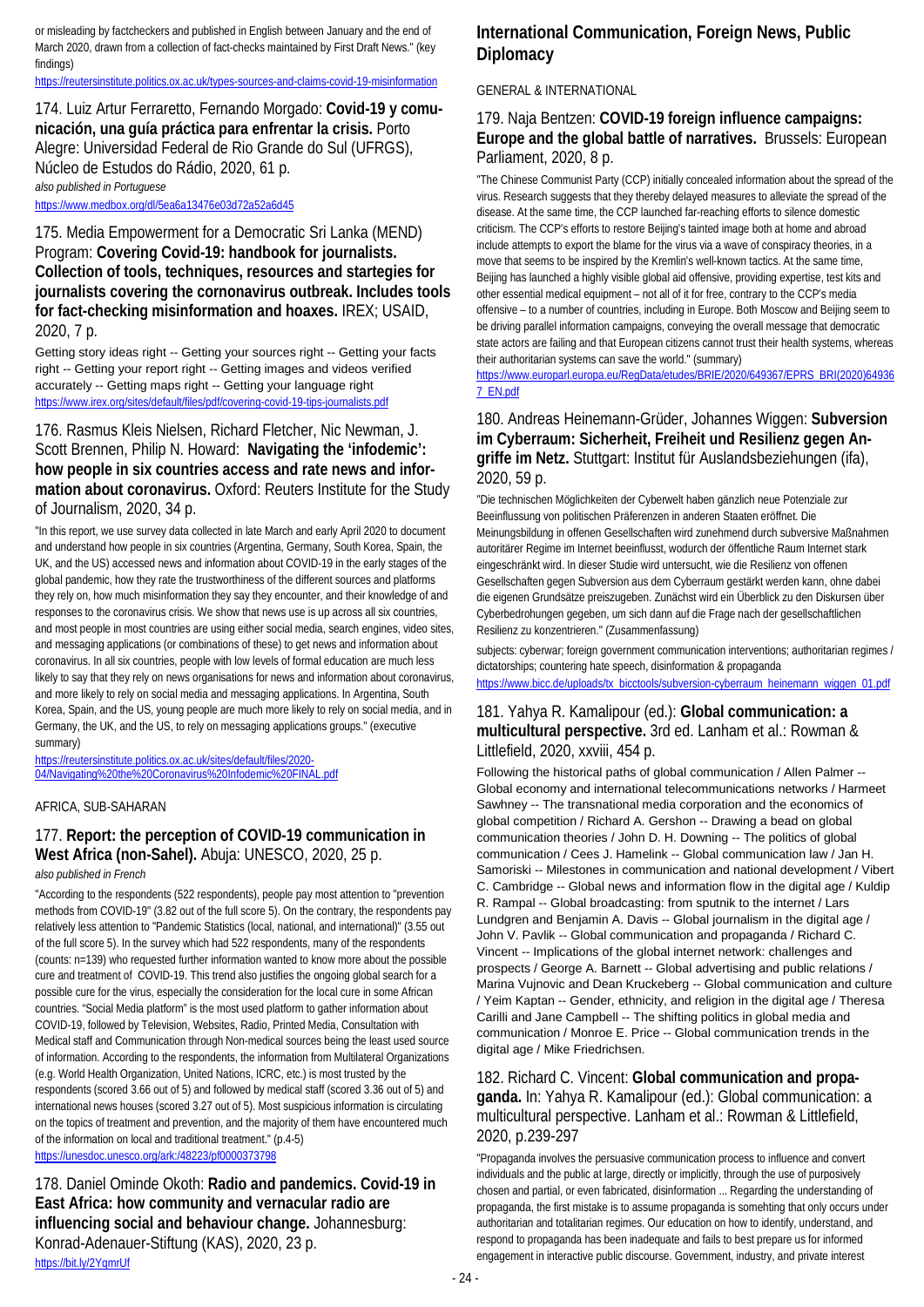or misleading by factcheckers and published in English between January and the end of March 2020, drawn from a collection of fact-checks maintained by First Draft News." (key findings)
https://reutersinstitute.politics.ox.ac.uk/types-sources-and-claims-covid-19-misinformation

174. Luiz Artur Ferraretto, Fernando Morgado: **Covid-19 y comunicación, una guía práctica para enfrentar la crisis.** Porto Alegre: Universidad Federal de Rio Grande do Sul (UFRGS), Núcleo de Estudos do Rádio, 2020, 61 p.
*also published in Portuguese*
https://www.medbox.org/dl/5ea6a13476e03d72a52a6d45

175. Media Empowerment for a Democratic Sri Lanka (MEND) Program: **Covering Covid-19: handbook for journalists. Collection of tools, techniques, resources and startegies for journalists covering the cornonavirus outbreak. Includes tools for fact-checking misinformation and hoaxes.** IREX; USAID, 2020, 7 p.

Getting story ideas right -- Getting your sources right -- Getting your facts right -- Getting your report right -- Getting images and videos verified accurately -- Getting maps right -- Getting your language right
https://www.irex.org/sites/default/files/pdf/covering-covid-19-tips-journalists.pdf

176. Rasmus Kleis Nielsen, Richard Fletcher, Nic Newman, J. Scott Brennen, Philip N. Howard: **Navigating the 'infodemic': how people in six countries access and rate news and information about coronavirus.** Oxford: Reuters Institute for the Study of Journalism, 2020, 34 p.

"In this report, we use survey data collected in late March and early April 2020 to document and understand how people in six countries (Argentina, Germany, South Korea, Spain, the UK, and the US) accessed news and information about COVID-19 in the early stages of the global pandemic, how they rate the trustworthiness of the different sources and platforms they rely on, how much misinformation they say they encounter, and their knowledge of and responses to the coronavirus crisis. We show that news use is up across all six countries, and most people in most countries are using either social media, search engines, video sites, and messaging applications (or combinations of these) to get news and information about coronavirus. In all six countries, people with low levels of formal education are much less likely to say that they rely on news organisations for news and information about coronavirus, and more likely to rely on social media and messaging applications. In Argentina, South Korea, Spain, and the US, young people are much more likely to rely on social media, and in Germany, the UK, and the US, to rely on messaging applications groups." (executive summary)
https://reutersinstitute.politics.ox.ac.uk/sites/default/files/2020-04/Navigating%20the%20Coronavirus%20Infodemic%20FINAL.pdf

AFRICA, SUB-SAHARAN

177. **Report: the perception of COVID-19 communication in West Africa (non-Sahel).** Abuja: UNESCO, 2020, 25 p.
*also published in French*

"According to the respondents (522 respondents), people pay most attention to "prevention methods from COVID-19" (3.82 out of the full score 5). On the contrary, the respondents pay relatively less attention to "Pandemic Statistics (local, national, and international)" (3.55 out of the full score 5). In the survey which had 522 respondents, many of the respondents (counts: n=139) who requested further information wanted to know more about the possible cure and treatment of COVID-19. This trend also justifies the ongoing global search for a possible cure for the virus, especially the consideration for the local cure in some African countries. "Social Media platform" is the most used platform to gather information about COVID-19, followed by Television, Websites, Radio, Printed Media, Consultation with Medical staff and Communication through Non-medical sources being the least used source of information. According to the respondents, the information from Multilateral Organizations (e.g. World Health Organization, United Nations, ICRC, etc.) is most trusted by the respondents (scored 3.66 out of 5) and followed by medical staff (scored 3.36 out of 5) and international news houses (scored 3.27 out of 5). Most suspicious information is circulating on the topics of treatment and prevention, and the majority of them have encountered more of the information on local and traditional treatment." (p.4-5)
https://unesdoc.unesco.org/ark:/48223/pf0000373798

178. Daniel Ominde Okoth: **Radio and pandemics. Covid-19 in East Africa: how community and vernacular radio are influencing social and behaviour change.** Johannesburg: Konrad-Adenauer-Stiftung (KAS), 2020, 23 p.
https://bit.ly/2YqmrUf

## International Communication, Foreign News, Public Diplomacy

GENERAL & INTERNATIONAL

179. Naja Bentzen: **COVID-19 foreign influence campaigns: Europe and the global battle of narratives.** Brussels: European Parliament, 2020, 8 p.

"The Chinese Communist Party (CCP) initially concealed information about the spread of the virus. Research suggests that they thereby delayed measures to alleviate the spread of the disease. At the same time, the CCP launched far-reaching efforts to silence domestic criticism. The CCP's efforts to restore Beijing's tainted image both at home and abroad include attempts to export the blame for the virus via a wave of conspiracy theories, in a move that seems to be inspired by the Kremlin's well-known tactics. At the same time, Beijing has launched a highly visible global aid offensive, providing expertise, test kits and other essential medical equipment – not all of it for free, contrary to the CCP's media offensive – to a number of countries, including in Europe. Both Moscow and Beijing seem to be driving parallel information campaigns, conveying the overall message that democratic state actors are failing and that European citizens cannot trust their health systems, whereas their authoritarian systems can save the world." (summary)
https://www.europarl.europa.eu/RegData/etudes/BRIE/2020/649367/EPRS_BRI(2020)649367_EN.pdf

180. Andreas Heinemann-Grüder, Johannes Wiggen: **Subversion im Cyberraum: Sicherheit, Freiheit und Resilienz gegen Angriffe im Netz.** Stuttgart: Institut für Auslandsbeziehungen (ifa), 2020, 59 p.

"Die technischen Möglichkeiten der Cyberwelt haben gänzlich neue Potenziale zur Beeinflussung von politischen Präferenzen in anderen Staaten eröffnet. Die Meinungsbildung in offenen Gesellschaften wird zunehmend durch subversive Maßnahmen autoritärer Regime im Internet beeinflusst, wodurch der öffentliche Raum Internet stark eingeschränkt wird. In dieser Studie wird untersucht, wie die Resilienz von offenen Gesellschaften gegen Subversion aus dem Cyberraum gestärkt werden kann, ohne dabei die eigenen Grundsätze preiszugeben. Zunächst wird ein Überblick zu den Diskursen über Cyberbedrohungen gegeben, um sich dann auf die Frage nach der gesellschaftlichen Resilienz zu konzentrieren." (Zusammenfassung)

subjects: cyberwar; foreign government communication interventions; authoritarian regimes / dictatorships; countering hate speech, disinformation & propaganda
https://www.bicc.de/uploads/tx_bicctools/subversion-cyberraum_heinemann_wiggen_01.pdf

181. Yahya R. Kamalipour (ed.): **Global communication: a multicultural perspective.** 3rd ed. Lanham et al.: Rowman & Littlefield, 2020, xxviii, 454 p.

Following the historical paths of global communication / Allen Palmer -- Global economy and international telecommunications networks / Harmeet Sawhney -- The transnational media corporation and the economics of global competition / Richard A. Gershon -- Drawing a bead on global communication theories / John D. H. Downing -- The politics of global communication / Cees J. Hamelink -- Global communication law / Jan H. Samoriski -- Milestones in communication and national development / Vibert C. Cambridge -- Global news and information flow in the digital age / Kuldip R. Rampal -- Global broadcasting: from sputnik to the internet / Lars Lundgren and Benjamin A. Davis -- Global journalism in the digital age / John V. Pavlik -- Global communication and propaganda / Richard C. Vincent -- Implications of the global internet network: challenges and prospects / George A. Barnett -- Global advertising and public relations / Marina Vujnovic and Dean Kruckeberg -- Global communication and culture / Yeim Kaptan -- Gender, ethnicity, and religion in the digital age / Theresa Carilli and Jane Campbell -- The shifting politics in global media and communication / Monroe E. Price -- Global communication trends in the digital age / Mike Friedrichsen.

182. Richard C. Vincent: **Global communication and propaganda.** In: Yahya R. Kamalipour (ed.): Global communication: a multicultural perspective. Lanham et al.: Rowman & Littlefield, 2020, p.239-297

"Propaganda involves the persuasive communication process to influence and convert individuals and the public at large, directly or implicitly, through the use of purposively chosen and partial, or even fabricated, disinformation ... Regarding the understanding of propaganda, the first mistake is to assume propaganda is somehting that only occurs under authoritarian and totalitarian regimes. Our education on how to identify, understand, and respond to propaganda has been inadequate and fails to best prepare us for informed engagement in interactive public discourse. Government, industry, and private interest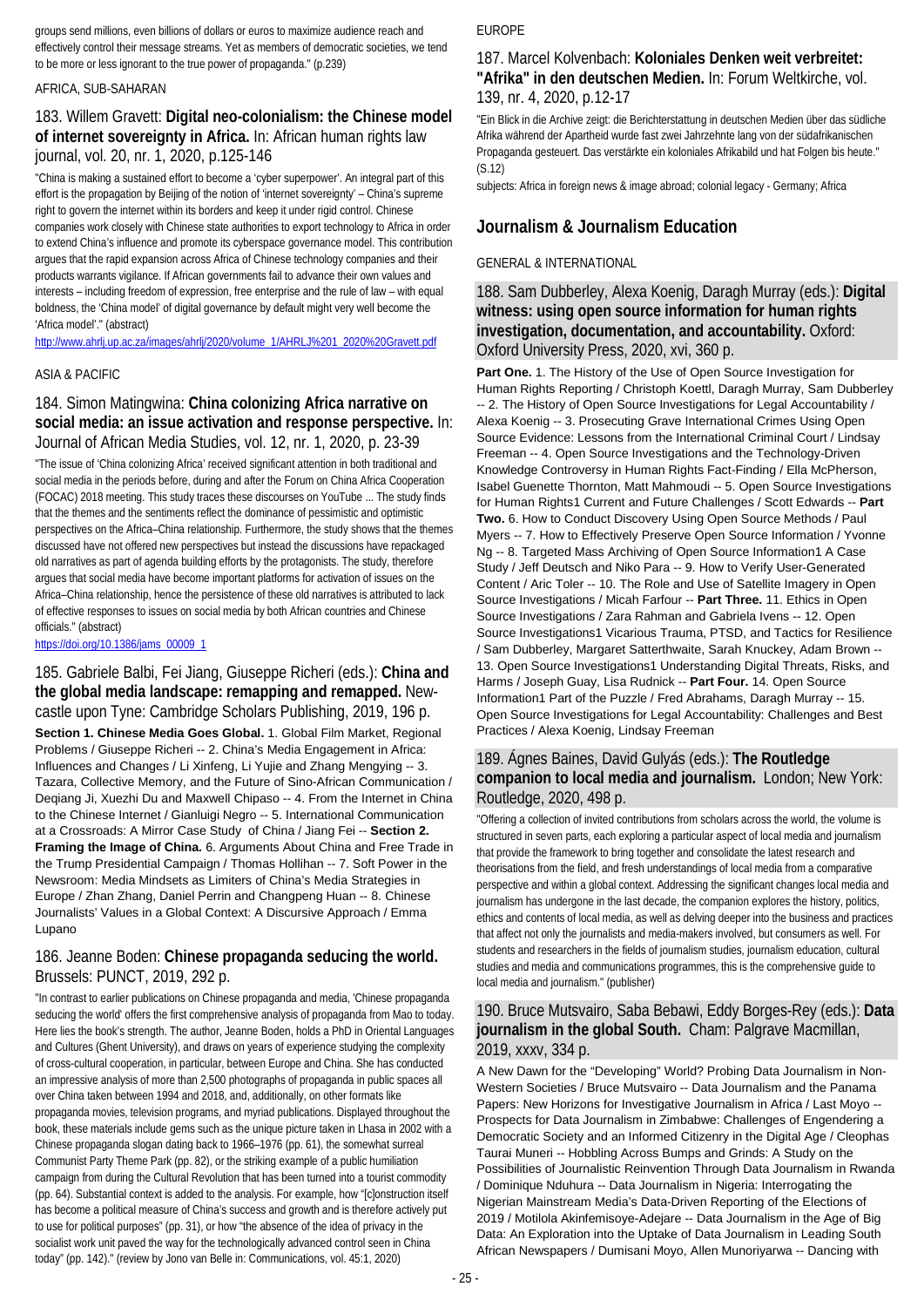groups send millions, even billions of dollars or euros to maximize audience reach and effectively control their message streams. Yet as members of democratic societies, we tend to be more or less ignorant to the true power of propaganda." (p.239)

AFRICA, SUB-SAHARAN

### 183. Willem Gravett: **Digital neo-colonialism: the Chinese model of internet sovereignty in Africa.** In: African human rights law journal, vol. 20, nr. 1, 2020, p.125-146

"China is making a sustained effort to become a 'cyber superpower'. An integral part of this effort is the propagation by Beijing of the notion of 'internet sovereignty' – China's supreme right to govern the internet within its borders and keep it under rigid control. Chinese companies work closely with Chinese state authorities to export technology to Africa in order to extend China's influence and promote its cyberspace governance model. This contribution argues that the rapid expansion across Africa of Chinese technology companies and their products warrants vigilance. If African governments fail to advance their own values and interests – including freedom of expression, free enterprise and the rule of law – with equal boldness, the 'China model' of digital governance by default might very well become the 'Africa model'." (abstract)

http://www.ahrlj.up.ac.za/images/ahrlj/2020/volume_1/AHRLJ%201_2020%20Gravett.pdf

ASIA & PACIFIC

### 184. Simon Matingwina: **China colonizing Africa narrative on social media: an issue activation and response perspective.** In: Journal of African Media Studies, vol. 12, nr. 1, 2020, p. 23-39

"The issue of 'China colonizing Africa' received significant attention in both traditional and social media in the periods before, during and after the Forum on China Africa Cooperation (FOCAC) 2018 meeting. This study traces these discourses on YouTube ... The study finds that the themes and the sentiments reflect the dominance of pessimistic and optimistic perspectives on the Africa–China relationship. Furthermore, the study shows that the themes discussed have not offered new perspectives but instead the discussions have repackaged old narratives as part of agenda building efforts by the protagonists. The study, therefore argues that social media have become important platforms for activation of issues on the Africa–China relationship, hence the persistence of these old narratives is attributed to lack of effective responses to issues on social media by both African countries and Chinese officials." (abstract)

https://doi.org/10.1386/jams_00009_1

### 185. Gabriele Balbi, Fei Jiang, Giuseppe Richeri (eds.): **China and the global media landscape: remapping and remapped.** New-castle upon Tyne: Cambridge Scholars Publishing, 2019, 196 p.

**Section 1. Chinese Media Goes Global.** 1. Global Film Market, Regional Problems / Giuseppe Richeri -- 2. China's Media Engagement in Africa: Influences and Changes / Li Xinfeng, Li Yujie and Zhang Mengying -- 3. Tazara, Collective Memory, and the Future of Sino-African Communication / Deqiang Ji, Xuezhi Du and Maxwell Chipaso -- 4. From the Internet in China to the Chinese Internet / Gianluigi Negro -- 5. International Communication at a Crossroads: A Mirror Case Study of China / Jiang Fei -- **Section 2. Framing the Image of China.** 6. Arguments About China and Free Trade in the Trump Presidential Campaign / Thomas Hollihan -- 7. Soft Power in the Newsroom: Media Mindsets as Limiters of China's Media Strategies in Europe / Zhan Zhang, Daniel Perrin and Changpeng Huan -- 8. Chinese Journalists' Values in a Global Context: A Discursive Approach / Emma Lupano

### 186. Jeanne Boden: **Chinese propaganda seducing the world.** Brussels: PUNCT, 2019, 292 p.

"In contrast to earlier publications on Chinese propaganda and media, 'Chinese propaganda seducing the world' offers the first comprehensive analysis of propaganda from Mao to today. Here lies the book's strength. The author, Jeanne Boden, holds a PhD in Oriental Languages and Cultures (Ghent University), and draws on years of experience studying the complexity of cross-cultural cooperation, in particular, between Europe and China. She has conducted an impressive analysis of more than 2,500 photographs of propaganda in public spaces all over China taken between 1994 and 2018, and, additionally, on other formats like propaganda movies, television programs, and myriad publications. Displayed throughout the book, these materials include gems such as the unique picture taken in Lhasa in 2002 with a Chinese propaganda slogan dating back to 1966–1976 (pp. 61), the somewhat surreal Communist Party Theme Park (pp. 82), or the striking example of a public humiliation campaign from during the Cultural Revolution that has been turned into a tourist commodity (pp. 64). Substantial context is added to the analysis. For example, how "[c]onstruction itself has become a political measure of China's success and growth and is therefore actively put to use for political purposes" (pp. 31), or how "the absence of the idea of privacy in the socialist work unit paved the way for the technologically advanced control seen in China today" (pp. 142)." (review by Jono van Belle in: Communications, vol. 45:1, 2020)

EUROPE

### 187. Marcel Kolvenbach: **Koloniales Denken weit verbreitet: "Afrika" in den deutschen Medien.** In: Forum Weltkirche, vol. 139, nr. 4, 2020, p.12-17

"Ein Blick in die Archive zeigt: die Berichterstattung in deutschen Medien über das südliche Afrika während der Apartheid wurde fast zwei Jahrzehnte lang von der südafrikanischen Propaganda gesteuert. Das verstärkte ein koloniales Afrikabild und hat Folgen bis heute." (S.12)

subjects: Africa in foreign news & image abroad; colonial legacy - Germany; Africa

## Journalism & Journalism Education

GENERAL & INTERNATIONAL

### 188. Sam Dubberley, Alexa Koenig, Daragh Murray (eds.): **Digital witness: using open source information for human rights investigation, documentation, and accountability.** Oxford: Oxford University Press, 2020, xvi, 360 p.

**Part One.** 1. The History of the Use of Open Source Investigation for Human Rights Reporting / Christoph Koettl, Daragh Murray, Sam Dubberley -- 2. The History of Open Source Investigations for Legal Accountability / Alexa Koenig -- 3. Prosecuting Grave International Crimes Using Open Source Evidence: Lessons from the International Criminal Court / Lindsay Freeman -- 4. Open Source Investigations and the Technology-Driven Knowledge Controversy in Human Rights Fact-Finding / Ella McPherson, Isabel Guenette Thornton, Matt Mahmoudi -- 5. Open Source Investigations for Human Rights1 Current and Future Challenges / Scott Edwards -- **Part Two.** 6. How to Conduct Discovery Using Open Source Methods / Paul Myers -- 7. How to Effectively Preserve Open Source Information / Yvonne Ng -- 8. Targeted Mass Archiving of Open Source Information1 A Case Study / Jeff Deutsch and Niko Para -- 9. How to Verify User-Generated Content / Aric Toler -- 10. The Role and Use of Satellite Imagery in Open Source Investigations / Micah Farfour -- **Part Three.** 11. Ethics in Open Source Investigations / Zara Rahman and Gabriela Ivens -- 12. Open Source Investigations1 Vicarious Trauma, PTSD, and Tactics for Resilience / Sam Dubberley, Margaret Satterthwaite, Sarah Knuckey, Adam Brown -- 13. Open Source Investigations1 Understanding Digital Threats, Risks, and Harms / Joseph Guay, Lisa Rudnick -- **Part Four.** 14. Open Source Information1 Part of the Puzzle / Fred Abrahams, Daragh Murray -- 15. Open Source Investigations for Legal Accountability: Challenges and Best Practices / Alexa Koenig, Lindsay Freeman

### 189. Ágnes Baines, David Gulyás (eds.): **The Routledge companion to local media and journalism.** London; New York: Routledge, 2020, 498 p.

"Offering a collection of invited contributions from scholars across the world, the volume is structured in seven parts, each exploring a particular aspect of local media and journalism that provide the framework to bring together and consolidate the latest research and theorisations from the field, and fresh understandings of local media from a comparative perspective and within a global context. Addressing the significant changes local media and journalism has undergone in the last decade, the companion explores the history, politics, ethics and contents of local media, as well as delving deeper into the business and practices that affect not only the journalists and media-makers involved, but consumers as well. For students and researchers in the fields of journalism studies, journalism education, cultural studies and media and communications programmes, this is the comprehensive guide to local media and journalism." (publisher)

### 190. Bruce Mutsvairo, Saba Bebawi, Eddy Borges-Rey (eds.): **Data journalism in the global South.** Cham: Palgrave Macmillan, 2019, xxxv, 334 p.

A New Dawn for the "Developing" World? Probing Data Journalism in Non-Western Societies / Bruce Mutsvairo -- Data Journalism and the Panama Papers: New Horizons for Investigative Journalism in Africa / Last Moyo -- Prospects for Data Journalism in Zimbabwe: Challenges of Engendering a Democratic Society and an Informed Citizenry in the Digital Age / Cleophas Taurai Muneri -- Hobbling Across Bumps and Grinds: A Study on the Possibilities of Journalistic Reinvention Through Data Journalism in Rwanda / Dominique Nduhura -- Data Journalism in Nigeria: Interrogating the Nigerian Mainstream Media's Data-Driven Reporting of the Elections of 2019 / Motilola Akinfemisoye-Adejare -- Data Journalism in the Age of Big Data: An Exploration into the Uptake of Data Journalism in Leading South African Newspapers / Dumisani Moyo, Allen Munoriyarwa -- Dancing with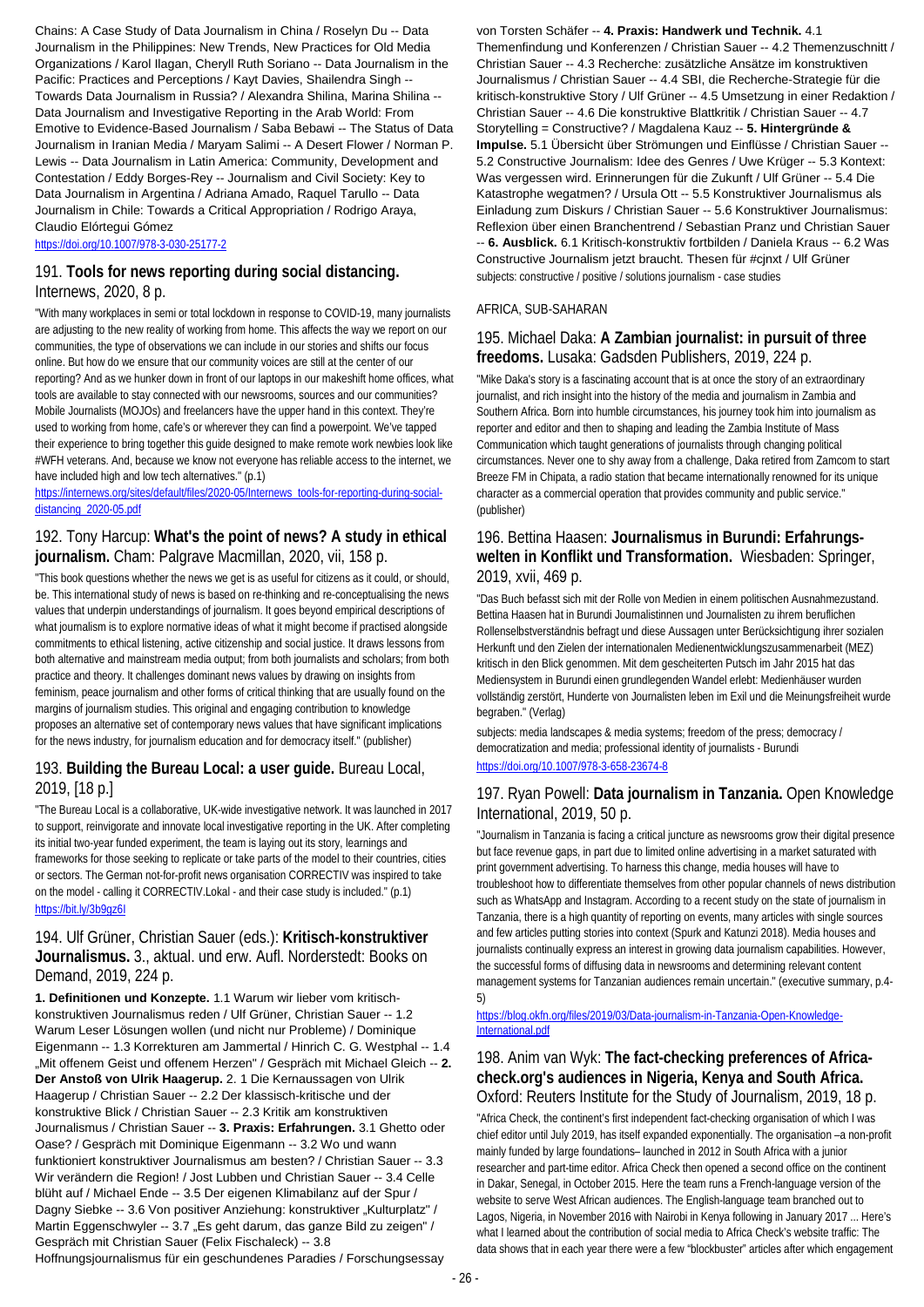Chains: A Case Study of Data Journalism in China / Roselyn Du -- Data Journalism in the Philippines: New Trends, New Practices for Old Media Organizations / Karol Ilagan, Cheryll Ruth Soriano -- Data Journalism in the Pacific: Practices and Perceptions / Kayt Davies, Shailendra Singh -- Towards Data Journalism in Russia? / Alexandra Shilina, Marina Shilina -- Data Journalism and Investigative Reporting in the Arab World: From Emotive to Evidence-Based Journalism / Saba Bebawi -- The Status of Data Journalism in Iranian Media / Maryam Salimi -- A Desert Flower / Norman P. Lewis -- Data Journalism in Latin America: Community, Development and Contestation / Eddy Borges-Rey -- Journalism and Civil Society: Key to Data Journalism in Argentina / Adriana Amado, Raquel Tarullo -- Data Journalism in Chile: Towards a Critical Appropriation / Rodrigo Araya, Claudio Elórtegui Gómez

https://doi.org/10.1007/978-3-030-25177-2

## 191. **Tools for news reporting during social distancing.** Internews, 2020, 8 p.

"With many workplaces in semi or total lockdown in response to COVID-19, many journalists are adjusting to the new reality of working from home. This affects the way we report on our communities, the type of observations we can include in our stories and shifts our focus online. But how do we ensure that our community voices are still at the center of our reporting? And as we hunker down in front of our laptops in our makeshift home offices, what tools are available to stay connected with our newsrooms, sources and our communities? Mobile Journalists (MOJOs) and freelancers have the upper hand in this context. They're used to working from home, cafe's or wherever they can find a powerpoint. We've tapped their experience to bring together this guide designed to make remote work newbies look like #WFH veterans. And, because we know not everyone has reliable access to the internet, we have included high and low tech alternatives." (p.1)

https://internews.org/sites/default/files/2020-05/Internews_tools-for-reporting-during-social-distancing_2020-05.pdf

## 192. Tony Harcup: **What's the point of news? A study in ethical journalism.** Cham: Palgrave Macmillan, 2020, vii, 158 p.

"This book questions whether the news we get is as useful for citizens as it could, or should, be. This international study of news is based on re-thinking and re-conceptualising the news values that underpin understandings of journalism. It goes beyond empirical descriptions of what journalism is to explore normative ideas of what it might become if practised alongside commitments to ethical listening, active citizenship and social justice. It draws lessons from both alternative and mainstream media output; from both journalists and scholars; from both practice and theory. It challenges dominant news values by drawing on insights from feminism, peace journalism and other forms of critical thinking that are usually found on the margins of journalism studies. This original and engaging contribution to knowledge proposes an alternative set of contemporary news values that have significant implications for the news industry, for journalism education and for democracy itself." (publisher)

## 193. **Building the Bureau Local: a user guide.** Bureau Local, 2019, [18 p.]

"The Bureau Local is a collaborative, UK-wide investigative network. It was launched in 2017 to support, reinvigorate and innovate local investigative reporting in the UK. After completing its initial two-year funded experiment, the team is laying out its story, learnings and frameworks for those seeking to replicate or take parts of the model to their countries, cities or sectors. The German not-for-profit news organisation CORRECTIV was inspired to take on the model - calling it CORRECTIV.Lokal - and their case study is included." (p.1)

https://bit.ly/3b9gz6I

## 194. Ulf Grüner, Christian Sauer (eds.): **Kritisch-konstruktiver Journalismus.** 3., aktual. und erw. Aufl. Norderstedt: Books on Demand, 2019, 224 p.

**1. Definitionen und Konzepte.** 1.1 Warum wir lieber vom kritisch-konstruktiven Journalismus reden / Ulf Grüner, Christian Sauer -- 1.2 Warum Leser Lösungen wollen (und nicht nur Probleme) / Dominique Eigenmann -- 1.3 Korrekturen am Jammertal / Hinrich C. G. Westphal -- 1.4 „Mit offenem Geist und offenem Herzen" / Gespräch mit Michael Gleich -- **2. Der Anstoß von Ulrik Haagerup.** 2. 1 Die Kernaussagen von Ulrik Haagerup / Christian Sauer -- 2.2 Der klassisch-kritische und der konstruktive Blick / Christian Sauer -- 2.3 Kritik am konstruktiven Journalismus / Christian Sauer -- **3. Praxis: Erfahrungen.** 3.1 Ghetto oder Oase? / Gespräch mit Dominique Eigenmann -- 3.2 Wo und wann funktioniert konstruktiver Journalismus am besten? / Christian Sauer -- 3.3 Wir verändern die Region! / Jost Lubben und Christian Sauer -- 3.4 Celle blüht auf / Michael Ende -- 3.5 Der eigenen Klimabilanz auf der Spur / Dagny Siebke -- 3.6 Von positiver Anziehung: konstruktiver „Kulturplatz" / Martin Eggenschwyler -- 3.7 „Es geht darum, das ganze Bild zu zeigen" / Gespräch mit Christian Sauer (Felix Fischaleck) -- 3.8 Hoffnungsjournalismus für ein geschundenes Paradies / Forschungsessay von Torsten Schäfer -- **4. Praxis: Handwerk und Technik.** 4.1 Themenfindung und Konferenzen / Christian Sauer -- 4.2 Themenzuschnitt / Christian Sauer -- 4.3 Recherche: zusätzliche Ansätze im konstruktiven Journalismus / Christian Sauer -- 4.4 SBI, die Recherche-Strategie für die kritisch-konstruktive Story / Ulf Grüner -- 4.5 Umsetzung in einer Redaktion / Christian Sauer -- 4.6 Die konstruktive Blattkritik / Christian Sauer -- 4.7 Storytelling = Constructive? / Magdalena Kauz -- **5. Hintergründe & Impulse.** 5.1 Übersicht über Strömungen und Einflüsse / Christian Sauer -- 5.2 Constructive Journalism: Idee des Genres / Uwe Krüger -- 5.3 Kontext: Was vergessen wird. Erinnerungen für die Zukunft / Ulf Grüner -- 5.4 Die Katastrophe wegatmen? / Ursula Ott -- 5.5 Konstruktiver Journalismus als Einladung zum Diskurs / Christian Sauer -- 5.6 Konstruktiver Journalismus: Reflexion über einen Branchentrend / Sebastian Pranz und Christian Sauer -- **6. Ausblick.** 6.1 Kritisch-konstruktiv fortbilden / Daniela Kraus -- 6.2 Was Constructive Journalism jetzt braucht. Thesen für #cjnxt / Ulf Grüner

subjects: constructive / positive / solutions journalism - case studies

AFRICA, SUB-SAHARAN

## 195. Michael Daka: **A Zambian journalist: in pursuit of three freedoms.** Lusaka: Gadsden Publishers, 2019, 224 p.

"Mike Daka's story is a fascinating account that is at once the story of an extraordinary journalist, and rich insight into the history of the media and journalism in Zambia and Southern Africa. Born into humble circumstances, his journey took him into journalism as reporter and editor and then to shaping and leading the Zambia Institute of Mass Communication which taught generations of journalists through changing political circumstances. Never one to shy away from a challenge, Daka retired from Zamcom to start Breeze FM in Chipata, a radio station that became internationally renowned for its unique character as a commercial operation that provides community and public service." (publisher)

## 196. Bettina Haasen: **Journalismus in Burundi: Erfahrungs-welten in Konflikt und Transformation.** Wiesbaden: Springer, 2019, xvii, 469 p.

"Das Buch befasst sich mit der Rolle von Medien in einem politischen Ausnahmezustand. Bettina Haasen hat in Burundi Journalistinnen und Journalisten zu ihrem beruflichen Rollenselbstverständnis befragt und diese Aussagen unter Berücksichtigung ihrer sozialen Herkunft und den Zielen der internationalen Medienentwicklungszusammenarbeit (MEZ) kritisch in den Blick genommen. Mit dem gescheiterten Putsch im Jahr 2015 hat das Mediensystem in Burundi einen grundlegenden Wandel erlebt: Medienhäuser wurden vollständig zerstört, Hunderte von Journalisten leben im Exil und die Meinungsfreiheit wurde begraben." (Verlag)

subjects: media landscapes & media systems; freedom of the press; democracy / democratization and media; professional identity of journalists - Burundi

https://doi.org/10.1007/978-3-658-23674-8

## 197. Ryan Powell: **Data journalism in Tanzania.** Open Knowledge International, 2019, 50 p.

"Journalism in Tanzania is facing a critical juncture as newsrooms grow their digital presence but face revenue gaps, in part due to limited online advertising in a market saturated with print government advertising. To harness this change, media houses will have to troubleshoot how to differentiate themselves from other popular channels of news distribution such as WhatsApp and Instagram. According to a recent study on the state of journalism in Tanzania, there is a high quantity of reporting on events, many articles with single sources and few articles putting stories into context (Spurk and Katunzi 2018). Media houses and journalists continually express an interest in growing data journalism capabilities. However, the successful forms of diffusing data in newsrooms and determining relevant content management systems for Tanzanian audiences remain uncertain." (executive summary, p.4-5)

https://blog.okfn.org/files/2019/03/Data-journalism-in-Tanzania-Open-Knowledge-International.pdf

## 198. Anim van Wyk: **The fact-checking preferences of Africa-check.org's audiences in Nigeria, Kenya and South Africa.** Oxford: Reuters Institute for the Study of Journalism, 2019, 18 p.

"Africa Check, the continent's first independent fact-checking organisation of which I was chief editor until July 2019, has itself expanded exponentially. The organisation –a non-profit mainly funded by large foundations– launched in 2012 in South Africa with a junior researcher and part-time editor. Africa Check then opened a second office on the continent in Dakar, Senegal, in October 2015. Here the team runs a French-language version of the website to serve West African audiences. The English-language team branched out to Lagos, Nigeria, in November 2016 with Nairobi in Kenya following in January 2017 ... Here's what I learned about the contribution of social media to Africa Check's website traffic: The data shows that in each year there were a few "blockbuster" articles after which engagement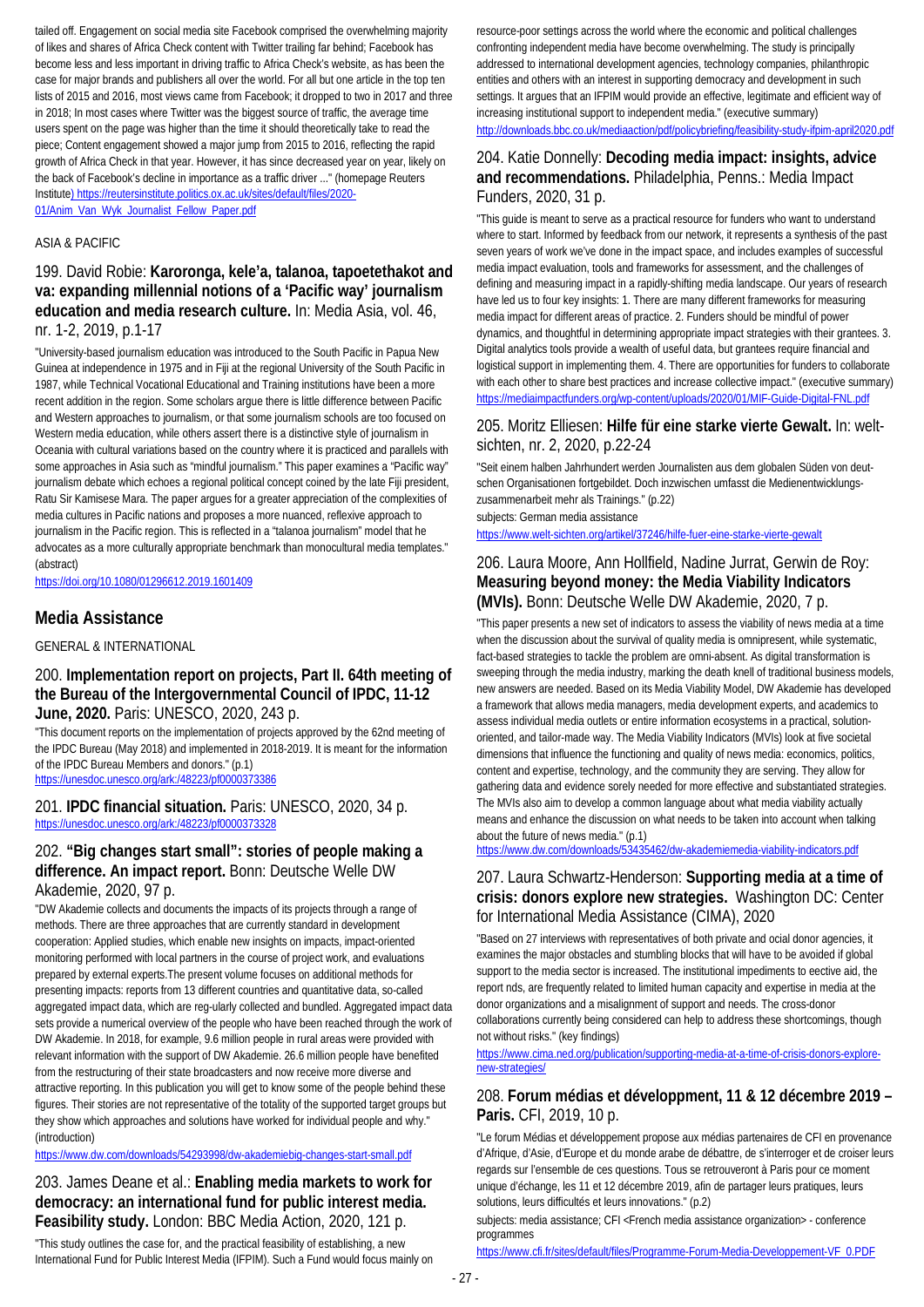tailed off. Engagement on social media site Facebook comprised the overwhelming majority of likes and shares of Africa Check content with Twitter trailing far behind; Facebook has become less and less important in driving traffic to Africa Check's website, as has been the case for major brands and publishers all over the world. For all but one article in the top ten lists of 2015 and 2016, most views came from Facebook; it dropped to two in 2017 and three in 2018; In most cases where Twitter was the biggest source of traffic, the average time users spent on the page was higher than the time it should theoretically take to read the piece; Content engagement showed a major jump from 2015 to 2016, reflecting the rapid growth of Africa Check in that year. However, it has since decreased year on year, likely on the back of Facebook's decline in importance as a traffic driver ..." (homepage Reuters Institute) https://reutersinstitute.politics.ox.ac.uk/sites/default/files/2020-01/Anim_Van_Wyk_Journalist_Fellow_Paper.pdf

ASIA & PACIFIC

### 199. David Robie: **Karoronga, kele'a, talanoa, tapoetethakot and va: expanding millennial notions of a 'Pacific way' journalism education and media research culture.** In: Media Asia, vol. 46, nr. 1-2, 2019, p.1-17

"University-based journalism education was introduced to the South Pacific in Papua New Guinea at independence in 1975 and in Fiji at the regional University of the South Pacific in 1987, while Technical Vocational Educational and Training institutions have been a more recent addition in the region. Some scholars argue there is little difference between Pacific and Western approaches to journalism, or that some journalism schools are too focused on Western media education, while others assert there is a distinctive style of journalism in Oceania with cultural variations based on the country where it is practiced and parallels with some approaches in Asia such as "mindful journalism." This paper examines a "Pacific way" journalism debate which echoes a regional political concept coined by the late Fiji president, Ratu Sir Kamisese Mara. The paper argues for a greater appreciation of the complexities of media cultures in Pacific nations and proposes a more nuanced, reflexive approach to journalism in the Pacific region. This is reflected in a "talanoa journalism" model that he advocates as a more culturally appropriate benchmark than monocultural media templates." (abstract)

https://doi.org/10.1080/01296612.2019.1601409

## Media Assistance

GENERAL & INTERNATIONAL

### 200. **Implementation report on projects, Part II. 64th meeting of the Bureau of the Intergovernmental Council of IPDC, 11-12 June, 2020.** Paris: UNESCO, 2020, 243 p.

"This document reports on the implementation of projects approved by the 62nd meeting of the IPDC Bureau (May 2018) and implemented in 2018-2019. It is meant for the information of the IPDC Bureau Members and donors." (p.1)

https://unesdoc.unesco.org/ark:/48223/pf0000373386

### 201. **IPDC financial situation.** Paris: UNESCO, 2020, 34 p.

https://unesdoc.unesco.org/ark:/48223/pf0000373328

### 202. **"Big changes start small": stories of people making a difference. An impact report.** Bonn: Deutsche Welle DW Akademie, 2020, 97 p.

"DW Akademie collects and documents the impacts of its projects through a range of methods. There are three approaches that are currently standard in development cooperation: Applied studies, which enable new insights on impacts, impact-oriented monitoring performed with local partners in the course of project work, and evaluations prepared by external experts.The present volume focuses on additional methods for presenting impacts: reports from 13 different countries and quantitative data, so-called aggregated impact data, which are reg-ularly collected and bundled. Aggregated impact data sets provide a numerical overview of the people who have been reached through the work of DW Akademie. In 2018, for example, 9.6 million people in rural areas were provided with relevant information with the support of DW Akademie. 26.6 million people have benefited from the restructuring of their state broadcasters and now receive more diverse and attractive reporting. In this publication you will get to know some of the people behind these figures. Their stories are not representative of the totality of the supported target groups but they show which approaches and solutions have worked for individual people and why." (introduction)

https://www.dw.com/downloads/54293998/dw-akademiebig-changes-start-small.pdf

### 203. James Deane et al.: **Enabling media markets to work for democracy: an international fund for public interest media. Feasibility study.** London: BBC Media Action, 2020, 121 p.

"This study outlines the case for, and the practical feasibility of establishing, a new International Fund for Public Interest Media (IFPIM). Such a Fund would focus mainly on resource-poor settings across the world where the economic and political challenges confronting independent media have become overwhelming. The study is principally addressed to international development agencies, technology companies, philanthropic entities and others with an interest in supporting democracy and development in such settings. It argues that an IFPIM would provide an effective, legitimate and efficient way of increasing institutional support to independent media." (executive summary)

http://downloads.bbc.co.uk/mediaaction/pdf/policybriefing/feasibility-study-ifpim-april2020.pdf

### 204. Katie Donnelly: **Decoding media impact: insights, advice and recommendations.** Philadelphia, Penns.: Media Impact Funders, 2020, 31 p.

"This guide is meant to serve as a practical resource for funders who want to understand where to start. Informed by feedback from our network, it represents a synthesis of the past seven years of work we've done in the impact space, and includes examples of successful media impact evaluation, tools and frameworks for assessment, and the challenges of defining and measuring impact in a rapidly-shifting media landscape. Our years of research have led us to four key insights: 1. There are many different frameworks for measuring media impact for different areas of practice. 2. Funders should be mindful of power dynamics, and thoughtful in determining appropriate impact strategies with their grantees. 3. Digital analytics tools provide a wealth of useful data, but grantees require financial and logistical support in implementing them. 4. There are opportunities for funders to collaborate with each other to share best practices and increase collective impact." (executive summary)

https://mediaimpactfunders.org/wp-content/uploads/2020/01/MIF-Guide-Digital-FNL.pdf

### 205. Moritz Elliesen: **Hilfe für eine starke vierte Gewalt.** In: welt-sichten, nr. 2, 2020, p.22-24

"Seit einem halben Jahrhundert werden Journalisten aus dem globalen Süden von deutschen Organisationen fortgebildet. Doch inzwischen umfasst die Medienentwicklungszusammenarbeit mehr als Trainings." (p.22)

subjects: German media assistance

https://www.welt-sichten.org/artikel/37246/hilfe-fuer-eine-starke-vierte-gewalt

### 206. Laura Moore, Ann Hollfield, Nadine Jurrat, Gerwin de Roy: **Measuring beyond money: the Media Viability Indicators (MVIs).** Bonn: Deutsche Welle DW Akademie, 2020, 7 p.

"This paper presents a new set of indicators to assess the viability of news media at a time when the discussion about the survival of quality media is omnipresent, while systematic, fact-based strategies to tackle the problem are omni-absent. As digital transformation is sweeping through the media industry, marking the death knell of traditional business models, new answers are needed. Based on its Media Viability Model, DW Akademie has developed a framework that allows media managers, media development experts, and academics to assess individual media outlets or entire information ecosystems in a practical, solution-oriented, and tailor-made way. The Media Viability Indicators (MVIs) look at five societal dimensions that influence the functioning and quality of news media: economics, politics, content and expertise, technology, and the community they are serving. They allow for gathering data and evidence sorely needed for more effective and substantiated strategies. The MVIs also aim to develop a common language about what media viability actually means and enhance the discussion on what needs to be taken into account when talking about the future of news media." (p.1)

https://www.dw.com/downloads/53435462/dw-akademiemedia-viability-indicators.pdf

### 207. Laura Schwartz-Henderson: **Supporting media at a time of crisis: donors explore new strategies.** Washington DC: Center for International Media Assistance (CIMA), 2020

"Based on 27 interviews with representatives of both private and ocial donor agencies, it examines the major obstacles and stumbling blocks that will have to be avoided if global support to the media sector is increased. The institutional impediments to eective aid, the report nds, are frequently related to limited human capacity and expertise in media at the donor organizations and a misalignment of support and needs. The cross-donor collaborations currently being considered can help to address these shortcomings, though not without risks." (key findings)

https://www.cima.ned.org/publication/supporting-media-at-a-time-of-crisis-donors-explore-new-strategies/

### 208. **Forum médias et développment, 11 & 12 décembre 2019 – Paris.** CFI, 2019, 10 p.

"Le forum Médias et développement propose aux médias partenaires de CFI en provenance d'Afrique, d'Asie, d'Europe et du monde arabe de débattre, de s'interroger et de croiser leurs regards sur l'ensemble de ces questions. Tous se retrouveront à Paris pour ce moment unique d'échange, les 11 et 12 décembre 2019, afin de partager leurs pratiques, leurs solutions, leurs difficultés et leurs innovations." (p.2)

subjects: media assistance; CFI <French media assistance organization> - conference programmes

https://www.cfi.fr/sites/default/files/Programme-Forum-Media-Developpement-VF_0.PDF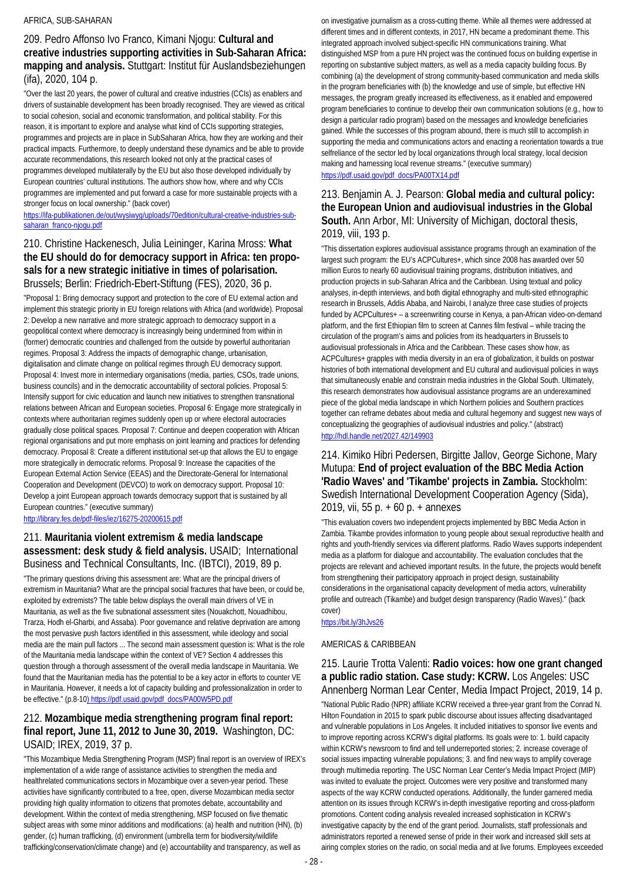## AFRICA, SUB-SAHARAN

### 209. Pedro Affonso Ivo Franco, Kimani Njogu: **Cultural and creative industries supporting activities in Sub-Saharan Africa: mapping and analysis.** Stuttgart: Institut für Auslandsbeziehungen (ifa), 2020, 104 p.

"Over the last 20 years, the power of cultural and creative industries (CCIs) as enablers and drivers of sustainable development has been broadly recognised. They are viewed as critical to social cohesion, social and economic transformation, and political stability. For this reason, it is important to explore and analyse what kind of CCIs supporting strategies, programmes and projects are in place in SubSaharan Africa, how they are working and their practical impacts. Furthermore, to deeply understand these dynamics and be able to provide accurate recommendations, this research looked not only at the practical cases of programmes developed multilaterally by the EU but also those developed individually by European countries' cultural institutions. The authors show how, where and why CCIs programmes are implemented and put forward a case for more sustainable projects with a stronger focus on local ownership." (back cover)

https://ifa-publikationen.de/out/wysiwyg/uploads/70edition/cultural-creative-industries-sub-saharan_franco-njogu.pdf

### 210. Christine Hackenesch, Julia Leininger, Karina Mross: **What the EU should do for democracy support in Africa: ten proposals for a new strategic initiative in times of polarisation.** Brussels; Berlin: Friedrich-Ebert-Stiftung (FES), 2020, 36 p.

"Proposal 1: Bring democracy support and protection to the core of EU external action and implement this strategic priority in EU foreign relations with Africa (and worldwide). Proposal 2: Develop a new narrative and more strategic approach to democracy support in a geopolitical context where democracy is increasingly being undermined from within in (former) democratic countries and challenged from the outside by powerful authoritarian regimes. Proposal 3: Address the impacts of demographic change, urbanisation, digitalisation and climate change on political regimes through EU democracy support. Proposal 4: Invest more in intermediary organisations (media, parties, CSOs, trade unions, business councils) and in the democratic accountability of sectoral policies. Proposal 5: Intensify support for civic education and launch new initiatives to strengthen transnational relations between African and European societies. Proposal 6: Engage more strategically in contexts where authoritarian regimes suddenly open up or where electoral autocracies gradually close political spaces. Proposal 7: Continue and deepen cooperation with African regional organisations and put more emphasis on joint learning and practices for defending democracy. Proposal 8: Create a different institutional set-up that allows the EU to engage more strategically in democratic reforms. Proposal 9: Increase the capacities of the European External Action Service (EEAS) and the Directorate-General for International Cooperation and Development (DEVCO) to work on democracy support. Proposal 10: Develop a joint European approach towards democracy support that is sustained by all European countries." (executive summary)

http://library.fes.de/pdf-files/iez/16275-20200615.pdf

### 211. **Mauritania violent extremism & media landscape assessment: desk study & field analysis.** USAID; International Business and Technical Consultants, Inc. (IBTCI), 2019, 89 p.

"The primary questions driving this assessment are: What are the principal drivers of extremism in Mauritania? What are the principal social fractures that have been, or could be, exploited by extremists? The table below displays the overall main drivers of VE in Mauritania, as well as the five subnational assessment sites (Nouakchott, Nouadhibou, Trarza, Hodh el-Gharbi, and Assaba). Poor governance and relative deprivation are among the most pervasive push factors identified in this assessment, while ideology and social media are the main pull factors ... The second main assessment question is: What is the role of the Mauritania media landscape within the context of VE? Section 4 addresses this question through a thorough assessment of the overall media landscape in Mauritania. We found that the Mauritanian media has the potential to be a key actor in efforts to counter VE in Mauritania. However, it needs a lot of capacity building and professionalization in order to be effective." (p.8-10) https://pdf.usaid.gov/pdf_docs/PA00W5PD.pdf

### 212. **Mozambique media strengthening program final report: final report, June 11, 2012 to June 30, 2019.** Washington, DC: USAID; IREX, 2019, 37 p.

"This Mozambique Media Strengthening Program (MSP) final report is an overview of IREX's implementation of a wide range of assistance activities to strengthen the media and healthrelated communications sectors in Mozambique over a seven-year period. These activities have significantly contributed to a free, open, diverse Mozambican media sector providing high quality information to citizens that promotes debate, accountability and development. Within the context of media strengthening, MSP focused on five thematic subject areas with some minor additions and modifications: (a) health and nutrition (HN), (b) gender, (c) human trafficking, (d) environment (umbrella term for biodiversity/wildlife trafficking/conservation/climate change) and (e) accountability and transparency, as well as on investigative journalism as a cross-cutting theme. While all themes were addressed at different times and in different contexts, in 2017, HN became a predominant theme. This integrated approach involved subject-specific HN communications training. What distinguished MSP from a pure HN project was the continued focus on building expertise in reporting on substantive subject matters, as well as a media capacity building focus. By combining (a) the development of strong community-based communication and media skills in the program beneficiaries with (b) the knowledge and use of simple, but effective HN messages, the program greatly increased its effectiveness, as it enabled and empowered program beneficiaries to continue to develop their own communication solutions (e.g., how to design a particular radio program) based on the messages and knowledge beneficiaries gained. While the successes of this program abound, there is much still to accomplish in supporting the media and communications actors and enacting a reorientation towards a true selfreliance of the sector led by local organizations through local strategy, local decision making and harnessing local revenue streams." (executive summary)

https://pdf.usaid.gov/pdf_docs/PA00TX14.pdf

### 213. Benjamin A. J. Pearson: **Global media and cultural policy: the European Union and audiovisual industries in the Global South.** Ann Arbor, MI: University of Michigan, doctoral thesis, 2019, viii, 193 p.

"This dissertation explores audiovisual assistance programs through an examination of the largest such program: the EU's ACPCultures+, which since 2008 has awarded over 50 million Euros to nearly 60 audiovisual training programs, distribution initiatives, and production projects in sub-Saharan Africa and the Caribbean. Using textual and policy analyses, in-depth interviews, and both digital ethnography and multi-sited ethnographic research in Brussels, Addis Ababa, and Nairobi, I analyze three case studies of projects funded by ACPCultures+ – a screenwriting course in Kenya, a pan-African video-on-demand platform, and the first Ethiopian film to screen at Cannes film festival – while tracing the circulation of the program's aims and policies from its headquarters in Brussels to audiovisual professionals in Africa and the Caribbean. These cases show how, as ACPCultures+ grapples with media diversity in an era of globalization, it builds on postwar histories of both international development and EU cultural and audiovisual policies in ways that simultaneously enable and constrain media industries in the Global South. Ultimately, this research demonstrates how audiovisual assistance programs are an underexamined piece of the global media landscape in which Northern policies and Southern practices together can reframe debates about media and cultural hegemony and suggest new ways of conceptualizing the geographies of audiovisual industries and policy." (abstract)

http://hdl.handle.net/2027.42/149903

### 214. Kimiko Hibri Pedersen, Birgitte Jallov, George Sichone, Mary Mutupa: **End of project evaluation of the BBC Media Action 'Radio Waves' and 'Tikambe' projects in Zambia.** Stockholm: Swedish International Development Cooperation Agency (Sida), 2019, vii, 55 p. + 60 p. + annexes

"This evaluation covers two independent projects implemented by BBC Media Action in Zambia. Tikambe provides information to young people about sexual reproductive health and rights and youth-friendly services via different platforms. Radio Waves supports independent media as a platform for dialogue and accountability. The evaluation concludes that the projects are relevant and achieved important results. In the future, the projects would benefit from strengthening their participatory approach in project design, sustainability considerations in the organisational capacity development of media actors, vulnerability profile and outreach (Tikambe) and budget design transparency (Radio Waves)." (back cover)

https://bit.ly/3hJvs26

## AMERICAS & CARIBBEAN

### 215. Laurie Trotta Valenti: **Radio voices: how one grant changed a public radio station. Case study: KCRW.** Los Angeles: USC Annenberg Norman Lear Center, Media Impact Project, 2019, 14 p.

"National Public Radio (NPR) affiliate KCRW received a three-year grant from the Conrad N. Hilton Foundation in 2015 to spark public discourse about issues affecting disadvantaged and vulnerable populations in Los Angeles. It included initiatives to sponsor live events and to improve reporting across KCRW's digital platforms. Its goals were to: 1. build capacity within KCRW's newsroom to find and tell underreported stories; 2. increase coverage of social issues impacting vulnerable populations; 3. and find new ways to amplify coverage through multimedia reporting. The USC Norman Lear Center's Media Impact Project (MIP) was invited to evaluate the project. Outcomes were very positive and transformed many aspects of the way KCRW conducted operations. Additionally, the funder garnered media attention on its issues through KCRW's in-depth investigative reporting and cross-platform promotions. Content coding analysis revealed increased sophistication in KCRW's investigative capacity by the end of the grant period. Journalists, staff professionals and administrators reported a renewed sense of pride in their work and increased skill sets at airing complex stories on the radio, on social media and at live forums. Employees exceeded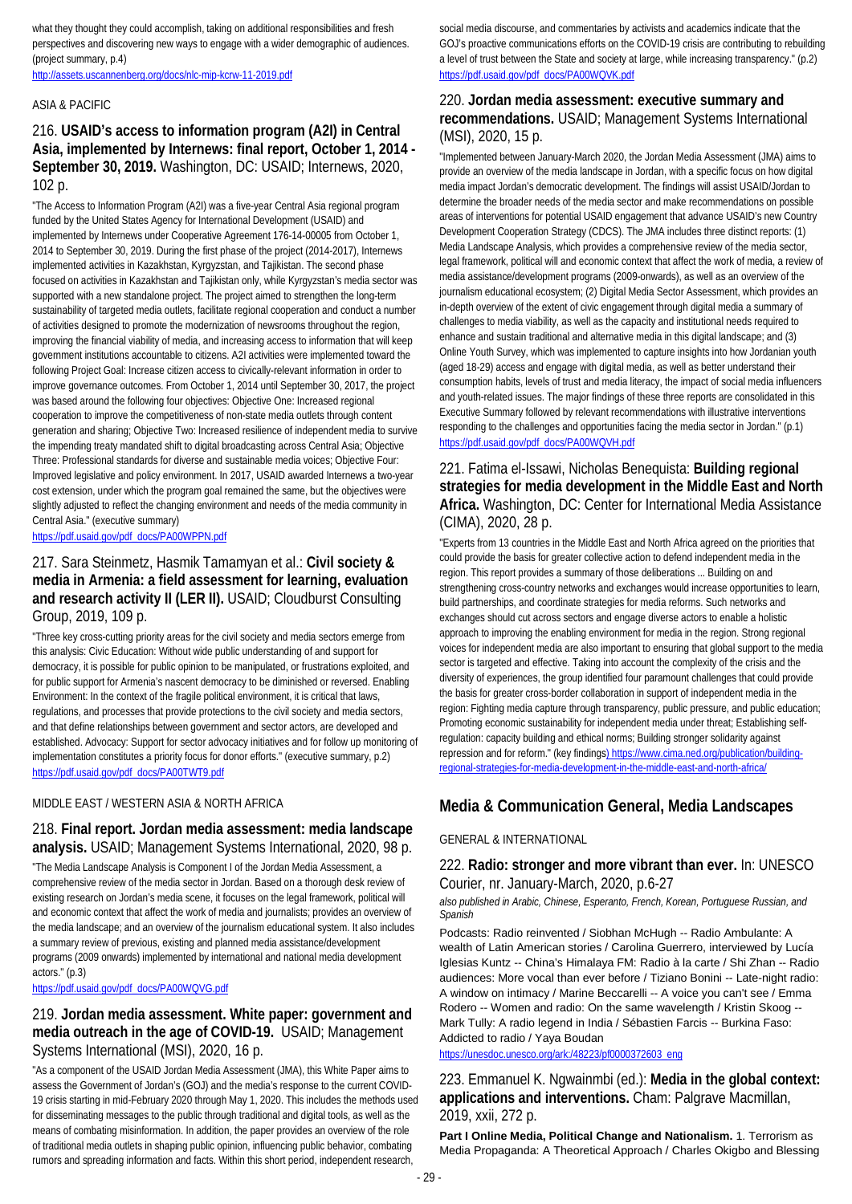what they thought they could accomplish, taking on additional responsibilities and fresh perspectives and discovering new ways to engage with a wider demographic of audiences. (project summary, p.4)
http://assets.uscannenberg.org/docs/nlc-mip-kcrw-11-2019.pdf

ASIA & PACIFIC

### 216. **USAID's access to information program (A2I) in Central Asia, implemented by Internews: final report, October 1, 2014 - September 30, 2019.** Washington, DC: USAID; Internews, 2020, 102 p.

"The Access to Information Program (A2I) was a five-year Central Asia regional program funded by the United States Agency for International Development (USAID) and implemented by Internews under Cooperative Agreement 176-14-00005 from October 1, 2014 to September 30, 2019. During the first phase of the project (2014-2017), Internews implemented activities in Kazakhstan, Kyrgyzstan, and Tajikistan. The second phase focused on activities in Kazakhstan and Tajikistan only, while Kyrgyzstan's media sector was supported with a new standalone project. The project aimed to strengthen the long-term sustainability of targeted media outlets, facilitate regional cooperation and conduct a number of activities designed to promote the modernization of newsrooms throughout the region, improving the financial viability of media, and increasing access to information that will keep government institutions accountable to citizens. A2I activities were implemented toward the following Project Goal: Increase citizen access to civically-relevant information in order to improve governance outcomes. From October 1, 2014 until September 30, 2017, the project was based around the following four objectives: Objective One: Increased regional cooperation to improve the competitiveness of non-state media outlets through content generation and sharing; Objective Two: Increased resilience of independent media to survive the impending treaty mandated shift to digital broadcasting across Central Asia; Objective Three: Professional standards for diverse and sustainable media voices; Objective Four: Improved legislative and policy environment. In 2017, USAID awarded Internews a two-year cost extension, under which the program goal remained the same, but the objectives were slightly adjusted to reflect the changing environment and needs of the media community in Central Asia." (executive summary)
https://pdf.usaid.gov/pdf_docs/PA00WPPN.pdf

### 217. Sara Steinmetz, Hasmik Tamamyan et al.: **Civil society & media in Armenia: a field assessment for learning, evaluation and research activity II (LER II).** USAID; Cloudburst Consulting Group, 2019, 109 p.

"Three key cross-cutting priority areas for the civil society and media sectors emerge from this analysis: Civic Education: Without wide public understanding of and support for democracy, it is possible for public opinion to be manipulated, or frustrations exploited, and for public support for Armenia's nascent democracy to be diminished or reversed. Enabling Environment: In the context of the fragile political environment, it is critical that laws, regulations, and processes that provide protections to the civil society and media sectors, and that define relationships between government and sector actors, are developed and established. Advocacy: Support for sector advocacy initiatives and for follow up monitoring of implementation constitutes a priority focus for donor efforts." (executive summary, p.2)
https://pdf.usaid.gov/pdf_docs/PA00TWT9.pdf

MIDDLE EAST / WESTERN ASIA & NORTH AFRICA

### 218. **Final report. Jordan media assessment: media landscape analysis.** USAID; Management Systems International, 2020, 98 p.

"The Media Landscape Analysis is Component I of the Jordan Media Assessment, a comprehensive review of the media sector in Jordan. Based on a thorough desk review of existing research on Jordan's media scene, it focuses on the legal framework, political will and economic context that affect the work of media and journalists; provides an overview of the media landscape; and an overview of the journalism educational system. It also includes a summary review of previous, existing and planned media assistance/development programs (2009 onwards) implemented by international and national media development actors." (p.3)
https://pdf.usaid.gov/pdf_docs/PA00WQVG.pdf

### 219. **Jordan media assessment. White paper: government and media outreach in the age of COVID-19.** USAID; Management Systems International (MSI), 2020, 16 p.

"As a component of the USAID Jordan Media Assessment (JMA), this White Paper aims to assess the Government of Jordan's (GOJ) and the media's response to the current COVID-19 crisis starting in mid-February 2020 through May 1, 2020. This includes the methods used for disseminating messages to the public through traditional and digital tools, as well as the means of combating misinformation. In addition, the paper provides an overview of the role of traditional media outlets in shaping public opinion, influencing public behavior, combating rumors and spreading information and facts. Within this short period, independent research, social media discourse, and commentaries by activists and academics indicate that the GOJ's proactive communications efforts on the COVID-19 crisis are contributing to rebuilding a level of trust between the State and society at large, while increasing transparency." (p.2)
https://pdf.usaid.gov/pdf_docs/PA00WQVK.pdf

### 220. **Jordan media assessment: executive summary and recommendations.** USAID; Management Systems International (MSI), 2020, 15 p.

"Implemented between January-March 2020, the Jordan Media Assessment (JMA) aims to provide an overview of the media landscape in Jordan, with a specific focus on how digital media impact Jordan's democratic development. The findings will assist USAID/Jordan to determine the broader needs of the media sector and make recommendations on possible areas of interventions for potential USAID engagement that advance USAID's new Country Development Cooperation Strategy (CDCS). The JMA includes three distinct reports: (1) Media Landscape Analysis, which provides a comprehensive review of the media sector, legal framework, political will and economic context that affect the work of media, a review of media assistance/development programs (2009-onwards), as well as an overview of the journalism educational ecosystem; (2) Digital Media Sector Assessment, which provides an in-depth overview of the extent of civic engagement through digital media a summary of challenges to media viability, as well as the capacity and institutional needs required to enhance and sustain traditional and alternative media in this digital landscape; and (3) Online Youth Survey, which was implemented to capture insights into how Jordanian youth (aged 18-29) access and engage with digital media, as well as better understand their consumption habits, levels of trust and media literacy, the impact of social media influencers and youth-related issues. The major findings of these three reports are consolidated in this Executive Summary followed by relevant recommendations with illustrative interventions responding to the challenges and opportunities facing the media sector in Jordan." (p.1)
https://pdf.usaid.gov/pdf_docs/PA00WQVH.pdf

### 221. Fatima el-Issawi, Nicholas Benequista: **Building regional strategies for media development in the Middle East and North Africa.** Washington, DC: Center for International Media Assistance (CIMA), 2020, 28 p.

"Experts from 13 countries in the Middle East and North Africa agreed on the priorities that could provide the basis for greater collective action to defend independent media in the region. This report provides a summary of those deliberations ... Building on and strengthening cross-country networks and exchanges would increase opportunities to learn, build partnerships, and coordinate strategies for media reforms. Such networks and exchanges should cut across sectors and engage diverse actors to enable a holistic approach to improving the enabling environment for media in the region. Strong regional voices for independent media are also important to ensuring that global support to the media sector is targeted and effective. Taking into account the complexity of the crisis and the diversity of experiences, the group identified four paramount challenges that could provide the basis for greater cross-border collaboration in support of independent media in the region: Fighting media capture through transparency, public pressure, and public education; Promoting economic sustainability for independent media under threat; Establishing self-regulation: capacity building and ethical norms; Building stronger solidarity against repression and for reform." (key findings) https://www.cima.ned.org/publication/building-regional-strategies-for-media-development-in-the-middle-east-and-north-africa/

## Media & Communication General, Media Landscapes

GENERAL & INTERNATIONAL

### 222. **Radio: stronger and more vibrant than ever.** In: UNESCO Courier, nr. January-March, 2020, p.6-27

*also published in Arabic, Chinese, Esperanto, French, Korean, Portuguese Russian, and Spanish*

Podcasts: Radio reinvented / Siobhan McHugh -- Radio Ambulante: A wealth of Latin American stories / Carolina Guerrero, interviewed by Lucía Iglesias Kuntz -- China's Himalaya FM: Radio à la carte / Shi Zhan -- Radio audiences: More vocal than ever before / Tiziano Bonini -- Late-night radio: A window on intimacy / Marine Beccarelli -- A voice you can't see / Emma Rodero -- Women and radio: On the same wavelength / Kristin Skoog -- Mark Tully: A radio legend in India / Sébastien Farcis -- Burkina Faso: Addicted to radio / Yaya Boudan
https://unesdoc.unesco.org/ark:/48223/pf0000372603_eng

### 223. Emmanuel K. Ngwainmbi (ed.): **Media in the global context: applications and interventions.** Cham: Palgrave Macmillan, 2019, xxii, 272 p.

**Part I Online Media, Political Change and Nationalism.** 1. Terrorism as Media Propaganda: A Theoretical Approach / Charles Okigbo and Blessing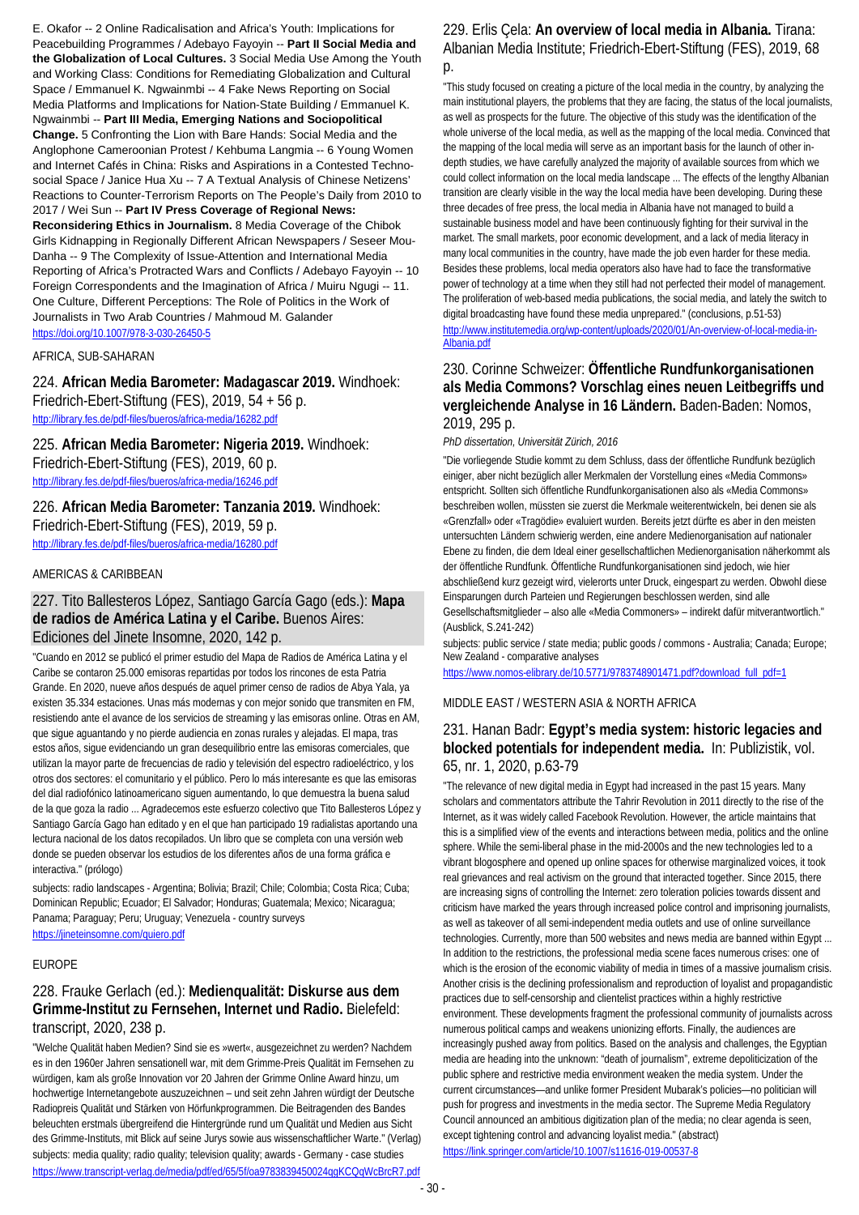E. Okafor -- 2 Online Radicalisation and Africa's Youth: Implications for Peacebuilding Programmes / Adebayo Fayoyin -- **Part II Social Media and the Globalization of Local Cultures.** 3 Social Media Use Among the Youth and Working Class: Conditions for Remediating Globalization and Cultural Space / Emmanuel K. Ngwainmbi -- 4 Fake News Reporting on Social Media Platforms and Implications for Nation-State Building / Emmanuel K. Ngwainmbi -- **Part III Media, Emerging Nations and Sociopolitical Change.** 5 Confronting the Lion with Bare Hands: Social Media and the Anglophone Cameroonian Protest / Kehbuma Langmia -- 6 Young Women and Internet Cafés in China: Risks and Aspirations in a Contested Techno-social Space / Janice Hua Xu -- 7 A Textual Analysis of Chinese Netizens' Reactions to Counter-Terrorism Reports on The People's Daily from 2010 to 2017 / Wei Sun -- **Part IV Press Coverage of Regional News: Reconsidering Ethics in Journalism.** 8 Media Coverage of the Chibok Girls Kidnapping in Regionally Different African Newspapers / Seseer Mou-Danha -- 9 The Complexity of Issue-Attention and International Media Reporting of Africa's Protracted Wars and Conflicts / Adebayo Fayoyin -- 10 Foreign Correspondents and the Imagination of Africa / Muiru Ngugi -- 11. One Culture, Different Perceptions: The Role of Politics in the Work of Journalists in Two Arab Countries / Mahmoud M. Galander
https://doi.org/10.1007/978-3-030-26450-5

AFRICA, SUB-SAHARAN

### 224. **African Media Barometer: Madagascar 2019.** Windhoek: Friedrich-Ebert-Stiftung (FES), 2019, 54 + 56 p.
http://library.fes.de/pdf-files/bueros/africa-media/16282.pdf

### 225. **African Media Barometer: Nigeria 2019.** Windhoek: Friedrich-Ebert-Stiftung (FES), 2019, 60 p.
http://library.fes.de/pdf-files/bueros/africa-media/16246.pdf

### 226. **African Media Barometer: Tanzania 2019.** Windhoek: Friedrich-Ebert-Stiftung (FES), 2019, 59 p.
http://library.fes.de/pdf-files/bueros/africa-media/16280.pdf

AMERICAS & CARIBBEAN

### 227. Tito Ballesteros López, Santiago García Gago (eds.): **Mapa de radios de América Latina y el Caribe.** Buenos Aires: Ediciones del Jinete Insomne, 2020, 142 p.

"Cuando en 2012 se publicó el primer estudio del Mapa de Radios de América Latina y el Caribe se contaron 25.000 emisoras repartidas por todos los rincones de esta Patria Grande. En 2020, nueve años después de aquel primer censo de radios de Abya Yala, ya existen 35.334 estaciones. Unas más modernas y con mejor sonido que transmiten en FM, resistiendo ante el avance de los servicios de streaming y las emisoras online. Otras en AM, que sigue aguantando y no pierde audiencia en zonas rurales y alejadas. El mapa, tras estos años, sigue evidenciando un gran desequilibrio entre las emisoras comerciales, que utilizan la mayor parte de frecuencias de radio y televisión del espectro radioeléctrico, y los otros dos sectores: el comunitario y el público. Pero lo más interesante es que las emisoras del dial radiofónico latinoamericano siguen aumentando, lo que demuestra la buena salud de la que goza la radio ... Agradecemos este esfuerzo colectivo que Tito Ballesteros López y Santiago García Gago han editado y en el que han participado 19 radialistas aportando una lectura nacional de los datos recopilados. Un libro que se completa con una versión web donde se pueden observar los estudios de los diferentes años de una forma gráfica e interactiva." (prólogo)

subjects: radio landscapes - Argentina; Bolivia; Brazil; Chile; Colombia; Costa Rica; Cuba; Dominican Republic; Ecuador; El Salvador; Honduras; Guatemala; Mexico; Nicaragua; Panama; Paraguay; Peru; Uruguay; Venezuela - country surveys
https://jineteinsomne.com/quiero.pdf

EUROPE

### 228. Frauke Gerlach (ed.): **Medienqualität: Diskurse aus dem Grimme-Institut zu Fernsehen, Internet und Radio.** Bielefeld: transcript, 2020, 238 p.

"Welche Qualität haben Medien? Sind sie es »wert«, ausgezeichnet zu werden? Nachdem es in den 1960er Jahren sensationell war, mit dem Grimme-Preis Qualität im Fernsehen zu würdigen, kam als große Innovation vor 20 Jahren der Grimme Online Award hinzu, um hochwertige Internetangebote auszuzeichnen – und seit zehn Jahren würdigt der Deutsche Radiopreis Qualität und Stärken von Hörfunkprogrammen. Die Beitragenden des Bandes beleuchten erstmals übergreifend die Hintergründe rund um Qualität und Medien aus Sicht des Grimme-Instituts, mit Blick auf seine Jurys sowie aus wissenschaftlicher Warte." (Verlag)

subjects: media quality; radio quality; television quality; awards - Germany - case studies
https://www.transcript-verlag.de/media/pdf/ed/65/5f/oa9783839450024qgKCQqWcBrcR7.pdf

### 229. Erlis Çela: **An overview of local media in Albania.** Tirana: Albanian Media Institute; Friedrich-Ebert-Stiftung (FES), 2019, 68 p.

"This study focused on creating a picture of the local media in the country, by analyzing the main institutional players, the problems that they are facing, the status of the local journalists, as well as prospects for the future. The objective of this study was the identification of the whole universe of the local media, as well as the mapping of the local media. Convinced that the mapping of the local media will serve as an important basis for the launch of other in-depth studies, we have carefully analyzed the majority of available sources from which we could collect information on the local media landscape ... The effects of the lengthy Albanian transition are clearly visible in the way the local media have been developing. During these three decades of free press, the local media in Albania have not managed to build a sustainable business model and have been continuously fighting for their survival in the market. The small markets, poor economic development, and a lack of media literacy in many local communities in the country, have made the job even harder for these media. Besides these problems, local media operators also have had to face the transformative power of technology at a time when they still had not perfected their model of management. The proliferation of web-based media publications, the social media, and lately the switch to digital broadcasting have found these media unprepared." (conclusions, p.51-53)
http://www.institutemedia.org/wp-content/uploads/2020/01/An-overview-of-local-media-in-Albania.pdf

### 230. Corinne Schweizer: **Öffentliche Rundfunkorganisationen als Media Commons? Vorschlag eines neuen Leitbegriffs und vergleichende Analyse in 16 Ländern.** Baden-Baden: Nomos, 2019, 295 p.

*PhD dissertation, Universität Zürich, 2016*

"Die vorliegende Studie kommt zu dem Schluss, dass der öffentliche Rundfunk bezüglich einiger, aber nicht bezüglich aller Merkmalen der Vorstellung eines «Media Commons» entspricht. Sollten sich öffentliche Rundfunkorganisationen also als «Media Commons» beschreiben wollen, müssten sie zuerst die Merkmale weiterentwickeln, bei denen sie als «Grenzfall» oder «Tragödie» evaluiert wurden. Bereits jetzt dürfte es aber in den meisten untersuchten Ländern schwierig werden, eine andere Medienorganisation auf nationaler Ebene zu finden, die dem Ideal einer gesellschaftlichen Medienorganisation näherkommt als der öffentliche Rundfunk. Öffentliche Rundfunkorganisationen sind jedoch, wie hier abschließend kurz gezeigt wird, vielerorts unter Druck, eingespart zu werden. Obwohl diese Einsparungen durch Parteien und Regierungen beschlossen werden, sind alle Gesellschaftsmitglieder – also alle «Media Commoners» – indirekt dafür mitverantwortlich." (Ausblick, S.241-242)

subjects: public service / state media; public goods / commons - Australia; Canada; Europe; New Zealand - comparative analyses
https://www.nomos-elibrary.de/10.5771/9783748901471.pdf?download_full_pdf=1

MIDDLE EAST / WESTERN ASIA & NORTH AFRICA

### 231. Hanan Badr: **Egypt's media system: historic legacies and blocked potentials for independent media.** In: Publizistik, vol. 65, nr. 1, 2020, p.63-79

"The relevance of new digital media in Egypt had increased in the past 15 years. Many scholars and commentators attribute the Tahrir Revolution in 2011 directly to the rise of the Internet, as it was widely called Facebook Revolution. However, the article maintains that this is a simplified view of the events and interactions between media, politics and the online sphere. While the semi-liberal phase in the mid-2000s and the new technologies led to a vibrant blogosphere and opened up online spaces for otherwise marginalized voices, it took real grievances and real activism on the ground that interacted together. Since 2015, there are increasing signs of controlling the Internet: zero toleration policies towards dissent and criticism have marked the years through increased police control and imprisoning journalists, as well as takeover of all semi-independent media outlets and use of online surveillance technologies. Currently, more than 500 websites and news media are banned within Egypt ... In addition to the restrictions, the professional media scene faces numerous crises: one of which is the erosion of the economic viability of media in times of a massive journalism crisis. Another crisis is the declining professionalism and reproduction of loyalist and propagandistic practices due to self-censorship and clientelist practices within a highly restrictive environment. These developments fragment the professional community of journalists across numerous political camps and weakens unionizing efforts. Finally, the audiences are increasingly pushed away from politics. Based on the analysis and challenges, the Egyptian media are heading into the unknown: "death of journalism", extreme depoliticization of the public sphere and restrictive media environment weaken the media system. Under the current circumstances—and unlike former President Mubarak's policies—no politician will push for progress and investments in the media sector. The Supreme Media Regulatory Council announced an ambitious digitization plan of the media; no clear agenda is seen, except tightening control and advancing loyalist media." (abstract)
https://link.springer.com/article/10.1007/s11616-019-00537-8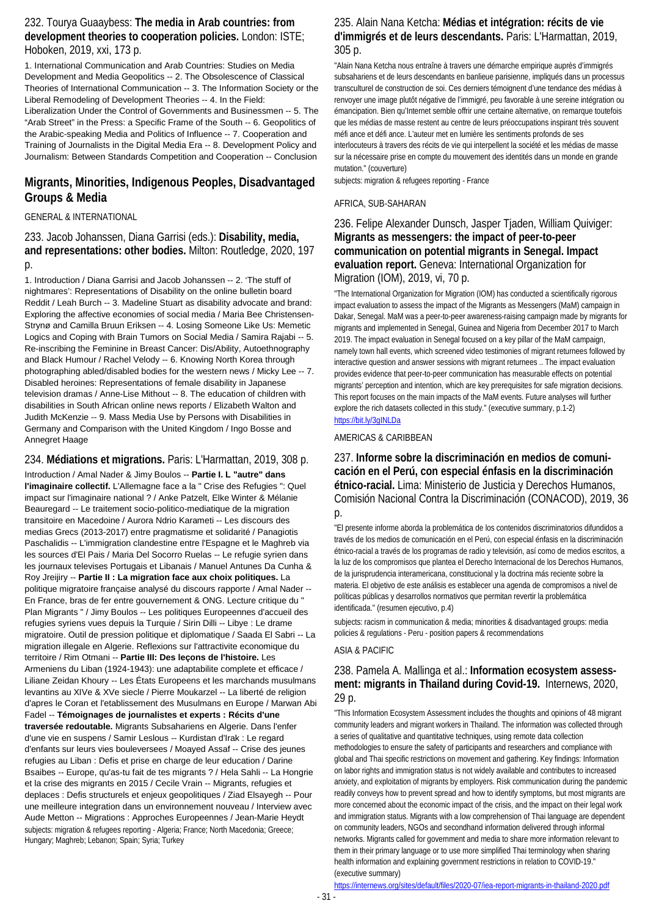### 232. Tourya Guaaybess: **The media in Arab countries: from development theories to cooperation policies.** London: ISTE; Hoboken, 2019, xxi, 173 p.

1. International Communication and Arab Countries: Studies on Media Development and Media Geopolitics -- 2. The Obsolescence of Classical Theories of International Communication -- 3. The Information Society or the Liberal Remodeling of Development Theories -- 4. In the Field: Liberalization Under the Control of Governments and Businessmen -- 5. The "Arab Street" in the Press: a Specific Frame of the South -- 6. Geopolitics of the Arabic-speaking Media and Politics of Influence -- 7. Cooperation and Training of Journalists in the Digital Media Era -- 8. Development Policy and Journalism: Between Standards Competition and Cooperation -- Conclusion

## Migrants, Minorities, Indigenous Peoples, Disadvantaged Groups & Media

GENERAL & INTERNATIONAL

### 233. Jacob Johanssen, Diana Garrisi (eds.): **Disability, media, and representations: other bodies.** Milton: Routledge, 2020, 197 p.

1. Introduction / Diana Garrisi and Jacob Johanssen -- 2. 'The stuff of nightmares': Representations of Disability on the online bulletin board Reddit / Leah Burch -- 3. Madeline Stuart as disability advocate and brand: Exploring the affective economies of social media / Maria Bee Christensen-Strynø and Camilla Bruun Eriksen -- 4. Losing Someone Like Us: Memetic Logics and Coping with Brain Tumors on Social Media / Samira Rajabi -- 5. Re-inscribing the Feminine in Breast Cancer: Dis/Ability, Autoethnography and Black Humour / Rachel Velody -- 6. Knowing North Korea through photographing abled/disabled bodies for the western news / Micky Lee -- 7. Disabled heroines: Representations of female disability in Japanese television dramas / Anne-Lise Mithout -- 8. The education of children with disabilities in South African online news reports / Elizabeth Walton and Judith McKenzie -- 9. Mass Media Use by Persons with Disabilities in Germany and Comparison with the United Kingdom / Ingo Bosse and Annegret Haage

### 234. **Médiations et migrations.** Paris: L'Harmattan, 2019, 308 p.

Introduction / Amal Nader & Jimy Boulos -- **Partie I. L "autre" dans l'imaginaire collectif.** L'Allemagne face a la " Crise des Refugies ": Quel impact sur l'imaginaire national ? / Anke Patzelt, Elke Winter & Mélanie Beauregard -- Le traitement socio-politico-mediatique de la migration transitoire en Macedoine / Aurora Ndrio Karameti -- Les discours des medias Grecs (2013-2017) entre pragmatisme et solidarité / Panagiotis Paschalidis -- L'immigration clandestine entre l'Espagne et le Maghreb via les sources d'El Pais / Maria Del Socorro Ruelas -- Le refugie syrien dans les journaux televises Portugais et Libanais / Manuel Antunes Da Cunha & Roy Jreijiry -- **Partie II : La migration face aux choix politiques.** La politique migratoire française analysé du discours rapporte / Amal Nader -- En France, bras de fer entre gouvernement & ONG. Lecture critique du " Plan Migrants " / Jimy Boulos -- Les politiques Europeennes d'accueil des refugies syriens vues depuis la Turquie / Sirin Dilli -- Libye : Le drame migratoire. Outil de pression politique et diplomatique / Saada El Sabri -- La migration illegale en Algerie. Reflexions sur l'attractivite economique du territoire / Rim Otmani -- **Partie III: Des leçons de l'histoire.** Les Armeniens du Liban (1924-1943): une adaptabilite complete et efficace / Liliane Zeidan Khoury -- Les États Europeens et les marchands musulmans levantins au XIVe & XVe siecle / Pierre Moukarzel -- La liberté de religion d'apres le Coran et l'etablissement des Musulmans en Europe / Marwan Abi Fadel -- **Témoignages de journalistes et experts : Récits d'une traversée redoutable.** Migrants Subsahariens en Algerie. Dans l'enfer d'une vie en suspens / Samir Leslous -- Kurdistan d'Irak : Le regard d'enfants sur leurs vies bouleversees / Moayed Assaf -- Crise des jeunes refugies au Liban : Defis et prise en charge de leur education / Darine Bsaibes -- Europe, qu'as-tu fait de tes migrants ? / Hela Sahli -- La Hongrie et la crise des migrants en 2015 / Cecile Vrain -- Migrants, refugies et deplaces : Defis structurels et enjeux geopolitiques / Ziad Elsayegh -- Pour une meilleure integration dans un environnement nouveau / Interview avec Aude Metton -- Migrations : Approches Europeennes / Jean-Marie Heydt

subjects: migration & refugees reporting - Algeria; France; North Macedonia; Greece; Hungary; Maghreb; Lebanon; Spain; Syria; Turkey

### 235. Alain Nana Ketcha: **Médias et intégration: récits de vie d'immigrés et de leurs descendants.** Paris: L'Harmattan, 2019, 305 p.

"Alain Nana Ketcha nous entraîne à travers une démarche empirique auprès d'immigrés subsahariens et de leurs descendants en banlieue parisienne, impliqués dans un processus transculturel de construction de soi. Ces derniers témoignent d'une tendance des médias à renvoyer une image plutôt négative de l'immigré, peu favorable à une sereine intégration ou émancipation. Bien qu'Internet semble offrir une certaine alternative, on remarque toutefois que les médias de masse restent au centre de leurs préoccupations inspirant très souvent méfi ance et défi ance. L'auteur met en lumière les sentiments profonds de ses interlocuteurs à travers des récits de vie qui interpellent la société et les médias de masse sur la nécessaire prise en compte du mouvement des identités dans un monde en grande mutation." (couverture)

subjects: migration & refugees reporting - France

AFRICA, SUB-SAHARAN

### 236. Felipe Alexander Dunsch, Jasper Tjaden, William Quiviger: **Migrants as messengers: the impact of peer-to-peer communication on potential migrants in Senegal. Impact evaluation report.** Geneva: International Organization for Migration (IOM), 2019, vi, 70 p.

"The International Organization for Migration (IOM) has conducted a scientifically rigorous impact evaluation to assess the impact of the Migrants as Messengers (MaM) campaign in Dakar, Senegal. MaM was a peer-to-peer awareness-raising campaign made by migrants for migrants and implemented in Senegal, Guinea and Nigeria from December 2017 to March 2019. The impact evaluation in Senegal focused on a key pillar of the MaM campaign, namely town hall events, which screened video testimonies of migrant returnees followed by interactive question and answer sessions with migrant returnees .. The impact evaluation provides evidence that peer-to-peer communication has measurable effects on potential migrants' perception and intention, which are key prerequisites for safe migration decisions. This report focuses on the main impacts of the MaM events. Future analyses will further explore the rich datasets collected in this study." (executive summary, p.1-2)

https://bit.ly/3gINLDa

AMERICAS & CARIBBEAN

### 237. **Informe sobre la discriminación en medios de comunicación en el Perú, con especial énfasis en la discriminación étnico-racial.** Lima: Ministerio de Justicia y Derechos Humanos, Comisión Nacional Contra la Discriminación (CONACOD), 2019, 36 p.

"El presente informe aborda la problemática de los contenidos discriminatorios difundidos a través de los medios de comunicación en el Perú, con especial énfasis en la discriminación étnico-racial a través de los programas de radio y televisión, así como de medios escritos, a la luz de los compromisos que plantea el Derecho Internacional de los Derechos Humanos, de la jurisprudencia interamericana, constitucional y la doctrina más reciente sobre la materia. El objetivo de este análisis es establecer una agenda de compromisos a nivel de políticas públicas y desarrollos normativos que permitan revertir la problemática identificada." (resumen ejecutivo, p.4)

subjects: racism in communication & media; minorities & disadvantaged groups: media policies & regulations - Peru - position papers & recommendations

ASIA & PACIFIC

### 238. Pamela A. Mallinga et al.: **Information ecosystem assessment: migrants in Thailand during Covid-19.** Internews, 2020, 29 p.

"This Information Ecosystem Assessment includes the thoughts and opinions of 48 migrant community leaders and migrant workers in Thailand. The information was collected through a series of qualitative and quantitative techniques, using remote data collection methodologies to ensure the safety of participants and researchers and compliance with global and Thai specific restrictions on movement and gathering. Key findings: Information on labor rights and immigration status is not widely available and contributes to increased anxiety, and exploitation of migrants by employers. Risk communication during the pandemic readily conveys how to prevent spread and how to identify symptoms, but most migrants are more concerned about the economic impact of the crisis, and the impact on their legal work and immigration status. Migrants with a low comprehension of Thai language are dependent on community leaders, NGOs and secondhand information delivered through informal networks. Migrants called for government and media to share more information relevant to them in their primary language or to use more simplified Thai terminology when sharing health information and explaining government restrictions in relation to COVID-19." (executive summary)

https://internews.org/sites/default/files/2020-07/iea-report-migrants-in-thailand-2020.pdf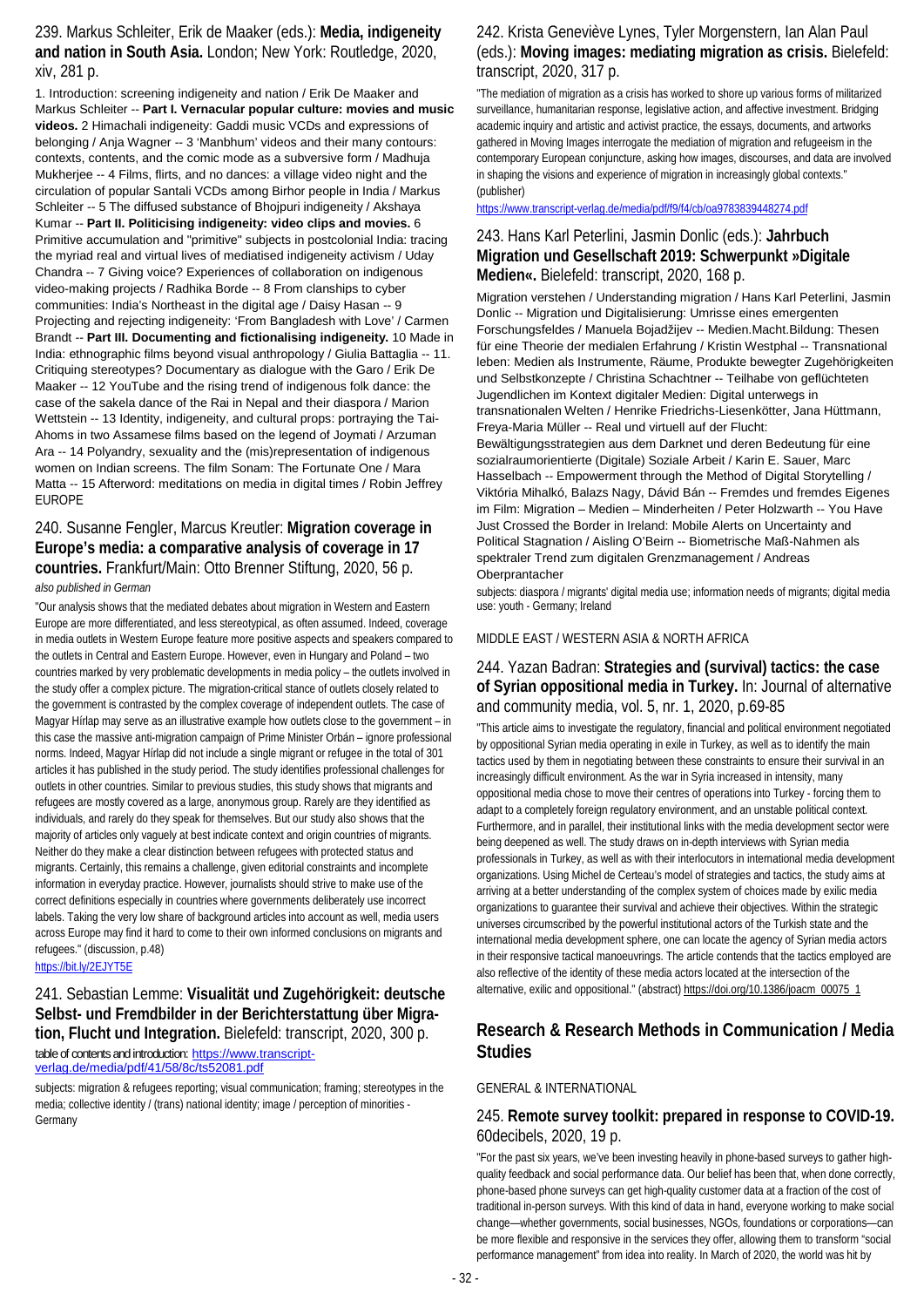## 239. Markus Schleiter, Erik de Maaker (eds.): **Media, indigeneity and nation in South Asia.** London; New York: Routledge, 2020, xiv, 281 p.

1. Introduction: screening indigeneity and nation / Erik De Maaker and Markus Schleiter -- **Part I. Vernacular popular culture: movies and music videos.** 2 Himachali indigeneity: Gaddi music VCDs and expressions of belonging / Anja Wagner -- 3 'Manbhum' videos and their many contours: contexts, contents, and the comic mode as a subversive form / Madhuja Mukherjee -- 4 Films, flirts, and no dances: a village video night and the circulation of popular Santali VCDs among Birhor people in India / Markus Schleiter -- 5 The diffused substance of Bhojpuri indigeneity / Akshaya Kumar -- **Part II. Politicising indigeneity: video clips and movies.** 6 Primitive accumulation and "primitive" subjects in postcolonial India: tracing the myriad real and virtual lives of mediatised indigeneity activism / Uday Chandra -- 7 Giving voice? Experiences of collaboration on indigenous video-making projects / Radhika Borde -- 8 From clanships to cyber communities: India's Northeast in the digital age / Daisy Hasan -- 9 Projecting and rejecting indigeneity: 'From Bangladesh with Love' / Carmen Brandt -- **Part III. Documenting and fictionalising indigeneity.** 10 Made in India: ethnographic films beyond visual anthropology / Giulia Battaglia -- 11. Critiquing stereotypes? Documentary as dialogue with the Garo / Erik De Maaker -- 12 YouTube and the rising trend of indigenous folk dance: the case of the sakela dance of the Rai in Nepal and their diaspora / Marion Wettstein -- 13 Identity, indigeneity, and cultural props: portraying the Tai-Ahoms in two Assamese films based on the legend of Joymati / Arzuman Ara -- 14 Polyandry, sexuality and the (mis)representation of indigenous women on Indian screens. The film Sonam: The Fortunate One / Mara Matta -- 15 Afterword: meditations on media in digital times / Robin Jeffrey

EUROPE

## 240. Susanne Fengler, Marcus Kreutler: **Migration coverage in Europe's media: a comparative analysis of coverage in 17 countries.** Frankfurt/Main: Otto Brenner Stiftung, 2020, 56 p.

*also published in German*

"Our analysis shows that the mediated debates about migration in Western and Eastern Europe are more differentiated, and less stereotypical, as often assumed. Indeed, coverage in media outlets in Western Europe feature more positive aspects and speakers compared to the outlets in Central and Eastern Europe. However, even in Hungary and Poland – two countries marked by very problematic developments in media policy – the outlets involved in the study offer a complex picture. The migration-critical stance of outlets closely related to the government is contrasted by the complex coverage of independent outlets. The case of Magyar Hírlap may serve as an illustrative example how outlets close to the government – in this case the massive anti-migration campaign of Prime Minister Orbán – ignore professional norms. Indeed, Magyar Hírlap did not include a single migrant or refugee in the total of 301 articles it has published in the study period. The study identifies professional challenges for outlets in other countries. Similar to previous studies, this study shows that migrants and refugees are mostly covered as a large, anonymous group. Rarely are they identified as individuals, and rarely do they speak for themselves. But our study also shows that the majority of articles only vaguely at best indicate context and origin countries of migrants. Neither do they make a clear distinction between refugees with protected status and migrants. Certainly, this remains a challenge, given editorial constraints and incomplete information in everyday practice. However, journalists should strive to make use of the correct definitions especially in countries where governments deliberately use incorrect labels. Taking the very low share of background articles into account as well, media users across Europe may find it hard to come to their own informed conclusions on migrants and refugees." (discussion, p.48)

https://bit.ly/2EJYT5E

## 241. Sebastian Lemme: **Visualität und Zugehörigkeit: deutsche Selbst- und Fremdbilder in der Berichterstattung über Migration, Flucht und Integration.** Bielefeld: transcript, 2020, 300 p.

table of contents and introduction: https://www.transcript-verlag.de/media/pdf/41/58/8c/ts52081.pdf

subjects: migration & refugees reporting; visual communication; framing; stereotypes in the media; collective identity / (trans) national identity; image / perception of minorities - Germany

## 242. Krista Geneviève Lynes, Tyler Morgenstern, Ian Alan Paul (eds.): **Moving images: mediating migration as crisis.** Bielefeld: transcript, 2020, 317 p.

"The mediation of migration as a crisis has worked to shore up various forms of militarized surveillance, humanitarian response, legislative action, and affective investment. Bridging academic inquiry and artistic and activist practice, the essays, documents, and artworks gathered in Moving Images interrogate the mediation of migration and refugeeism in the contemporary European conjuncture, asking how images, discourses, and data are involved in shaping the visions and experience of migration in increasingly global contexts." (publisher)

https://www.transcript-verlag.de/media/pdf/f9/f4/cb/oa9783839448274.pdf

## 243. Hans Karl Peterlini, Jasmin Donlic (eds.): **Jahrbuch Migration und Gesellschaft 2019: Schwerpunkt »Digitale Medien«.** Bielefeld: transcript, 2020, 168 p.

Migration verstehen / Understanding migration / Hans Karl Peterlini, Jasmin Donlic -- Migration und Digitalisierung: Umrisse eines emergenten Forschungsfeldes / Manuela Bojadžijev -- Medien.Macht.Bildung: Thesen für eine Theorie der medialen Erfahrung / Kristin Westphal -- Transnational leben: Medien als Instrumente, Räume, Produkte bewegter Zugehörigkeiten und Selbstkonzepte / Christina Schachtner -- Teilhabe von geflüchteten Jugendlichen im Kontext digitaler Medien: Digital unterwegs in transnationalen Welten / Henrike Friedrichs-Liesenkötter, Jana Hüttmann, Freya-Maria Müller -- Real und virtuell auf der Flucht: Bewältigungsstrategien aus dem Darknet und deren Bedeutung für eine sozialraumorientierte (Digitale) Soziale Arbeit / Karin E. Sauer, Marc Hasselbach -- Empowerment through the Method of Digital Storytelling / Viktória Mihalkó, Balazs Nagy, Dávid Bán -- Fremdes und fremdes Eigenes im Film: Migration – Medien – Minderheiten / Peter Holzwarth -- You Have Just Crossed the Border in Ireland: Mobile Alerts on Uncertainty and Political Stagnation / Aisling O'Beirn -- Biometrische Maß-Nahmen als spektraler Trend zum digitalen Grenzmanagement / Andreas Oberprantacher

subjects: diaspora / migrants' digital media use; information needs of migrants; digital media use: youth - Germany; Ireland

MIDDLE EAST / WESTERN ASIA & NORTH AFRICA

## 244. Yazan Badran: **Strategies and (survival) tactics: the case of Syrian oppositional media in Turkey.** In: Journal of alternative and community media, vol. 5, nr. 1, 2020, p.69-85

"This article aims to investigate the regulatory, financial and political environment negotiated by oppositional Syrian media operating in exile in Turkey, as well as to identify the main tactics used by them in negotiating between these constraints to ensure their survival in an increasingly difficult environment. As the war in Syria increased in intensity, many oppositional media chose to move their centres of operations into Turkey - forcing them to adapt to a completely foreign regulatory environment, and an unstable political context. Furthermore, and in parallel, their institutional links with the media development sector were being deepened as well. The study draws on in-depth interviews with Syrian media professionals in Turkey, as well as with their interlocutors in international media development organizations. Using Michel de Certeau's model of strategies and tactics, the study aims at arriving at a better understanding of the complex system of choices made by exilic media organizations to guarantee their survival and achieve their objectives. Within the strategic universes circumscribed by the powerful institutional actors of the Turkish state and the international media development sphere, one can locate the agency of Syrian media actors in their responsive tactical manoeuvrings. The article contends that the tactics employed are also reflective of the identity of these media actors located at the intersection of the alternative, exilic and oppositional." (abstract) https://doi.org/10.1386/joacm_00075_1

# Research & Research Methods in Communication / Media Studies

GENERAL & INTERNATIONAL

## 245. **Remote survey toolkit: prepared in response to COVID-19.** 60decibels, 2020, 19 p.

"For the past six years, we've been investing heavily in phone-based surveys to gather high-quality feedback and social performance data. Our belief has been that, when done correctly, phone-based phone surveys can get high-quality customer data at a fraction of the cost of traditional in-person surveys. With this kind of data in hand, everyone working to make social change—whether governments, social businesses, NGOs, foundations or corporations—can be more flexible and responsive in the services they offer, allowing them to transform "social performance management" from idea into reality. In March of 2020, the world was hit by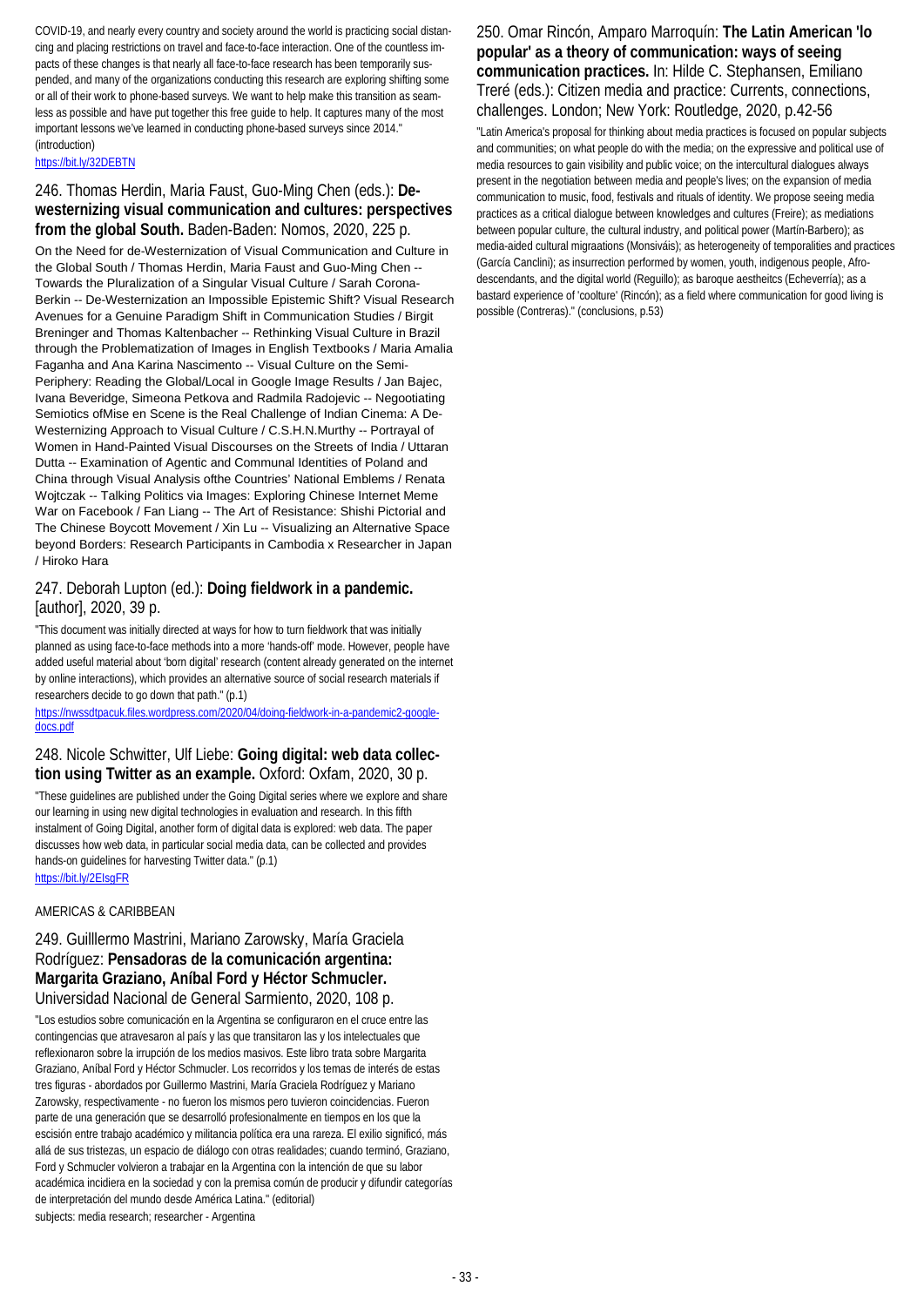COVID-19, and nearly every country and society around the world is practicing social distancing and placing restrictions on travel and face-to-face interaction. One of the countless impacts of these changes is that nearly all face-to-face research has been temporarily suspended, and many of the organizations conducting this research are exploring shifting some or all of their work to phone-based surveys. We want to help make this transition as seamless as possible and have put together this free guide to help. It captures many of the most important lessons we've learned in conducting phone-based surveys since 2014." (introduction)

https://bit.ly/32DEBTN

### 246. Thomas Herdin, Maria Faust, Guo-Ming Chen (eds.): **De-westernizing visual communication and cultures: perspectives from the global South.** Baden-Baden: Nomos, 2020, 225 p.

On the Need for de-Westernization of Visual Communication and Culture in the Global South / Thomas Herdin, Maria Faust and Guo-Ming Chen -- Towards the Pluralization of a Singular Visual Culture / Sarah Corona-Berkin -- De-Westernization an Impossible Epistemic Shift? Visual Research Avenues for a Genuine Paradigm Shift in Communication Studies / Birgit Breninger and Thomas Kaltenbacher -- Rethinking Visual Culture in Brazil through the Problematization of Images in English Textbooks / Maria Amalia Faganha and Ana Karina Nascimento -- Visual Culture on the Semi-Periphery: Reading the Global/Local in Google Image Results / Jan Bajec, Ivana Beveridge, Simeona Petkova and Radmila Radojevic -- Negootiating Semiotics ofMise en Scene is the Real Challenge of Indian Cinema: A De-Westernizing Approach to Visual Culture / C.S.H.N.Murthy -- Portrayal of Women in Hand-Painted Visual Discourses on the Streets of India / Uttaran Dutta -- Examination of Agentic and Communal Identities of Poland and China through Visual Analysis ofthe Countries' National Emblems / Renata Wojtczak -- Talking Politics via Images: Exploring Chinese Internet Meme War on Facebook / Fan Liang -- The Art of Resistance: Shishi Pictorial and The Chinese Boycott Movement / Xin Lu -- Visualizing an Alternative Space beyond Borders: Research Participants in Cambodia x Researcher in Japan / Hiroko Hara

### 247. Deborah Lupton (ed.): **Doing fieldwork in a pandemic.** [author], 2020, 39 p.

"This document was initially directed at ways for how to turn fieldwork that was initially planned as using face-to-face methods into a more 'hands-off' mode. However, people have added useful material about 'born digital' research (content already generated on the internet by online interactions), which provides an alternative source of social research materials if researchers decide to go down that path." (p.1)

https://nwssdtpacuk.files.wordpress.com/2020/04/doing-fieldwork-in-a-pandemic2-google-docs.pdf

### 248. Nicole Schwitter, Ulf Liebe: **Going digital: web data collection using Twitter as an example.** Oxford: Oxfam, 2020, 30 p.

"These guidelines are published under the Going Digital series where we explore and share our learning in using new digital technologies in evaluation and research. In this fifth instalment of Going Digital, another form of digital data is explored: web data. The paper discusses how web data, in particular social media data, can be collected and provides hands-on guidelines for harvesting Twitter data." (p.1)

https://bit.ly/2EIsgFR

AMERICAS & CARIBBEAN

### 249. Guilllermo Mastrini, Mariano Zarowsky, María Graciela Rodríguez: **Pensadoras de la comunicación argentina: Margarita Graziano, Aníbal Ford y Héctor Schmucler.** Universidad Nacional de General Sarmiento, 2020, 108 p.

"Los estudios sobre comunicación en la Argentina se configuraron en el cruce entre las contingencias que atravesaron al país y las que transitaron las y los intelectuales que reflexionaron sobre la irrupción de los medios masivos. Este libro trata sobre Margarita Graziano, Aníbal Ford y Héctor Schmucler. Los recorridos y los temas de interés de estas tres figuras - abordados por Guillermo Mastrini, María Graciela Rodríguez y Mariano Zarowsky, respectivamente - no fueron los mismos pero tuvieron coincidencias. Fueron parte de una generación que se desarrolló profesionalmente en tiempos en los que la escisión entre trabajo académico y militancia política era una rareza. El exilio significó, más allá de sus tristezas, un espacio de diálogo con otras realidades; cuando terminó, Graziano, Ford y Schmucler volvieron a trabajar en la Argentina con la intención de que su labor académica incidiera en la sociedad y con la premisa común de producir y difundir categorías de interpretación del mundo desde América Latina." (editorial)

subjects: media research; researcher - Argentina

### 250. Omar Rincón, Amparo Marroquín: **The Latin American 'lo popular' as a theory of communication: ways of seeing communication practices.** In: Hilde C. Stephansen, Emiliano Treré (eds.): Citizen media and practice: Currents, connections, challenges. London; New York: Routledge, 2020, p.42-56

"Latin America's proposal for thinking about media practices is focused on popular subjects and communities; on what people do with the media; on the expressive and political use of media resources to gain visibility and public voice; on the intercultural dialogues always present in the negotiation between media and people's lives; on the expansion of media communication to music, food, festivals and rituals of identity. We propose seeing media practices as a critical dialogue between knowledges and cultures (Freire); as mediations between popular culture, the cultural industry, and political power (Martín-Barbero); as media-aided cultural migraations (Monsiváis); as heterogeneity of temporalities and practices (García Canclini); as insurrection performed by women, youth, indigenous people, Afro-descendants, and the digital world (Reguillo); as baroque aestheitcs (Echeverría); as a bastard experience of 'coolture' (Rincón); as a field where communication for good living is possible (Contreras)." (conclusions, p.53)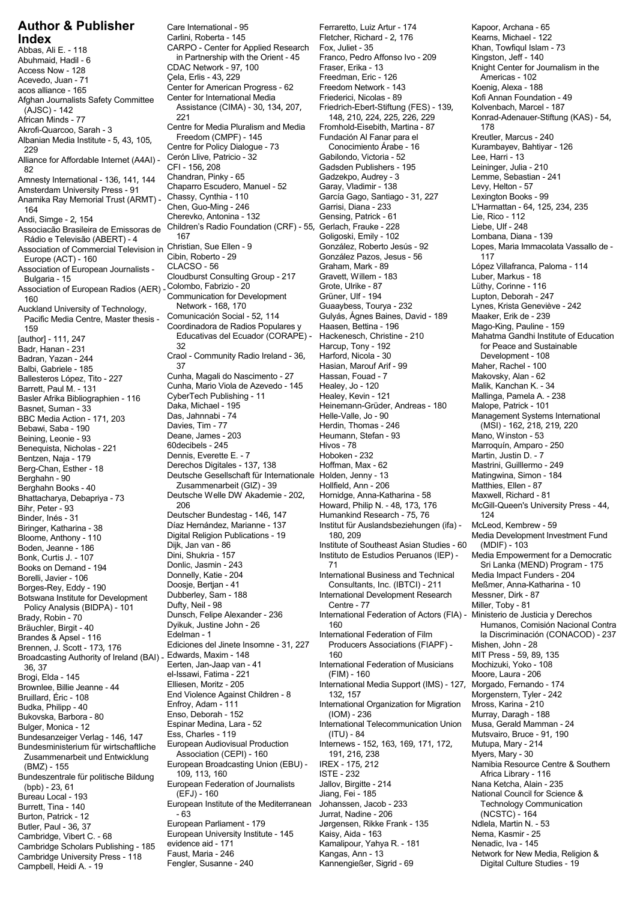# Author & Publisher Index

Abbas, Ali E. - 118
Abuhmaid, Hadil - 6
Access Now - 128
Acevedo, Juan - 71
acos alliance - 165
Afghan Journalists Safety Committee (AJSC) - 142
African Minds - 77
Akrofi-Quarcoo, Sarah - 3
Albanian Media Institute - 5, 43, 105, 229
Alliance for Affordable Internet (A4AI) - 82
Amnesty International - 136, 141, 144
Amsterdam University Press - 91
Anamika Ray Memorial Trust (ARMT) - 164
Andi, Simge - 2, 154
Associacão Brasileira de Emissoras de Rádio e Televisão (ABERT) - 4
Association of Commercial Television in Europe (ACT) - 160
Association of European Journalists - Bulgaria - 15
Association of European Radios (AER) - 160
Auckland University of Technology, Pacific Media Centre, Master thesis - 159
[author] - 111, 247
Badr, Hanan - 231
Badran, Yazan - 244
Balbi, Gabriele - 185
Ballesteros López, Tito - 227
Barrett, Paul M. - 131
Basler Afrika Bibliographien - 116
Basnet, Suman - 33
BBC Media Action - 171, 203
Bebawi, Saba - 190
Beining, Leonie - 93
Benequista, Nicholas - 221
Bentzen, Naja - 179
Berg-Chan, Esther - 18
Berghahn - 90
Berghahn Books - 40
Bhattacharya, Debapriya - 73
Bihr, Peter - 93
Binder, Inés - 31
Biringer, Katharina - 38
Bloome, Anthony - 110
Boden, Jeanne - 186
Bonk, Curtis J. - 107
Books on Demand - 194
Borelli, Javier - 106
Borges-Rey, Eddy - 190
Botswana Institute for Development Policy Analysis (BIDPA) - 101
Brady, Robin - 70
Bräuchler, Birgit - 40
Brandes & Apsel - 116
Brennen, J. Scott - 173, 176
Broadcasting Authority of Ireland (BAI) - 36, 37
Brogi, Elda - 145
Brownlee, Billie Jeanne - 44
Bruillard, Éric - 108
Budka, Philipp - 40
Bukovska, Barbora - 80
Bulger, Monica - 12
Bundesanzeiger Verlag - 146, 147
Bundesministerium für wirtschaftliche Zusammenarbeit und Entwicklung (BMZ) - 155
Bundeszentrale für politische Bildung (bpb) - 23, 61
Bureau Local - 193
Burrett, Tina - 140
Burton, Patrick - 12
Butler, Paul - 36, 37
Cambridge, Vibert C. - 68
Cambridge Scholars Publishing - 185
Cambridge University Press - 118
Campbell, Heidi A. - 19
Care International - 95
Carlini, Roberta - 145
CARPO - Center for Applied Research in Partnership with the Orient - 45
CDAC Network - 97, 100
Çela, Erlis - 43, 229
Center for American Progress - 62
Center for International Media Assistance (CIMA) - 30, 134, 207, 221
Centre for Media Pluralism and Media Freedom (CMPF) - 145
Centre for Policy Dialogue - 73
Cerón Llive, Patricio - 32
CFI - 156, 208
Chandran, Pinky - 65
Chaparro Escudero, Manuel - 52
Chassy, Cynthia - 110
Chen, Guo-Ming - 246
Cherevko, Antonina - 132
Children's Radio Foundation (CRF) - 55, 167
Christian, Sue Ellen - 9
Cibin, Roberto - 29
CLACSO - 56
Cloudburst Consulting Group - 217
Colombo, Fabrizio - 20
Communication for Development Network - 168, 170
Comunicación Social - 52, 114
Coordinadora de Radios Populares y Educativas del Ecuador (CORAPE) - 32
Craol - Community Radio Ireland - 36, 37
Cunha, Magali do Nascimento - 27
Cunha, Mario Viola de Azevedo - 145
CyberTech Publishing - 11
Daka, Michael - 195
Das, Jahnnabi - 74
Davies, Tim - 77
Deane, James - 203
60decibels - 245
Dennis, Everette E. - 7
Derechos Digitales - 137, 138
Deutsche Gesellschaft für Internationale Zusammenarbeit (GIZ) - 39
Deutsche Welle DW Akademie - 202, 206
Deutscher Bundestag - 146, 147
Díaz Hernández, Marianne - 137
Digital Religion Publications - 19
Dijk, Jan van - 86
Dini, Shukria - 157
Donlic, Jasmin - 243
Donnelly, Katie - 204
Doosje, Bertjan - 41
Dubberley, Sam - 188
Dufty, Neil - 98
Dunsch, Felipe Alexander - 236
Dyikuk, Justine John - 26
Edelman - 1
Ediciones del Jinete Insomne - 31, 227
Edwards, Maxim - 148
Eerten, Jan-Jaap van - 41
el-Issawi, Fatima - 221
Elliesen, Moritz - 205
End Violence Against Children - 8
Enfroy, Adam - 111
Enso, Deborah - 152
Espinar Medina, Lara - 52
Ess, Charles - 119
European Audiovisual Production Association (CEPI) - 160
European Broadcasting Union (EBU) - 109, 113, 160
European Federation of Journalists (EFJ) - 160
European Institute of the Mediterranean - 63
European Parliament - 179
European University Institute - 145
evidence aid - 171
Faust, Maria - 246
Fengler, Susanne - 240
Ferraretto, Luiz Artur - 174
Fletcher, Richard - 2, 176
Fox, Juliet - 35
Franco, Pedro Affonso Ivo - 209
Fraser, Erika - 13
Freedman, Eric - 126
Freedom Network - 143
Friederici, Nicolas - 89
Friedrich-Ebert-Stiftung (FES) - 139, 148, 210, 224, 225, 226, 229
Fromhold-Eisebith, Martina - 87
Fundación Al Fanar para el Conocimiento Árabe - 16
Gabilondo, Victoria - 52
Gadsden Publishers - 195
Gadzekpo, Audrey - 3
Garay, Vladimir - 138
García Gago, Santiago - 31, 227
Garrisi, Diana - 233
Gensing, Patrick - 61
Gerlach, Frauke - 228
Goligoski, Emily - 102
González, Roberto Jesús - 92
González Pazos, Jesus - 56
Graham, Mark - 89
Gravett, Willem - 183
Grote, Ulrike - 87
Grüner, Ulf - 194
Guaaybess, Tourya - 232
Gulyás, Ágnes Baines, David - 189
Haasen, Bettina - 196
Hackenesch, Christine - 210
Harcup, Tony - 192
Harford, Nicola - 30
Hasian, Marouf Arif - 99
Hassan, Fouad - 7
Healey, Jo - 120
Healey, Kevin - 121
Heinemann-Grüder, Andreas - 180
Helle-Valle, Jo - 90
Herdin, Thomas - 246
Heumann, Stefan - 93
Hivos - 78
Hoboken - 232
Hoffman, Max - 62
Hollfield, Ann - 206
Holden, Jenny - 13
Hornidge, Anna-Katharina - 58
Howard, Philip N. - 48, 173, 176
Humankind Research - 75, 76
Institut für Auslandsbeziehungen (ifa) - 180, 209
Institute of Southeast Asian Studies - 60
Instituto de Estudios Peruanos (IEP) - 71
International Business and Technical Consultants, Inc. (IBTCI) - 211
International Development Research Centre - 77
International Federation of Actors (FIA) - 160
International Federation of Film Producers Associations (FIAPF) - 160
International Federation of Musicians (FIM) - 160
International Media Support (IMS) - 127, 132, 157
International Organization for Migration (IOM) - 236
International Telecommunication Union (ITU) - 84
Internews - 152, 163, 169, 171, 172, 191, 216, 238
IREX - 175, 212
ISTE - 232
Jallov, Birgitte - 214
Jiang, Fei - 185
Johanssen, Jacob - 233
Jurrat, Nadine - 206
Jørgensen, Rikke Frank - 135
Kaisy, Aida - 163
Kamalipour, Yahya R. - 181
Kangas, Ann - 13
Kannengießer, Sigrid - 69
Kapoor, Archana - 65
Kearns, Michael - 122
Khan, Towfiqul Islam - 73
Kingston, Jeff - 140
Knight Center for Journalism in the Americas - 102
Koenig, Alexa - 188
Kofi Annan Foundation - 49
Kolvenbach, Marcel - 187
Konrad-Adenauer-Stiftung (KAS) - 54, 178
Kreutler, Marcus - 240
Kurambayev, Bahtiyar - 126
Lee, Harri - 13
Leininger, Julia - 210
Lemme, Sebastian - 241
Levy, Helton - 57
Lexington Books - 99
L'Harmattan - 64, 125, 234, 235
Lie, Rico - 112
Liebe, Ulf - 248
Lombana, Diana - 139
Lopes, Maria Immacolata Vassallo de - 117
López Villafranca, Paloma - 114
Luber, Markus - 18
Lüthy, Corinne - 116
Lupton, Deborah - 247
Lynes, Krista Geneviève - 242
Maaker, Erik de - 239
Mago-King, Pauline - 159
Mahatma Gandhi Institute of Education for Peace and Sustainable Development - 108
Maher, Rachel - 100
Makovsky, Alan - 62
Malik, Kanchan K. - 34
Mallinga, Pamela A. - 238
Malope, Patrick - 101
Management Systems International (MSI) - 162, 218, 219, 220
Mano, Winston - 53
Marroquín, Amparo - 250
Martin, Justin D. - 7
Mastrini, Guilllermo - 249
Matingwina, Simon - 184
Matthies, Ellen - 87
Maxwell, Richard - 81
McGill-Queen's University Press - 44, 124
McLeod, Kembrew - 59
Media Development Investment Fund (MDIF) - 103
Media Empowerment for a Democratic Sri Lanka (MEND) Program - 175
Media Impact Funders - 204
Meßmer, Anna-Katharina - 10
Messner, Dirk - 87
Miller, Toby - 81
Ministerio de Justicia y Derechos Humanos, Comisión Nacional Contra la Discriminación (CONACOD) - 237
Mishen, John - 28
MIT Press - 59, 89, 135
Mochizuki, Yoko - 108
Moore, Laura - 206
Morgado, Fernando - 174
Morgenstern, Tyler - 242
Mross, Karina - 210
Murray, Daragh - 188
Musa, Gerald Mamman - 24
Mutsvairo, Bruce - 91, 190
Mutupa, Mary - 214
Myers, Mary - 30
Namibia Resource Centre & Southern Africa Library - 116
Nana Ketcha, Alain - 235
National Council for Science & Technology Communication (NCSTC) - 164
Ndlela, Martin N. - 53
Nema, Kasmir - 25
Nenadic, Iva - 145
Network for New Media, Religion & Digital Culture Studies - 19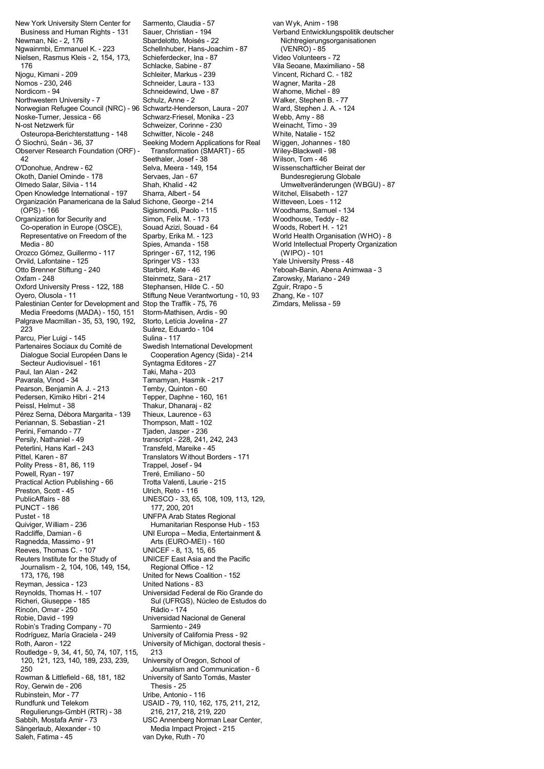New York University Stern Center for Business and Human Rights - 131
Newman, Nic - 2, 176
Ngwainmbi, Emmanuel K. - 223
Nielsen, Rasmus Kleis - 2, 154, 173, 176
Njogu, Kimani - 209
Nomos - 230, 246
Nordicom - 94
Northwestern University - 7
Norwegian Refugee Council (NRC) - 96
Noske-Turner, Jessica - 66
N-ost Netzwerk für Osteuropa-Berichterstattung - 148
Ó Siochrú, Seán - 36, 37
Observer Research Foundation (ORF) - 42
O'Donohue, Andrew - 62
Okoth, Daniel Ominde - 178
Olmedo Salar, Silvia - 114
Open Knowledge International - 197
Organización Panamericana de la Salud (OPS) - 166
Organization for Security and Co-operation in Europe (OSCE), Representative on Freedom of the Media - 80
Orozco Gómez, Guillermo - 117
Orvild, Lafontaine - 125
Otto Brenner Stiftung - 240
Oxfam - 248
Oxford University Press - 122, 188
Oyero, Olusola - 11
Palestinian Center for Development and Media Freedoms (MADA) - 150, 151
Palgrave Macmillan - 35, 53, 190, 192, 223
Parcu, Pier Luigi - 145
Partenaires Sociaux du Comité de Dialogue Social Européen Dans le Secteur Audiovisuel - 161
Paul, Ian Alan - 242
Pavarala, Vinod - 34
Pearson, Benjamin A. J. - 213
Pedersen, Kimiko Hibri - 214
Peissl, Helmut - 38
Pérez Serna, Débora Margarita - 139
Periannan, S. Sebastian - 21
Perini, Fernando - 77
Persily, Nathaniel - 49
Peterlini, Hans Karl - 243
Pittel, Karen - 87
Polity Press - 81, 86, 119
Powell, Ryan - 197
Practical Action Publishing - 66
Preston, Scott - 45
PublicAffairs - 88
PUNCT - 186
Pustet - 18
Quiviger, William - 236
Radcliffe, Damian - 6
Ragnedda, Massimo - 91
Reeves, Thomas C. - 107
Reuters Institute for the Study of Journalism - 2, 104, 106, 149, 154, 173, 176, 198
Reyman, Jessica - 123
Reynolds, Thomas H. - 107
Richeri, Giuseppe - 185
Rincón, Omar - 250
Robie, David - 199
Robin's Trading Company - 70
Rodríguez, María Graciela - 249
Roth, Aaron - 122
Routledge - 9, 34, 41, 50, 74, 107, 115, 120, 121, 123, 140, 189, 233, 239, 250
Rowman & Littlefield - 68, 181, 182
Roy, Gerwin de - 206
Rubinstein, Mor - 77
Rundfunk und Telekom Regulierungs-GmbH (RTR) - 38
Sabbih, Mostafa Amir - 73
Sängerlaub, Alexander - 10
Saleh, Fatima - 45
Sarmento, Claudia - 57
Sauer, Christian - 194
Sbardelotto, Moisés - 22
Schellnhuber, Hans-Joachim - 87
Schieferdecker, Ina - 87
Schlacke, Sabine - 87
Schleiter, Markus - 239
Schneider, Laura - 133
Schneidewind, Uwe - 87
Schulz, Anne - 2
Schwartz-Henderson, Laura - 207
Schwarz-Friesel, Monika - 23
Schweizer, Corinne - 230
Schwitter, Nicole - 248
Seeking Modern Applications for Real Transformation (SMART) - 65
Seethaler, Josef - 38
Selva, Meera - 149, 154
Servaes, Jan - 67
Shah, Khalid - 42
Sharra, Albert - 54
Sichone, George - 214
Sigismondi, Paolo - 115
Simon, Felix M. - 173
Souad Azizi, Souad - 64
Sparby, Erika M. - 123
Spies, Amanda - 158
Springer - 67, 112, 196
Springer VS - 133
Starbird, Kate - 46
Steinmetz, Sara - 217
Stephansen, Hilde C. - 50
Stiftung Neue Verantwortung - 10, 93
Stop the Traffik - 75, 76
Storm-Mathisen, Ardis - 90
Storto, Letícia Jovelina - 27
Suárez, Eduardo - 104
Sulina - 117
Swedish International Development Cooperation Agency (Sida) - 214
Syntagma Editores - 27
Taki, Maha - 203
Tamamyan, Hasmik - 217
Temby, Quinton - 60
Tepper, Daphne - 160, 161
Thakur, Dhanaraj - 82
Thieux, Laurence - 63
Thompson, Matt - 102
Tjaden, Jasper - 236
transcript - 228, 241, 242, 243
Transfeld, Mareike - 45
Translators Without Borders - 171
Trappel, Josef - 94
Treré, Emiliano - 50
Trotta Valenti, Laurie - 215
Ulrich, Reto - 116
UNESCO - 33, 65, 108, 109, 113, 129, 177, 200, 201
UNFPA Arab States Regional Humanitarian Response Hub - 153
UNI Europa – Media, Entertainment & Arts (EURO-MEI) - 160
UNICEF - 8, 13, 15, 65
UNICEF East Asia and the Pacific Regional Office - 12
United for News Coalition - 152
United Nations - 83
Universidad Federal de Rio Grande do Sul (UFRGS), Núcleo de Estudos do Rádio - 174
Universidad Nacional de General Sarmiento - 249
University of California Press - 92
University of Michigan, doctoral thesis - 213
University of Oregon, School of Journalism and Communication - 6
University of Santo Tomás, Master Thesis - 25
Uribe, Antonio - 116
USAID - 79, 110, 162, 175, 211, 212, 216, 217, 218, 219, 220
USC Annenberg Norman Lear Center, Media Impact Project - 215
van Dyke, Ruth - 70
van Wyk, Anim - 198
Verband Entwicklungspolitik deutscher Nichtregierungsorganisationen (VENRO) - 85
Video Volunteers - 72
Vila Seoane, Maximiliano - 58
Vincent, Richard C. - 182
Wagner, Marita - 28
Wahome, Michel - 89
Walker, Stephen B. - 77
Ward, Stephen J. A. - 124
Webb, Amy - 88
Weinacht, Timo - 39
White, Natalie - 152
Wiggen, Johannes - 180
Wiley-Blackwell - 98
Wilson, Tom - 46
Wissenschaftlicher Beirat der Bundesregierung Globale Umweltveränderungen (WBGU) - 87
Witchel, Elisabeth - 127
Witteveen, Loes - 112
Woodhams, Samuel - 134
Woodhouse, Teddy - 82
Woods, Robert H. - 121
World Health Organisation (WHO) - 8
World Intellectual Property Organization (WIPO) - 101
Yale University Press - 48
Yeboah-Banin, Abena Animwaa - 3
Zarowsky, Mariano - 249
Zguir, Rrapo - 5
Zhang, Ke - 107
Zimdars, Melissa - 59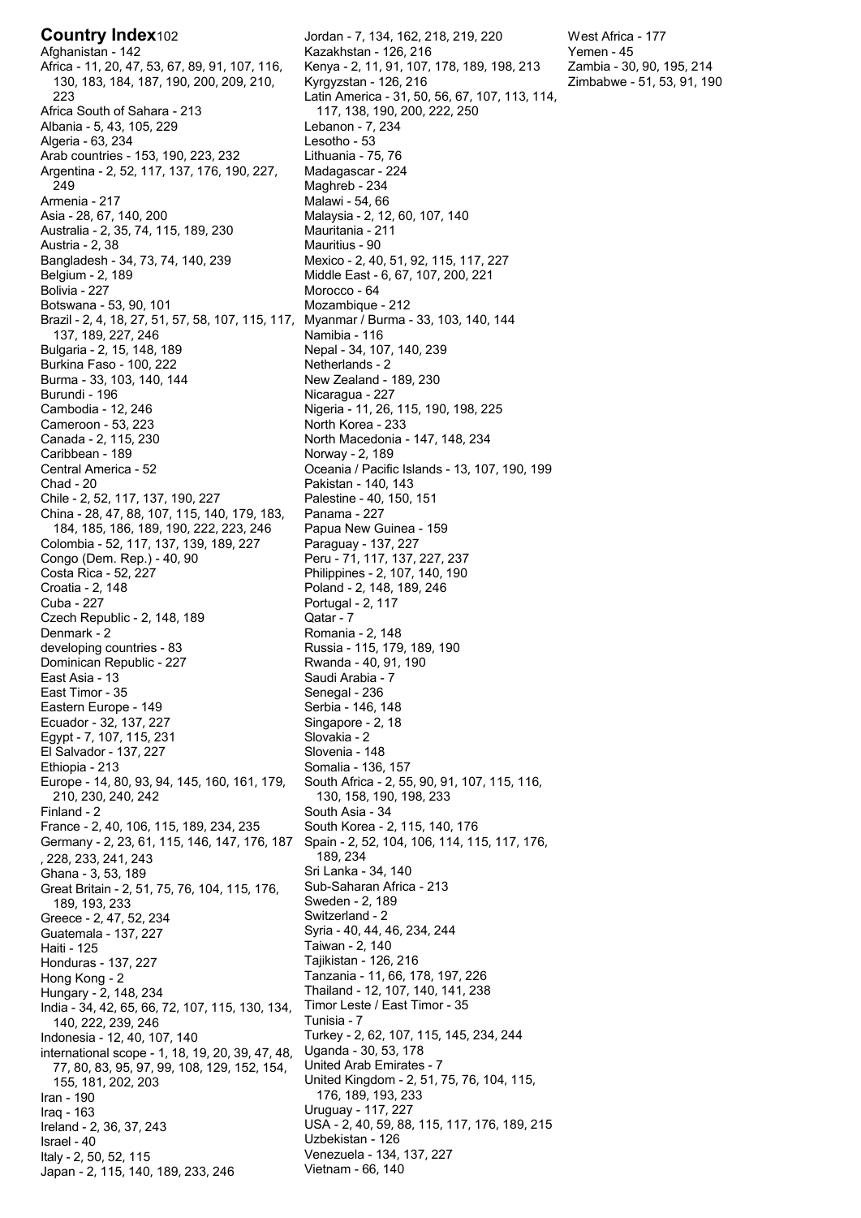# Country Index

Afghanistan - 142
Africa - 11, 20, 47, 53, 67, 89, 91, 107, 116, 130, 183, 184, 187, 190, 200, 209, 210, 223
Africa South of Sahara - 213
Albania - 5, 43, 105, 229
Algeria - 63, 234
Arab countries - 153, 190, 223, 232
Argentina - 2, 52, 117, 137, 176, 190, 227, 249
Armenia - 217
Asia - 28, 67, 140, 200
Australia - 2, 35, 74, 115, 189, 230
Austria - 2, 38
Bangladesh - 34, 73, 74, 140, 239
Belgium - 2, 189
Bolivia - 227
Botswana - 53, 90, 101
Brazil - 2, 4, 18, 27, 51, 57, 58, 107, 115, 117, 137, 189, 227, 246
Bulgaria - 2, 15, 148, 189
Burkina Faso - 100, 222
Burma - 33, 103, 140, 144
Burundi - 196
Cambodia - 12, 246
Cameroon - 53, 223
Canada - 2, 115, 230
Caribbean - 189
Central America - 52
Chad - 20
Chile - 2, 52, 117, 137, 190, 227
China - 28, 47, 88, 107, 115, 140, 179, 183, 184, 185, 186, 189, 190, 222, 223, 246
Colombia - 52, 117, 137, 139, 189, 227
Congo (Dem. Rep.) - 40, 90
Costa Rica - 52, 227
Croatia - 2, 148
Cuba - 227
Czech Republic - 2, 148, 189
Denmark - 2
developing countries - 83
Dominican Republic - 227
East Asia - 13
East Timor - 35
Eastern Europe - 149
Ecuador - 32, 137, 227
Egypt - 7, 107, 115, 231
El Salvador - 137, 227
Ethiopia - 213
Europe - 14, 80, 93, 94, 145, 160, 161, 179, 210, 230, 240, 242
Finland - 2
France - 2, 40, 106, 115, 189, 234, 235
Germany - 2, 23, 61, 115, 146, 147, 176, 187, 228, 233, 241, 243
Ghana - 3, 53, 189
Great Britain - 2, 51, 75, 76, 104, 115, 176, 189, 193, 233
Greece - 2, 47, 52, 234
Guatemala - 137, 227
Haiti - 125
Honduras - 137, 227
Hong Kong - 2
Hungary - 2, 148, 234
India - 34, 42, 65, 66, 72, 107, 115, 130, 134, 140, 222, 239, 246
Indonesia - 12, 40, 107, 140
international scope - 1, 18, 19, 20, 39, 47, 48, 77, 80, 83, 95, 97, 99, 108, 129, 152, 154, 155, 181, 202, 203
Iran - 190
Iraq - 163
Ireland - 2, 36, 37, 243
Israel - 40
Italy - 2, 50, 52, 115
Japan - 2, 115, 140, 189, 233, 246
Jordan - 7, 134, 162, 218, 219, 220
Kazakhstan - 126, 216
Kenya - 2, 11, 91, 107, 178, 189, 198, 213
Kyrgyzstan - 126, 216
Latin America - 31, 50, 56, 67, 107, 113, 114, 117, 138, 190, 200, 222, 250
Lebanon - 7, 234
Lesotho - 53
Lithuania - 75, 76
Madagascar - 224
Maghreb - 234
Malawi - 54, 66
Malaysia - 2, 12, 60, 107, 140
Mauritania - 211
Mauritius - 90
Mexico - 2, 40, 51, 92, 115, 117, 227
Middle East - 6, 67, 107, 200, 221
Morocco - 64
Mozambique - 212
Myanmar / Burma - 33, 103, 140, 144
Namibia - 116
Nepal - 34, 107, 140, 239
Netherlands - 2
New Zealand - 189, 230
Nicaragua - 227
Nigeria - 11, 26, 115, 190, 198, 225
North Korea - 233
North Macedonia - 147, 148, 234
Norway - 2, 189
Oceania / Pacific Islands - 13, 107, 190, 199
Pakistan - 140, 143
Palestine - 40, 150, 151
Panama - 227
Papua New Guinea - 159
Paraguay - 137, 227
Peru - 71, 117, 137, 227, 237
Philippines - 2, 107, 140, 190
Poland - 2, 148, 189, 246
Portugal - 2, 117
Qatar - 7
Romania - 2, 148
Russia - 115, 179, 189, 190
Rwanda - 40, 91, 190
Saudi Arabia - 7
Senegal - 236
Serbia - 146, 148
Singapore - 2, 18
Slovakia - 2
Slovenia - 148
Somalia - 136, 157
South Africa - 2, 55, 90, 91, 107, 115, 116, 130, 158, 190, 198, 233
South Asia - 34
South Korea - 2, 115, 140, 176
Spain - 2, 52, 104, 106, 114, 115, 117, 176, 189, 234
Sri Lanka - 34, 140
Sub-Saharan Africa - 213
Sweden - 2, 189
Switzerland - 2
Syria - 40, 44, 46, 234, 244
Taiwan - 2, 140
Tajikistan - 126, 216
Tanzania - 11, 66, 178, 197, 226
Thailand - 12, 107, 140, 141, 238
Timor Leste / East Timor - 35
Tunisia - 7
Turkey - 2, 62, 107, 115, 145, 234, 244
Uganda - 30, 53, 178
United Arab Emirates - 7
United Kingdom - 2, 51, 75, 76, 104, 115, 176, 189, 193, 233
Uruguay - 117, 227
USA - 2, 40, 59, 88, 115, 117, 176, 189, 215
Uzbekistan - 126
Venezuela - 134, 137, 227
Vietnam - 66, 140
West Africa - 177
Yemen - 45
Zambia - 30, 90, 195, 214
Zimbabwe - 51, 53, 91, 190